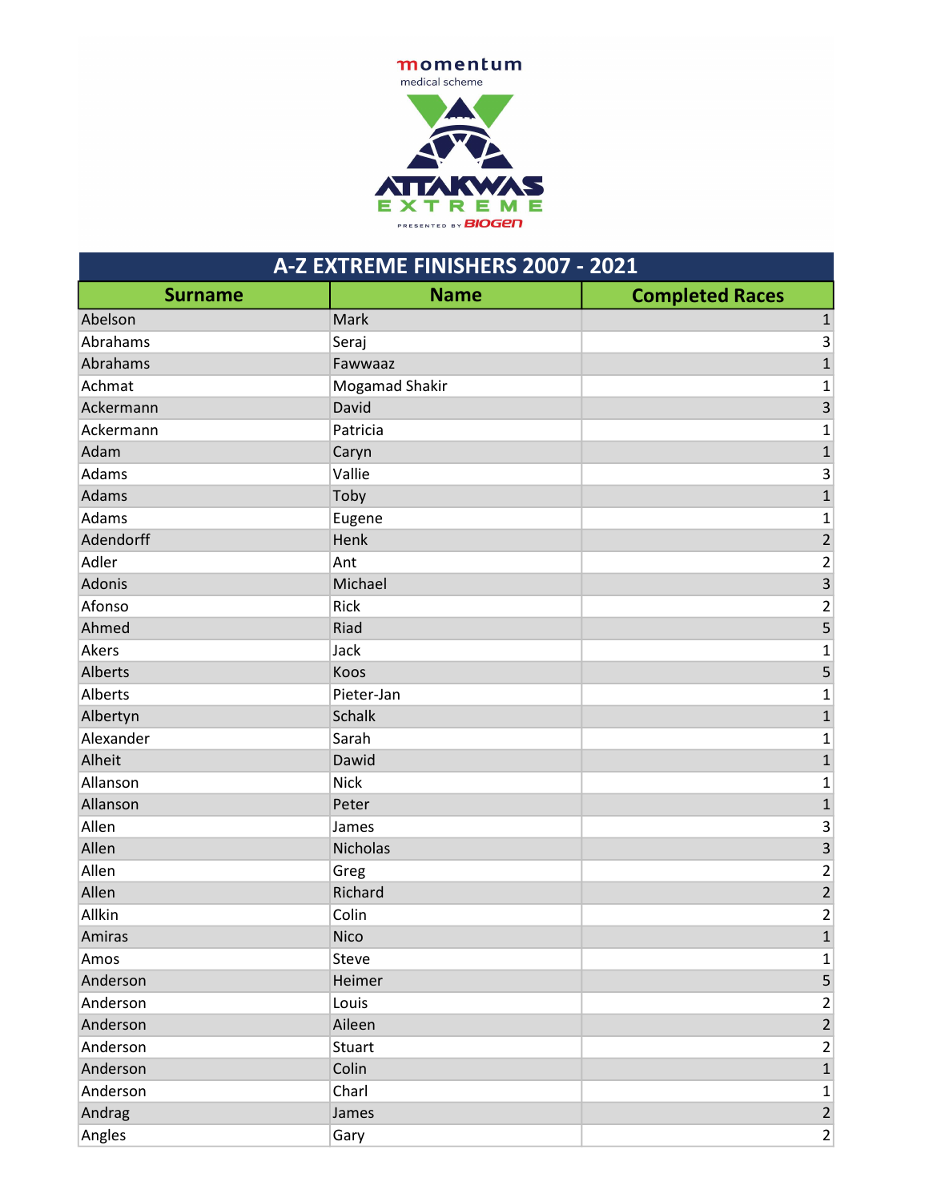momentum
medical scheme

ATTAKWAS
EXTREME
PRESENTED BY BIOGEN

| A-Z EXTREME FINISHERS 2007 - 2021 | | |
| --- | --- | --- |
| **Surname** | **Name** | **Completed Races** |
| Abelson | Mark | 1 |
| Abrahams | Seraj | 3 |
| Abrahams | Fawwaaz | 1 |
| Achmat | Mogamad Shakir | 1 |
| Ackermann | David | 3 |
| Ackermann | Patricia | 1 |
| Adam | Caryn | 1 |
| Adams | Vallie | 3 |
| Adams | Toby | 1 |
| Adams | Eugene | 1 |
| Adendorff | Henk | 2 |
| Adler | Ant | 2 |
| Adonis | Michael | 3 |
| Afonso | Rick | 2 |
| Ahmed | Riad | 5 |
| Akers | Jack | 1 |
| Alberts | Koos | 5 |
| Alberts | Pieter-Jan | 1 |
| Albertyn | Schalk | 1 |
| Alexander | Sarah | 1 |
| Alheit | Dawid | 1 |
| Allanson | Nick | 1 |
| Allanson | Peter | 1 |
| Allen | James | 3 |
| Allen | Nicholas | 3 |
| Allen | Greg | 2 |
| Allen | Richard | 2 |
| Allkin | Colin | 2 |
| Amiras | Nico | 1 |
| Amos | Steve | 1 |
| Anderson | Heimer | 5 |
| Anderson | Louis | 2 |
| Anderson | Aileen | 2 |
| Anderson | Stuart | 2 |
| Anderson | Colin | 1 |
| Anderson | Charl | 1 |
| Andrag | James | 2 |
| Angles | Gary | 2 |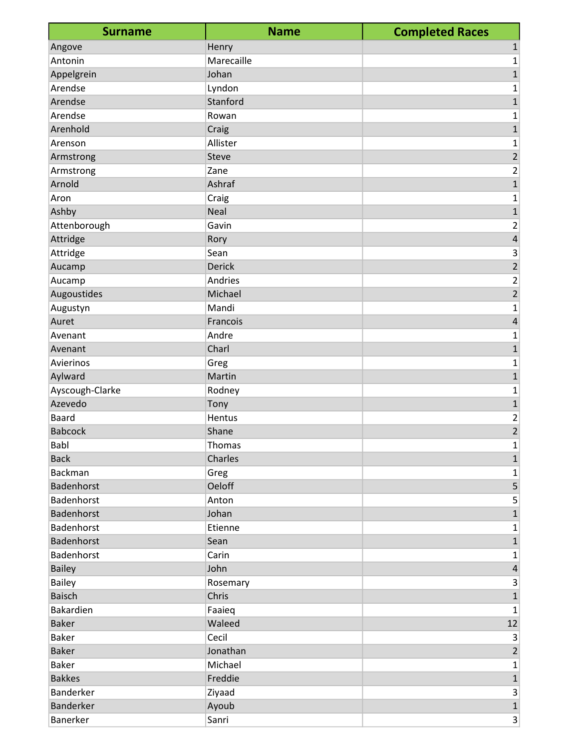| Surname | Name | Completed Races |
|---|---|---|
| Angove | Henry | 1 |
| Antonin | Marecaille | 1 |
| Appelgrein | Johan | 1 |
| Arendse | Lyndon | 1 |
| Arendse | Stanford | 1 |
| Arendse | Rowan | 1 |
| Arenhold | Craig | 1 |
| Arenson | Allister | 1 |
| Armstrong | Steve | 2 |
| Armstrong | Zane | 2 |
| Arnold | Ashraf | 1 |
| Aron | Craig | 1 |
| Ashby | Neal | 1 |
| Attenborough | Gavin | 2 |
| Attridge | Rory | 4 |
| Attridge | Sean | 3 |
| Aucamp | Derick | 2 |
| Aucamp | Andries | 2 |
| Augoustides | Michael | 2 |
| Augustyn | Mandi | 1 |
| Auret | Francois | 4 |
| Avenant | Andre | 1 |
| Avenant | Charl | 1 |
| Avierinos | Greg | 1 |
| Aylward | Martin | 1 |
| Ayscough-Clarke | Rodney | 1 |
| Azevedo | Tony | 1 |
| Baard | Hentus | 2 |
| Babcock | Shane | 2 |
| Babl | Thomas | 1 |
| Back | Charles | 1 |
| Backman | Greg | 1 |
| Badenhorst | Oeloff | 5 |
| Badenhorst | Anton | 5 |
| Badenhorst | Johan | 1 |
| Badenhorst | Etienne | 1 |
| Badenhorst | Sean | 1 |
| Badenhorst | Carin | 1 |
| Bailey | John | 4 |
| Bailey | Rosemary | 3 |
| Baisch | Chris | 1 |
| Bakardien | Faaieq | 1 |
| Baker | Waleed | 12 |
| Baker | Cecil | 3 |
| Baker | Jonathan | 2 |
| Baker | Michael | 1 |
| Bakkes | Freddie | 1 |
| Banderker | Ziyaad | 3 |
| Banderker | Ayoub | 1 |
| Banerker | Sanri | 3 |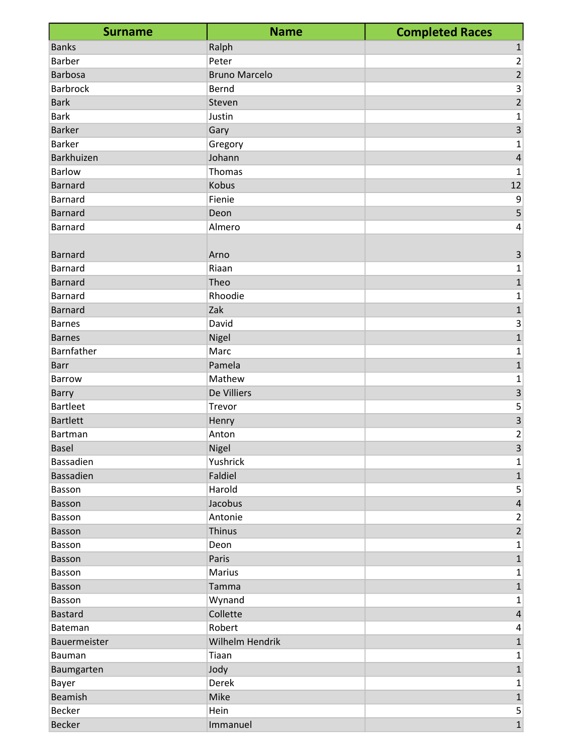| Surname | Name | Completed Races |
|---|---|---|
| Banks | Ralph | 1 |
| Barber | Peter | 2 |
| Barbosa | Bruno Marcelo | 2 |
| Barbrock | Bernd | 3 |
| Bark | Steven | 2 |
| Bark | Justin | 1 |
| Barker | Gary | 3 |
| Barker | Gregory | 1 |
| Barkhuizen | Johann | 4 |
| Barlow | Thomas | 1 |
| Barnard | Kobus | 12 |
| Barnard | Fienie | 9 |
| Barnard | Deon | 5 |
| Barnard | Almero | 4 |
| Barnard | Arno | 3 |
| Barnard | Riaan | 1 |
| Barnard | Theo | 1 |
| Barnard | Rhoodie | 1 |
| Barnard | Zak | 1 |
| Barnes | David | 3 |
| Barnes | Nigel | 1 |
| Barnfather | Marc | 1 |
| Barr | Pamela | 1 |
| Barrow | Mathew | 1 |
| Barry | De Villiers | 3 |
| Bartleet | Trevor | 5 |
| Bartlett | Henry | 3 |
| Bartman | Anton | 2 |
| Basel | Nigel | 3 |
| Bassadien | Yushrick | 1 |
| Bassadien | Faldiel | 1 |
| Basson | Harold | 5 |
| Basson | Jacobus | 4 |
| Basson | Antonie | 2 |
| Basson | Thinus | 2 |
| Basson | Deon | 1 |
| Basson | Paris | 1 |
| Basson | Marius | 1 |
| Basson | Tamma | 1 |
| Basson | Wynand | 1 |
| Bastard | Collette | 4 |
| Bateman | Robert | 4 |
| Bauermeister | Wilhelm Hendrik | 1 |
| Bauman | Tiaan | 1 |
| Baumgarten | Jody | 1 |
| Bayer | Derek | 1 |
| Beamish | Mike | 1 |
| Becker | Hein | 5 |
| Becker | Immanuel | 1 |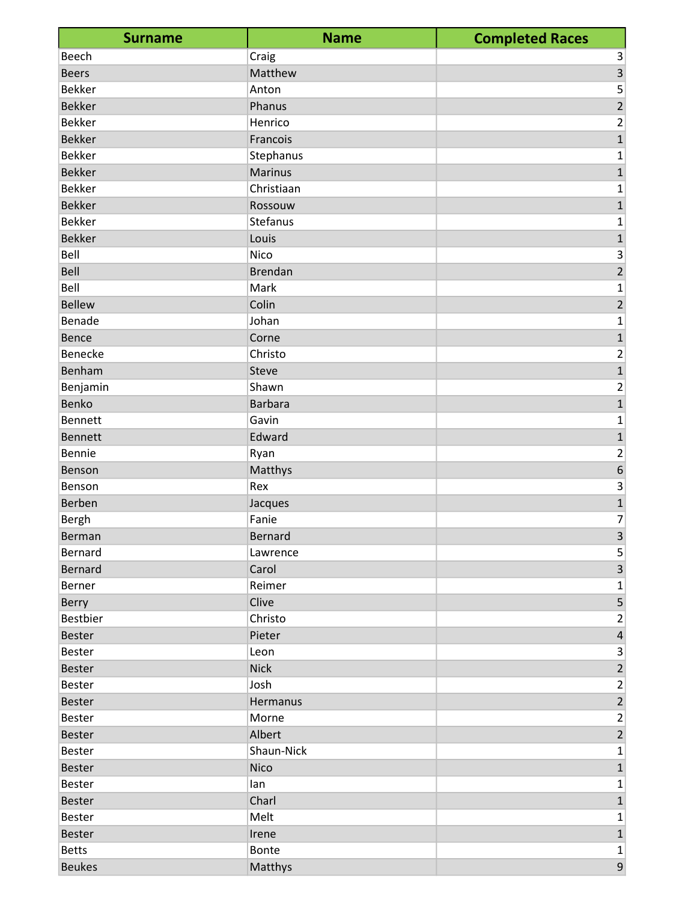| Surname | Name | Completed Races |
| --- | --- | --- |
| Beech | Craig | 3 |
| Beers | Matthew | 3 |
| Bekker | Anton | 5 |
| Bekker | Phanus | 2 |
| Bekker | Henrico | 2 |
| Bekker | Francois | 1 |
| Bekker | Stephanus | 1 |
| Bekker | Marinus | 1 |
| Bekker | Christiaan | 1 |
| Bekker | Rossouw | 1 |
| Bekker | Stefanus | 1 |
| Bekker | Louis | 1 |
| Bell | Nico | 3 |
| Bell | Brendan | 2 |
| Bell | Mark | 1 |
| Bellew | Colin | 2 |
| Benade | Johan | 1 |
| Bence | Corne | 1 |
| Benecke | Christo | 2 |
| Benham | Steve | 1 |
| Benjamin | Shawn | 2 |
| Benko | Barbara | 1 |
| Bennett | Gavin | 1 |
| Bennett | Edward | 1 |
| Bennie | Ryan | 2 |
| Benson | Matthys | 6 |
| Benson | Rex | 3 |
| Berben | Jacques | 1 |
| Bergh | Fanie | 7 |
| Berman | Bernard | 3 |
| Bernard | Lawrence | 5 |
| Bernard | Carol | 3 |
| Berner | Reimer | 1 |
| Berry | Clive | 5 |
| Bestbier | Christo | 2 |
| Bester | Pieter | 4 |
| Bester | Leon | 3 |
| Bester | Nick | 2 |
| Bester | Josh | 2 |
| Bester | Hermanus | 2 |
| Bester | Morne | 2 |
| Bester | Albert | 2 |
| Bester | Shaun-Nick | 1 |
| Bester | Nico | 1 |
| Bester | Ian | 1 |
| Bester | Charl | 1 |
| Bester | Melt | 1 |
| Bester | Irene | 1 |
| Betts | Bonte | 1 |
| Beukes | Matthys | 9 |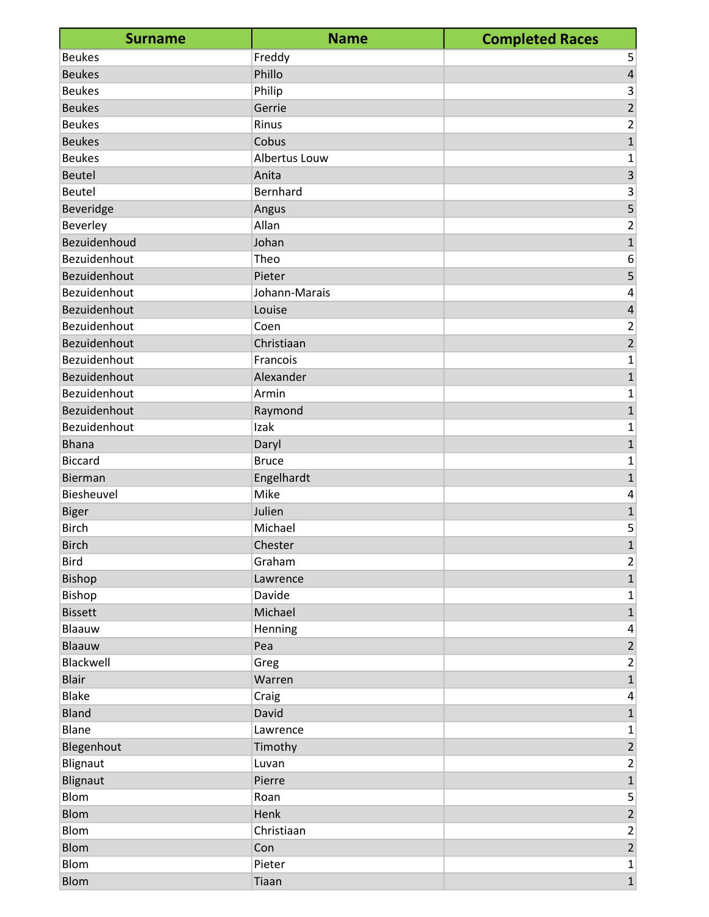| Surname | Name | Completed Races |
|---|---|---|
| Beukes | Freddy | 5 |
| Beukes | Phillo | 4 |
| Beukes | Philip | 3 |
| Beukes | Gerrie | 2 |
| Beukes | Rinus | 2 |
| Beukes | Cobus | 1 |
| Beukes | Albertus Louw | 1 |
| Beutel | Anita | 3 |
| Beutel | Bernhard | 3 |
| Beveridge | Angus | 5 |
| Beverley | Allan | 2 |
| Bezuidenhoud | Johan | 1 |
| Bezuidenhout | Theo | 6 |
| Bezuidenhout | Pieter | 5 |
| Bezuidenhout | Johann-Marais | 4 |
| Bezuidenhout | Louise | 4 |
| Bezuidenhout | Coen | 2 |
| Bezuidenhout | Christiaan | 2 |
| Bezuidenhout | Francois | 1 |
| Bezuidenhout | Alexander | 1 |
| Bezuidenhout | Armin | 1 |
| Bezuidenhout | Raymond | 1 |
| Bezuidenhout | Izak | 1 |
| Bhana | Daryl | 1 |
| Biccard | Bruce | 1 |
| Bierman | Engelhardt | 1 |
| Biesheuvel | Mike | 4 |
| Biger | Julien | 1 |
| Birch | Michael | 5 |
| Birch | Chester | 1 |
| Bird | Graham | 2 |
| Bishop | Lawrence | 1 |
| Bishop | Davide | 1 |
| Bissett | Michael | 1 |
| Blaauw | Henning | 4 |
| Blaauw | Pea | 2 |
| Blackwell | Greg | 2 |
| Blair | Warren | 1 |
| Blake | Craig | 4 |
| Bland | David | 1 |
| Blane | Lawrence | 1 |
| Blegenhout | Timothy | 2 |
| Blignaut | Luvan | 2 |
| Blignaut | Pierre | 1 |
| Blom | Roan | 5 |
| Blom | Henk | 2 |
| Blom | Christiaan | 2 |
| Blom | Con | 2 |
| Blom | Pieter | 1 |
| Blom | Tiaan | 1 |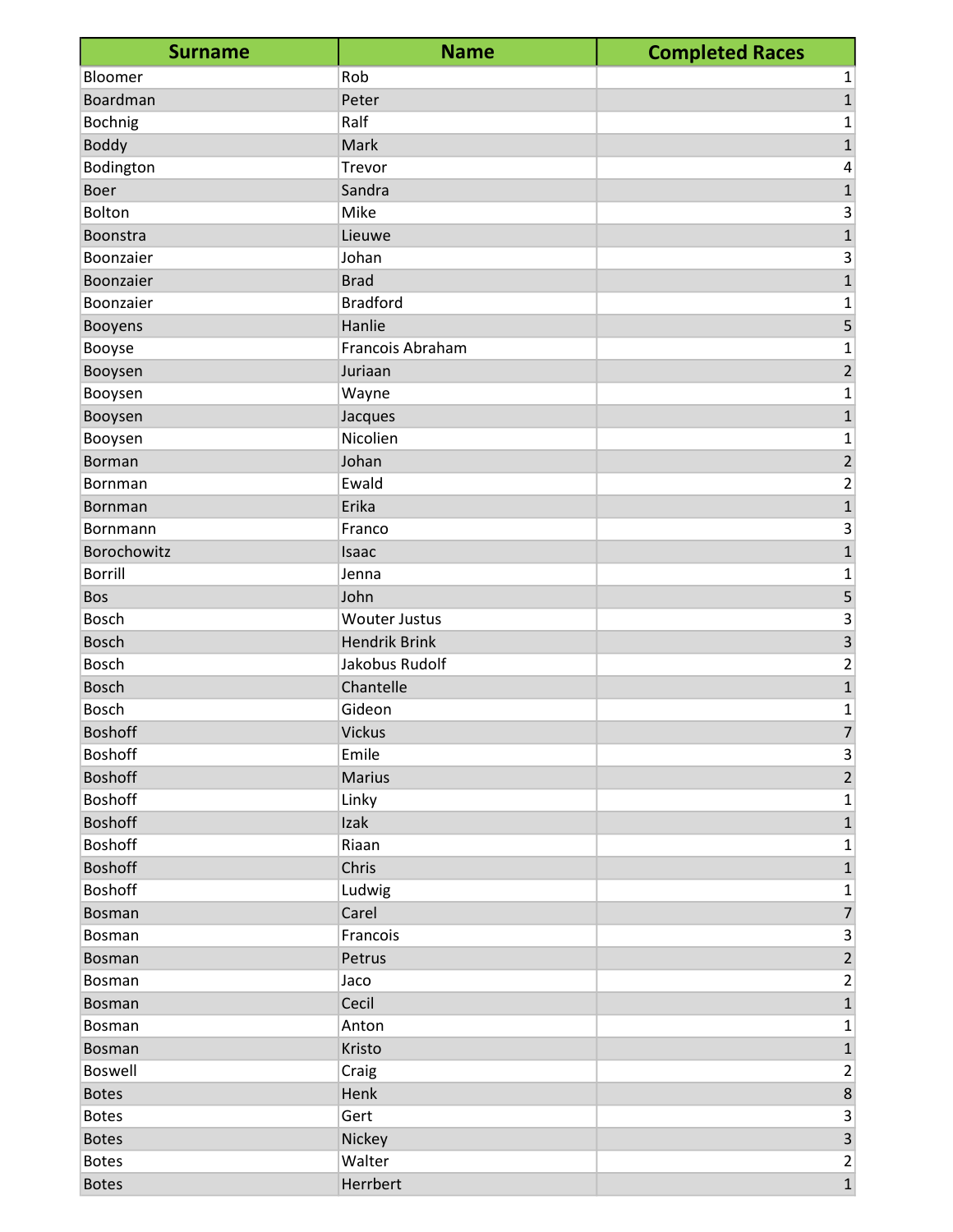| Surname | Name | Completed Races |
|---|---|---|
| Bloomer | Rob | 1 |
| Boardman | Peter | 1 |
| Bochnig | Ralf | 1 |
| Boddy | Mark | 1 |
| Bodington | Trevor | 4 |
| Boer | Sandra | 1 |
| Bolton | Mike | 3 |
| Boonstra | Lieuwe | 1 |
| Boonzaier | Johan | 3 |
| Boonzaier | Brad | 1 |
| Boonzaier | Bradford | 1 |
| Booyens | Hanlie | 5 |
| Booyse | Francois Abraham | 1 |
| Booysen | Juriaan | 2 |
| Booysen | Wayne | 1 |
| Booysen | Jacques | 1 |
| Booysen | Nicolien | 1 |
| Borman | Johan | 2 |
| Bornman | Ewald | 2 |
| Bornman | Erika | 1 |
| Bornmann | Franco | 3 |
| Borochowitz | Isaac | 1 |
| Borrill | Jenna | 1 |
| Bos | John | 5 |
| Bosch | Wouter Justus | 3 |
| Bosch | Hendrik Brink | 3 |
| Bosch | Jakobus Rudolf | 2 |
| Bosch | Chantelle | 1 |
| Bosch | Gideon | 1 |
| Boshoff | Vickus | 7 |
| Boshoff | Emile | 3 |
| Boshoff | Marius | 2 |
| Boshoff | Linky | 1 |
| Boshoff | Izak | 1 |
| Boshoff | Riaan | 1 |
| Boshoff | Chris | 1 |
| Boshoff | Ludwig | 1 |
| Bosman | Carel | 7 |
| Bosman | Francois | 3 |
| Bosman | Petrus | 2 |
| Bosman | Jaco | 2 |
| Bosman | Cecil | 1 |
| Bosman | Anton | 1 |
| Bosman | Kristo | 1 |
| Boswell | Craig | 2 |
| Botes | Henk | 8 |
| Botes | Gert | 3 |
| Botes | Nickey | 3 |
| Botes | Walter | 2 |
| Botes | Herrbert | 1 |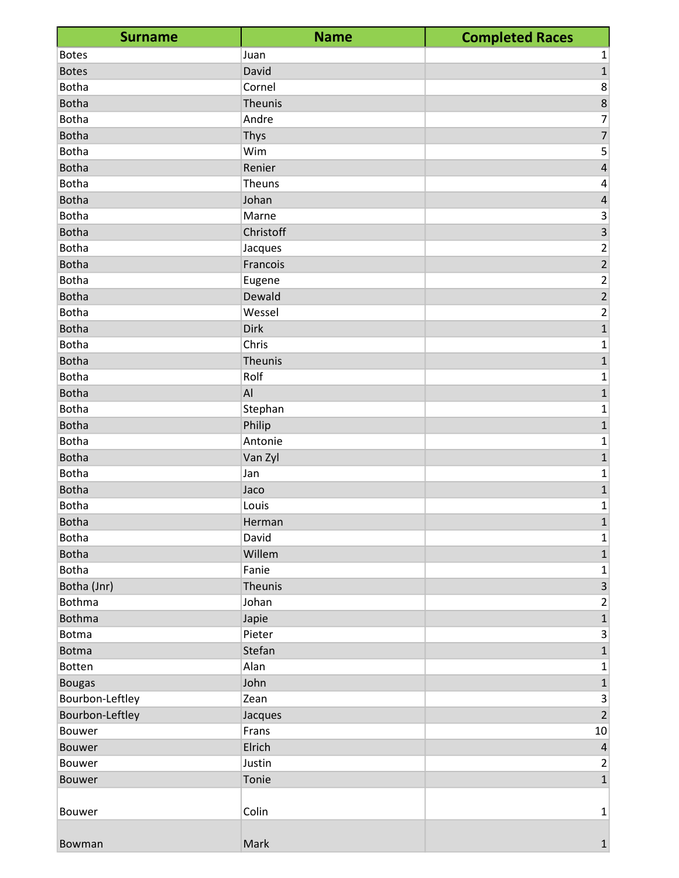| Surname | Name | Completed Races |
|---|---|---|
| Botes | Juan | 1 |
| Botes | David | 1 |
| Botha | Cornel | 8 |
| Botha | Theunis | 8 |
| Botha | Andre | 7 |
| Botha | Thys | 7 |
| Botha | Wim | 5 |
| Botha | Renier | 4 |
| Botha | Theuns | 4 |
| Botha | Johan | 4 |
| Botha | Marne | 3 |
| Botha | Christoff | 3 |
| Botha | Jacques | 2 |
| Botha | Francois | 2 |
| Botha | Eugene | 2 |
| Botha | Dewald | 2 |
| Botha | Wessel | 2 |
| Botha | Dirk | 1 |
| Botha | Chris | 1 |
| Botha | Theunis | 1 |
| Botha | Rolf | 1 |
| Botha | Al | 1 |
| Botha | Stephan | 1 |
| Botha | Philip | 1 |
| Botha | Antonie | 1 |
| Botha | Van Zyl | 1 |
| Botha | Jan | 1 |
| Botha | Jaco | 1 |
| Botha | Louis | 1 |
| Botha | Herman | 1 |
| Botha | David | 1 |
| Botha | Willem | 1 |
| Botha | Fanie | 1 |
| Botha (Jnr) | Theunis | 3 |
| Bothma | Johan | 2 |
| Bothma | Japie | 1 |
| Botma | Pieter | 3 |
| Botma | Stefan | 1 |
| Botten | Alan | 1 |
| Bougas | John | 1 |
| Bourbon-Leftley | Zean | 3 |
| Bourbon-Leftley | Jacques | 2 |
| Bouwer | Frans | 10 |
| Bouwer | Elrich | 4 |
| Bouwer | Justin | 2 |
| Bouwer | Tonie | 1 |
| Bouwer | Colin | 1 |
| Bowman | Mark | 1 |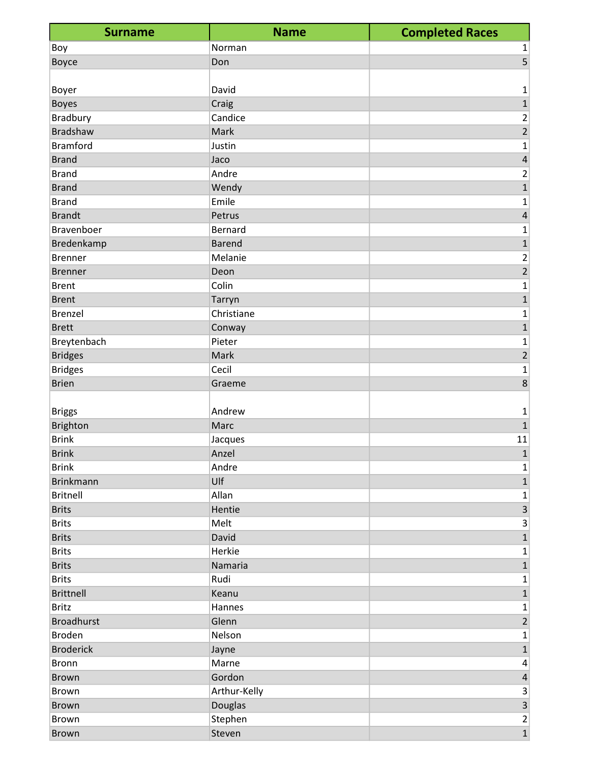| Surname | Name | Completed Races |
|---|---|---|
| Boy | Norman | 1 |
| Boyce | Don | 5 |
| Boyer | David | 1 |
| Boyes | Craig | 1 |
| Bradbury | Candice | 2 |
| Bradshaw | Mark | 2 |
| Bramford | Justin | 1 |
| Brand | Jaco | 4 |
| Brand | Andre | 2 |
| Brand | Wendy | 1 |
| Brand | Emile | 1 |
| Brandt | Petrus | 4 |
| Bravenboer | Bernard | 1 |
| Bredenkamp | Barend | 1 |
| Brenner | Melanie | 2 |
| Brenner | Deon | 2 |
| Brent | Colin | 1 |
| Brent | Tarryn | 1 |
| Brenzel | Christiane | 1 |
| Brett | Conway | 1 |
| Breytenbach | Pieter | 1 |
| Bridges | Mark | 2 |
| Bridges | Cecil | 1 |
| Brien | Graeme | 8 |
| Briggs | Andrew | 1 |
| Brighton | Marc | 1 |
| Brink | Jacques | 11 |
| Brink | Anzel | 1 |
| Brink | Andre | 1 |
| Brinkmann | Ulf | 1 |
| Britnell | Allan | 1 |
| Brits | Hentie | 3 |
| Brits | Melt | 3 |
| Brits | David | 1 |
| Brits | Herkie | 1 |
| Brits | Namaria | 1 |
| Brits | Rudi | 1 |
| Brittnell | Keanu | 1 |
| Britz | Hannes | 1 |
| Broadhurst | Glenn | 2 |
| Broden | Nelson | 1 |
| Broderick | Jayne | 1 |
| Bronn | Marne | 4 |
| Brown | Gordon | 4 |
| Brown | Arthur-Kelly | 3 |
| Brown | Douglas | 3 |
| Brown | Stephen | 2 |
| Brown | Steven | 1 |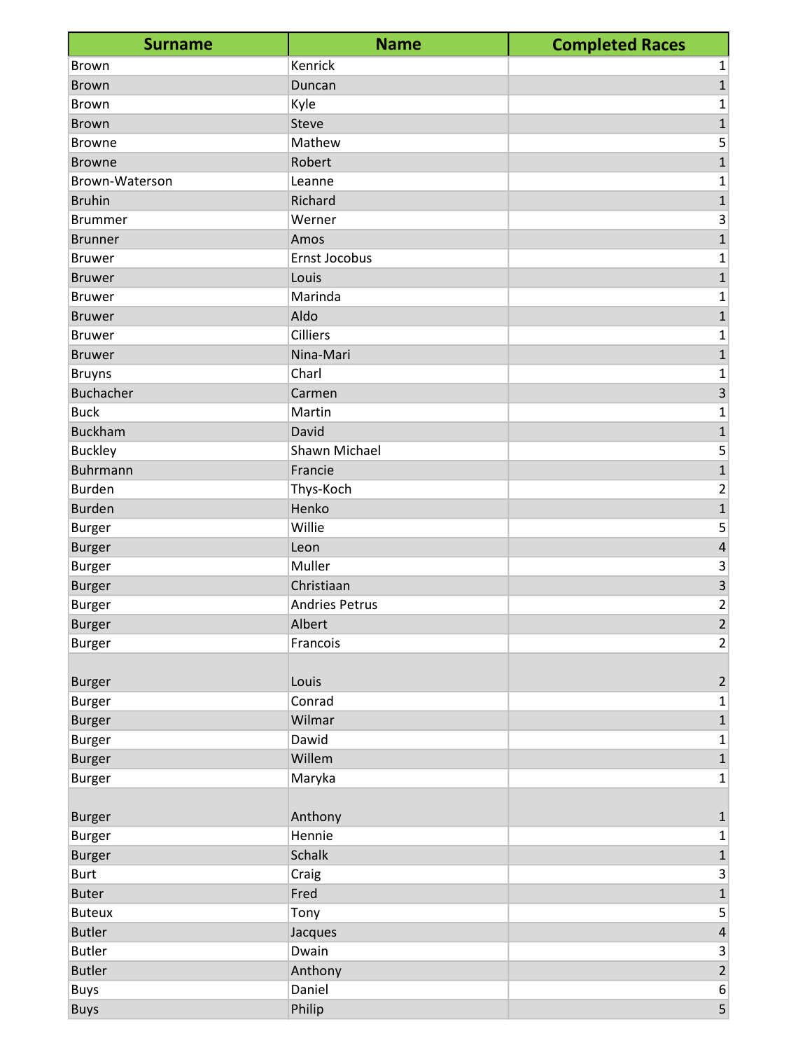| Surname | Name | Completed Races |
|---|---|---|
| Brown | Kenrick | 1 |
| Brown | Duncan | 1 |
| Brown | Kyle | 1 |
| Brown | Steve | 1 |
| Browne | Mathew | 5 |
| Browne | Robert | 1 |
| Brown-Waterson | Leanne | 1 |
| Bruhin | Richard | 1 |
| Brummer | Werner | 3 |
| Brunner | Amos | 1 |
| Bruwer | Ernst Jocobus | 1 |
| Bruwer | Louis | 1 |
| Bruwer | Marinda | 1 |
| Bruwer | Aldo | 1 |
| Bruwer | Cilliers | 1 |
| Bruwer | Nina-Mari | 1 |
| Bruyns | Charl | 1 |
| Buchacher | Carmen | 3 |
| Buck | Martin | 1 |
| Buckham | David | 1 |
| Buckley | Shawn Michael | 5 |
| Buhrmann | Francie | 1 |
| Burden | Thys-Koch | 2 |
| Burden | Henko | 1 |
| Burger | Willie | 5 |
| Burger | Leon | 4 |
| Burger | Muller | 3 |
| Burger | Christiaan | 3 |
| Burger | Andries Petrus | 2 |
| Burger | Albert | 2 |
| Burger | Francois | 2 |
| Burger | Louis | 2 |
| Burger | Conrad | 1 |
| Burger | Wilmar | 1 |
| Burger | Dawid | 1 |
| Burger | Willem | 1 |
| Burger | Maryka | 1 |
| Burger | Anthony | 1 |
| Burger | Hennie | 1 |
| Burger | Schalk | 1 |
| Burt | Craig | 3 |
| Buter | Fred | 1 |
| Buteux | Tony | 5 |
| Butler | Jacques | 4 |
| Butler | Dwain | 3 |
| Butler | Anthony | 2 |
| Buys | Daniel | 6 |
| Buys | Philip | 5 |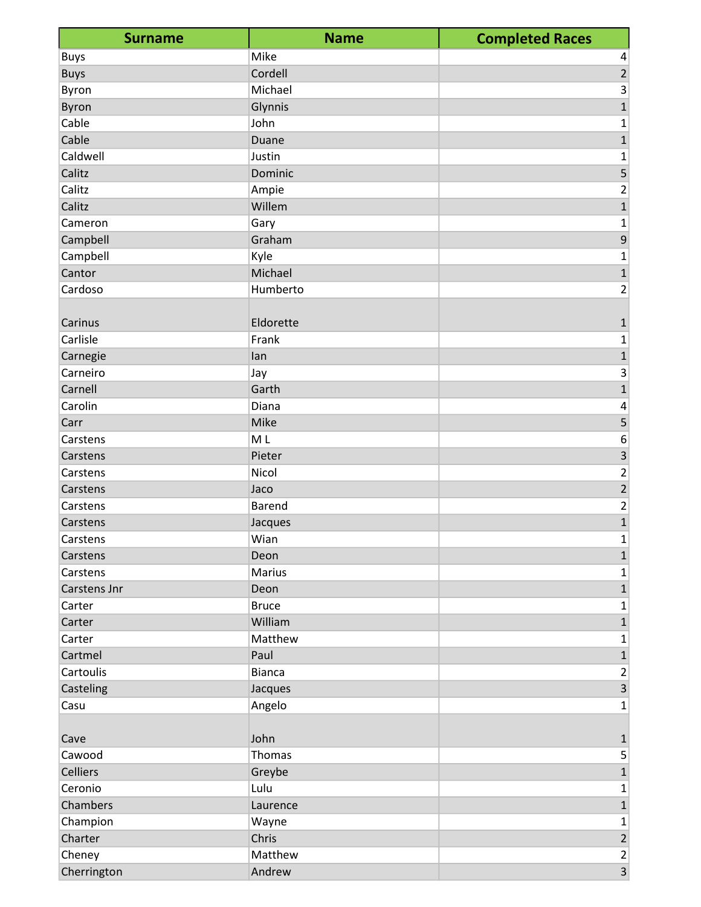| Surname | Name | Completed Races |
|---|---|---|
| Buys | Mike | 4 |
| Buys | Cordell | 2 |
| Byron | Michael | 3 |
| Byron | Glynnis | 1 |
| Cable | John | 1 |
| Cable | Duane | 1 |
| Caldwell | Justin | 1 |
| Calitz | Dominic | 5 |
| Calitz | Ampie | 2 |
| Calitz | Willem | 1 |
| Cameron | Gary | 1 |
| Campbell | Graham | 9 |
| Campbell | Kyle | 1 |
| Cantor | Michael | 1 |
| Cardoso | Humberto | 2 |
| Carinus | Eldorette | 1 |
| Carlisle | Frank | 1 |
| Carnegie | Ian | 1 |
| Carneiro | Jay | 3 |
| Carnell | Garth | 1 |
| Carolin | Diana | 4 |
| Carr | Mike | 5 |
| Carstens | M L | 6 |
| Carstens | Pieter | 3 |
| Carstens | Nicol | 2 |
| Carstens | Jaco | 2 |
| Carstens | Barend | 2 |
| Carstens | Jacques | 1 |
| Carstens | Wian | 1 |
| Carstens | Deon | 1 |
| Carstens | Marius | 1 |
| Carstens Jnr | Deon | 1 |
| Carter | Bruce | 1 |
| Carter | William | 1 |
| Carter | Matthew | 1 |
| Cartmel | Paul | 1 |
| Cartoulis | Bianca | 2 |
| Casteling | Jacques | 3 |
| Casu | Angelo | 1 |
| Cave | John | 1 |
| Cawood | Thomas | 5 |
| Celliers | Greybe | 1 |
| Ceronio | Lulu | 1 |
| Chambers | Laurence | 1 |
| Champion | Wayne | 1 |
| Charter | Chris | 2 |
| Cheney | Matthew | 2 |
| Cherrington | Andrew | 3 |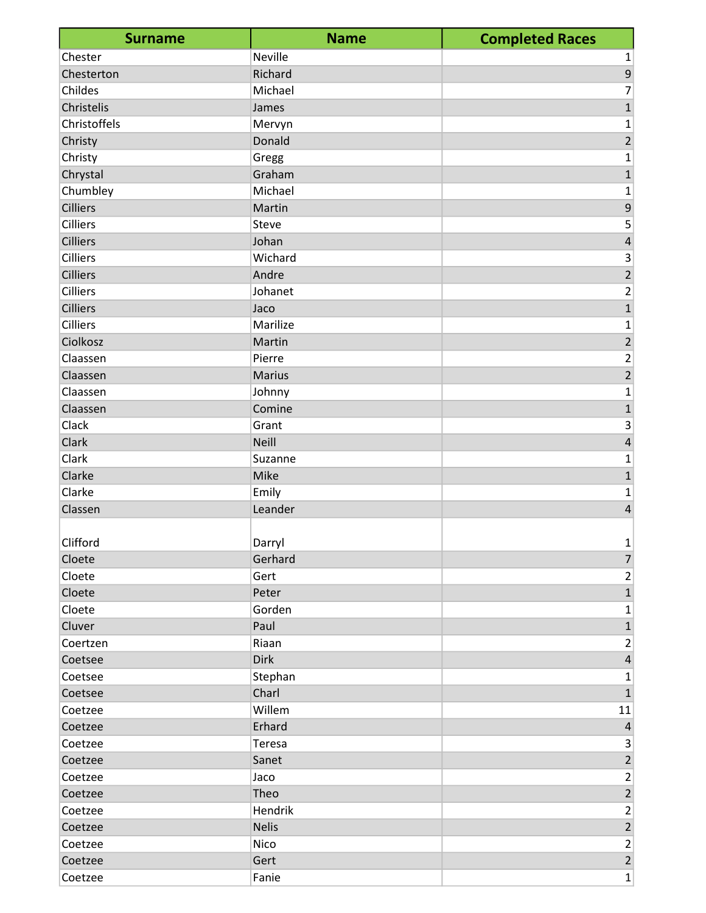| Surname | Name | Completed Races |
|---|---|---|
| Chester | Neville | 1 |
| Chesterton | Richard | 9 |
| Childes | Michael | 7 |
| Christelis | James | 1 |
| Christoffels | Mervyn | 1 |
| Christy | Donald | 2 |
| Christy | Gregg | 1 |
| Chrystal | Graham | 1 |
| Chumbley | Michael | 1 |
| Cilliers | Martin | 9 |
| Cilliers | Steve | 5 |
| Cilliers | Johan | 4 |
| Cilliers | Wichard | 3 |
| Cilliers | Andre | 2 |
| Cilliers | Johanet | 2 |
| Cilliers | Jaco | 1 |
| Cilliers | Marilize | 1 |
| Ciolkosz | Martin | 2 |
| Claassen | Pierre | 2 |
| Claassen | Marius | 2 |
| Claassen | Johnny | 1 |
| Claassen | Comine | 1 |
| Clack | Grant | 3 |
| Clark | Neill | 4 |
| Clark | Suzanne | 1 |
| Clarke | Mike | 1 |
| Clarke | Emily | 1 |
| Classen | Leander | 4 |
| Clifford | Darryl | 1 |
| Cloete | Gerhard | 7 |
| Cloete | Gert | 2 |
| Cloete | Peter | 1 |
| Cloete | Gorden | 1 |
| Cluver | Paul | 1 |
| Coertzen | Riaan | 2 |
| Coetsee | Dirk | 4 |
| Coetsee | Stephan | 1 |
| Coetsee | Charl | 1 |
| Coetzee | Willem | 11 |
| Coetzee | Erhard | 4 |
| Coetzee | Teresa | 3 |
| Coetzee | Sanet | 2 |
| Coetzee | Jaco | 2 |
| Coetzee | Theo | 2 |
| Coetzee | Hendrik | 2 |
| Coetzee | Nelis | 2 |
| Coetzee | Nico | 2 |
| Coetzee | Gert | 2 |
| Coetzee | Fanie | 1 |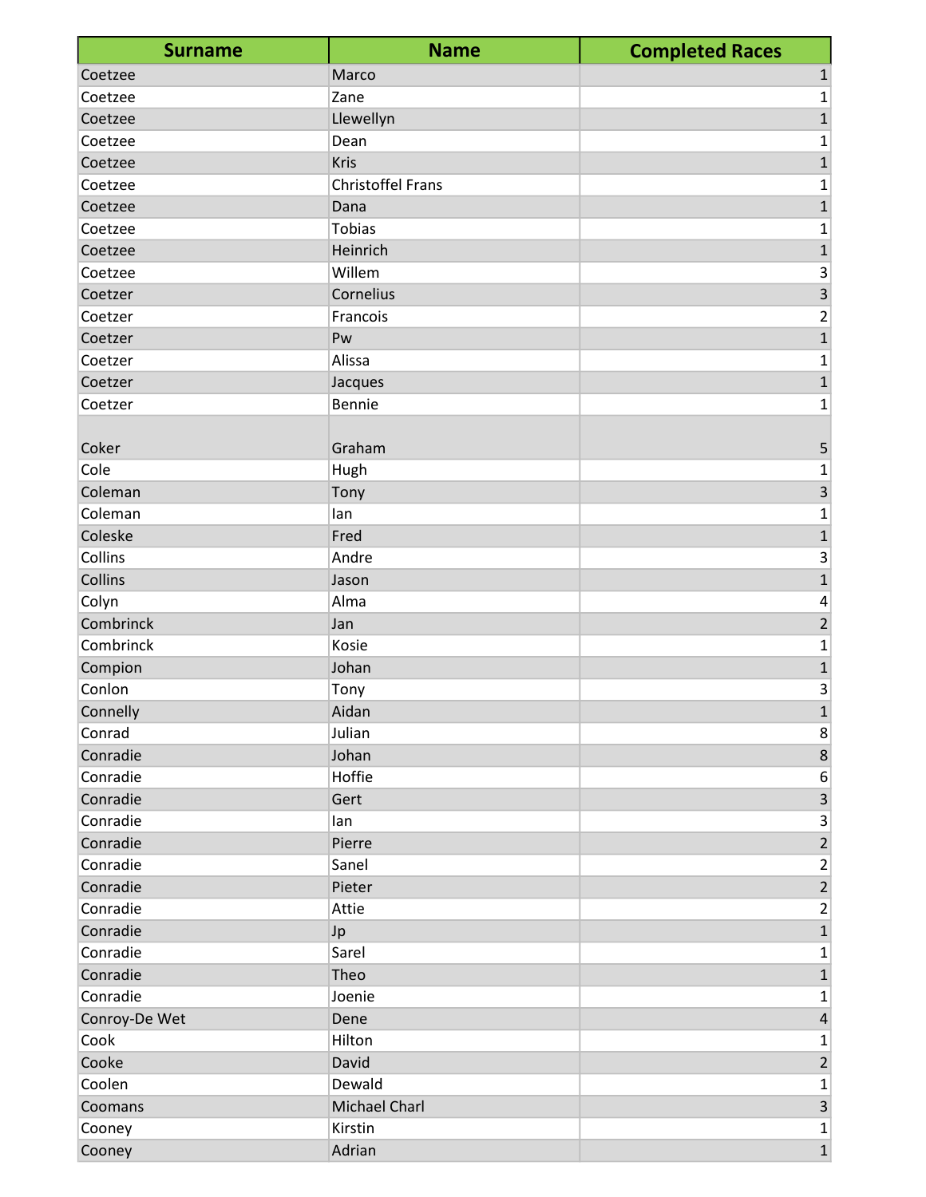| Surname | Name | Completed Races |
|---|---|---|
| Coetzee | Marco | 1 |
| Coetzee | Zane | 1 |
| Coetzee | Llewellyn | 1 |
| Coetzee | Dean | 1 |
| Coetzee | Kris | 1 |
| Coetzee | Christoffel Frans | 1 |
| Coetzee | Dana | 1 |
| Coetzee | Tobias | 1 |
| Coetzee | Heinrich | 1 |
| Coetzee | Willem | 3 |
| Coetzer | Cornelius | 3 |
| Coetzer | Francois | 2 |
| Coetzer | Pw | 1 |
| Coetzer | Alissa | 1 |
| Coetzer | Jacques | 1 |
| Coetzer | Bennie | 1 |
| Coker | Graham | 5 |
| Cole | Hugh | 1 |
| Coleman | Tony | 3 |
| Coleman | Ian | 1 |
| Coleske | Fred | 1 |
| Collins | Andre | 3 |
| Collins | Jason | 1 |
| Colyn | Alma | 4 |
| Combrinck | Jan | 2 |
| Combrinck | Kosie | 1 |
| Compion | Johan | 1 |
| Conlon | Tony | 3 |
| Connelly | Aidan | 1 |
| Conrad | Julian | 8 |
| Conradie | Johan | 8 |
| Conradie | Hoffie | 6 |
| Conradie | Gert | 3 |
| Conradie | Ian | 3 |
| Conradie | Pierre | 2 |
| Conradie | Sanel | 2 |
| Conradie | Pieter | 2 |
| Conradie | Attie | 2 |
| Conradie | Jp | 1 |
| Conradie | Sarel | 1 |
| Conradie | Theo | 1 |
| Conradie | Joenie | 1 |
| Conroy-De Wet | Dene | 4 |
| Cook | Hilton | 1 |
| Cooke | David | 2 |
| Coolen | Dewald | 1 |
| Coomans | Michael Charl | 3 |
| Cooney | Kirstin | 1 |
| Cooney | Adrian | 1 |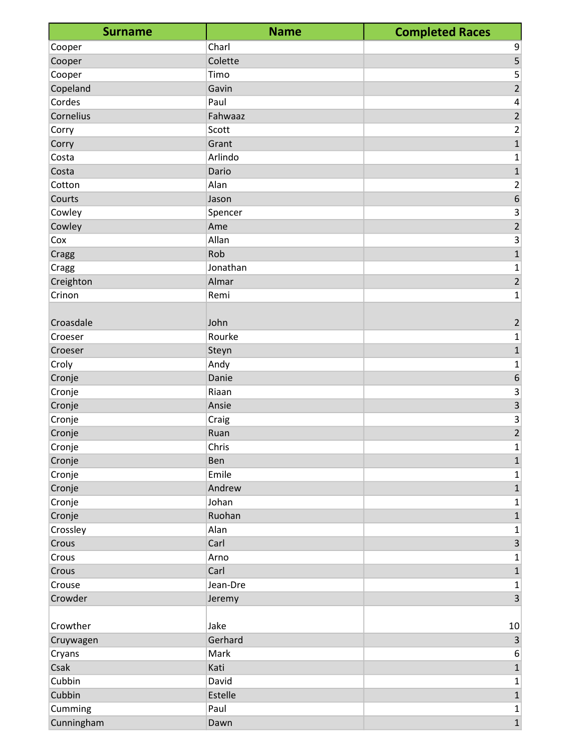| Surname | Name | Completed Races |
|---|---|---|
| Cooper | Charl | 9 |
| Cooper | Colette | 5 |
| Cooper | Timo | 5 |
| Copeland | Gavin | 2 |
| Cordes | Paul | 4 |
| Cornelius | Fahwaaz | 2 |
| Corry | Scott | 2 |
| Corry | Grant | 1 |
| Costa | Arlindo | 1 |
| Costa | Dario | 1 |
| Cotton | Alan | 2 |
| Courts | Jason | 6 |
| Cowley | Spencer | 3 |
| Cowley | Ame | 2 |
| Cox | Allan | 3 |
| Cragg | Rob | 1 |
| Cragg | Jonathan | 1 |
| Creighton | Almar | 2 |
| Crinon | Remi | 1 |
| Croasdale | John | 2 |
| Croeser | Rourke | 1 |
| Croeser | Steyn | 1 |
| Croly | Andy | 1 |
| Cronje | Danie | 6 |
| Cronje | Riaan | 3 |
| Cronje | Ansie | 3 |
| Cronje | Craig | 3 |
| Cronje | Ruan | 2 |
| Cronje | Chris | 1 |
| Cronje | Ben | 1 |
| Cronje | Emile | 1 |
| Cronje | Andrew | 1 |
| Cronje | Johan | 1 |
| Cronje | Ruohan | 1 |
| Crossley | Alan | 1 |
| Crous | Carl | 3 |
| Crous | Arno | 1 |
| Crous | Carl | 1 |
| Crouse | Jean-Dre | 1 |
| Crowder | Jeremy | 3 |
| Crowther | Jake | 10 |
| Cruywagen | Gerhard | 3 |
| Cryans | Mark | 6 |
| Csak | Kati | 1 |
| Cubbin | David | 1 |
| Cubbin | Estelle | 1 |
| Cumming | Paul | 1 |
| Cunningham | Dawn | 1 |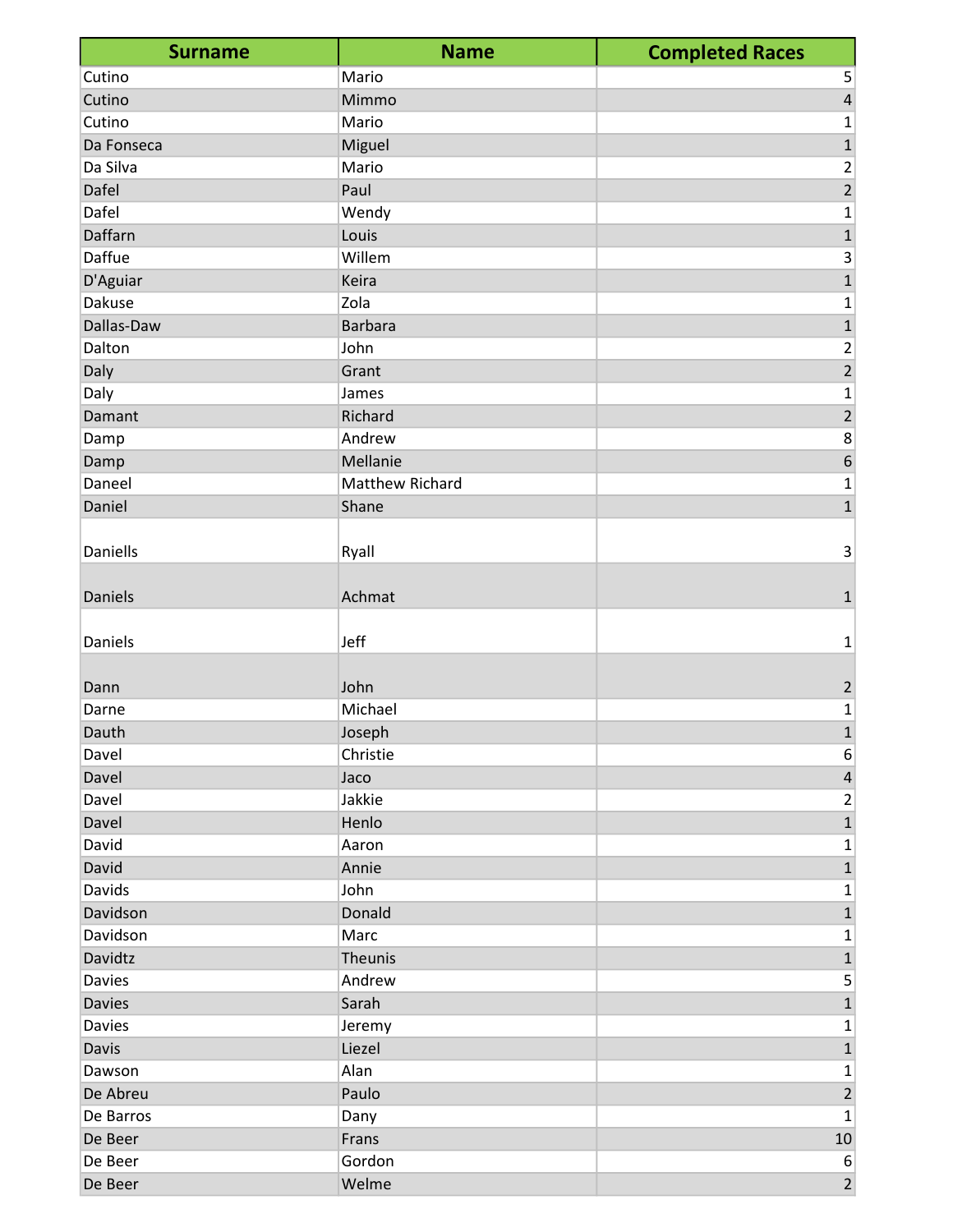| Surname | Name | Completed Races |
|---|---|---|
| Cutino | Mario | 5 |
| Cutino | Mimmo | 4 |
| Cutino | Mario | 1 |
| Da Fonseca | Miguel | 1 |
| Da Silva | Mario | 2 |
| Dafel | Paul | 2 |
| Dafel | Wendy | 1 |
| Daffarn | Louis | 1 |
| Daffue | Willem | 3 |
| D'Aguiar | Keira | 1 |
| Dakuse | Zola | 1 |
| Dallas-Daw | Barbara | 1 |
| Dalton | John | 2 |
| Daly | Grant | 2 |
| Daly | James | 1 |
| Damant | Richard | 2 |
| Damp | Andrew | 8 |
| Damp | Mellanie | 6 |
| Daneel | Matthew Richard | 1 |
| Daniel | Shane | 1 |
| Daniells | Ryall | 3 |
| Daniels | Achmat | 1 |
| Daniels | Jeff | 1 |
| Dann | John | 2 |
| Darne | Michael | 1 |
| Dauth | Joseph | 1 |
| Davel | Christie | 6 |
| Davel | Jaco | 4 |
| Davel | Jakkie | 2 |
| Davel | Henlo | 1 |
| David | Aaron | 1 |
| David | Annie | 1 |
| Davids | John | 1 |
| Davidson | Donald | 1 |
| Davidson | Marc | 1 |
| Davidtz | Theunis | 1 |
| Davies | Andrew | 5 |
| Davies | Sarah | 1 |
| Davies | Jeremy | 1 |
| Davis | Liezel | 1 |
| Dawson | Alan | 1 |
| De Abreu | Paulo | 2 |
| De Barros | Dany | 1 |
| De Beer | Frans | 10 |
| De Beer | Gordon | 6 |
| De Beer | Welme | 2 |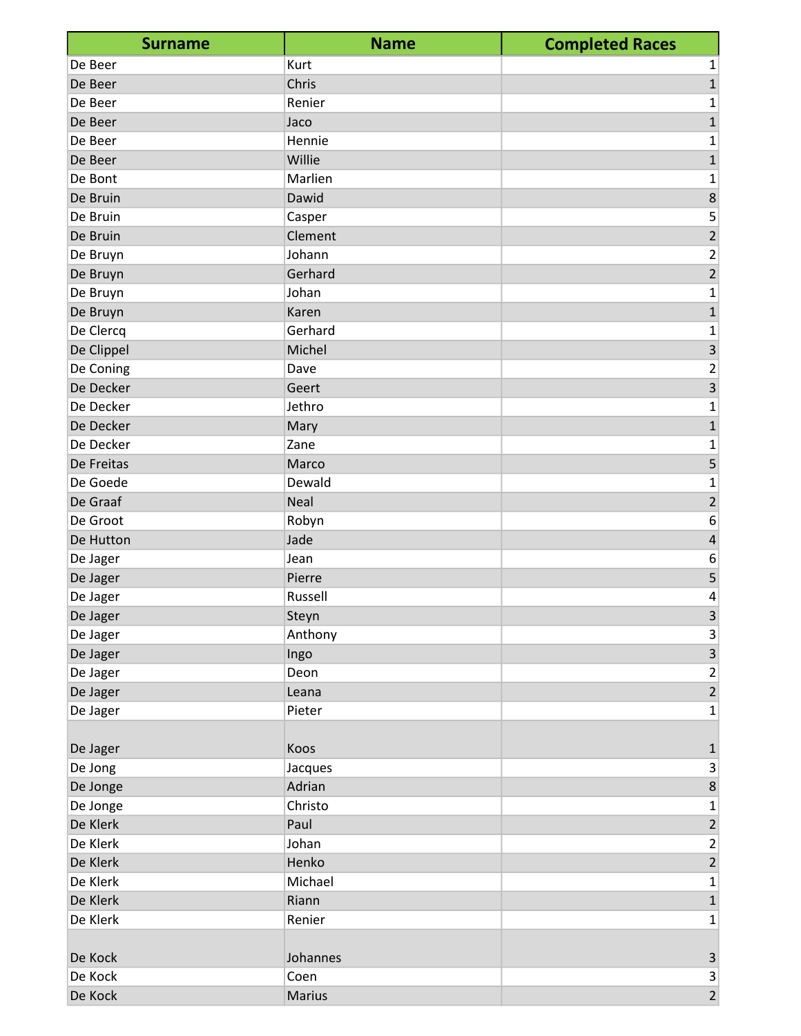| Surname | Name | Completed Races |
|---|---|---|
| De Beer | Kurt | 1 |
| De Beer | Chris | 1 |
| De Beer | Renier | 1 |
| De Beer | Jaco | 1 |
| De Beer | Hennie | 1 |
| De Beer | Willie | 1 |
| De Bont | Marlien | 1 |
| De Bruin | Dawid | 8 |
| De Bruin | Casper | 5 |
| De Bruin | Clement | 2 |
| De Bruyn | Johann | 2 |
| De Bruyn | Gerhard | 2 |
| De Bruyn | Johan | 1 |
| De Bruyn | Karen | 1 |
| De Clercq | Gerhard | 1 |
| De Clippel | Michel | 3 |
| De Coning | Dave | 2 |
| De Decker | Geert | 3 |
| De Decker | Jethro | 1 |
| De Decker | Mary | 1 |
| De Decker | Zane | 1 |
| De Freitas | Marco | 5 |
| De Goede | Dewald | 1 |
| De Graaf | Neal | 2 |
| De Groot | Robyn | 6 |
| De Hutton | Jade | 4 |
| De Jager | Jean | 6 |
| De Jager | Pierre | 5 |
| De Jager | Russell | 4 |
| De Jager | Steyn | 3 |
| De Jager | Anthony | 3 |
| De Jager | Ingo | 3 |
| De Jager | Deon | 2 |
| De Jager | Leana | 2 |
| De Jager | Pieter | 1 |
| De Jager | Koos | 1 |
| De Jong | Jacques | 3 |
| De Jonge | Adrian | 8 |
| De Jonge | Christo | 1 |
| De Klerk | Paul | 2 |
| De Klerk | Johan | 2 |
| De Klerk | Henko | 2 |
| De Klerk | Michael | 1 |
| De Klerk | Riann | 1 |
| De Klerk | Renier | 1 |
| De Kock | Johannes | 3 |
| De Kock | Coen | 3 |
| De Kock | Marius | 2 |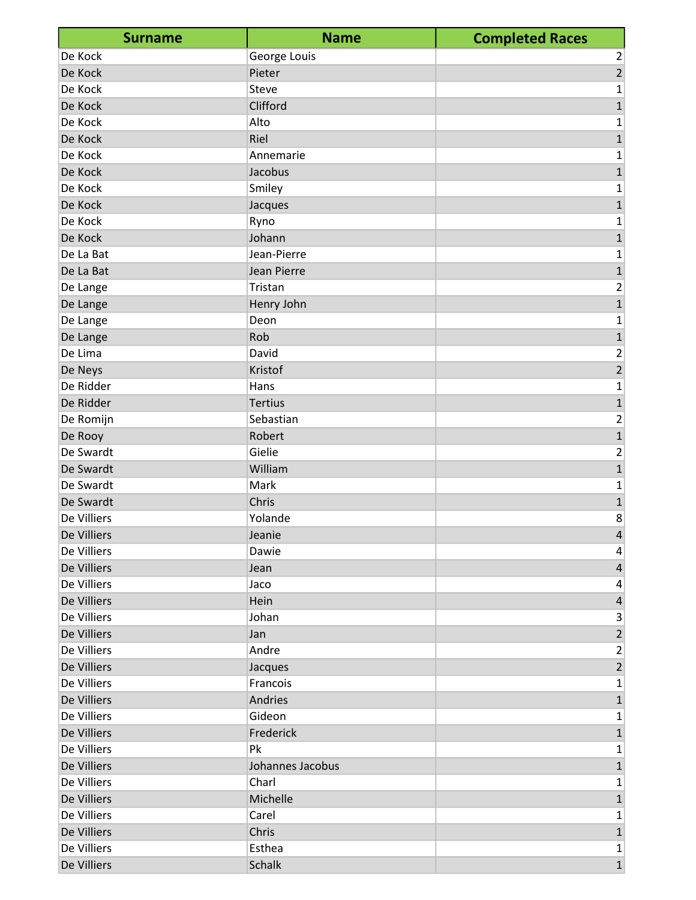| Surname | Name | Completed Races |
|---|---|---|
| De Kock | George Louis | 2 |
| De Kock | Pieter | 2 |
| De Kock | Steve | 1 |
| De Kock | Clifford | 1 |
| De Kock | Alto | 1 |
| De Kock | Riel | 1 |
| De Kock | Annemarie | 1 |
| De Kock | Jacobus | 1 |
| De Kock | Smiley | 1 |
| De Kock | Jacques | 1 |
| De Kock | Ryno | 1 |
| De Kock | Johann | 1 |
| De La Bat | Jean-Pierre | 1 |
| De La Bat | Jean Pierre | 1 |
| De Lange | Tristan | 2 |
| De Lange | Henry John | 1 |
| De Lange | Deon | 1 |
| De Lange | Rob | 1 |
| De Lima | David | 2 |
| De Neys | Kristof | 2 |
| De Ridder | Hans | 1 |
| De Ridder | Tertius | 1 |
| De Romijn | Sebastian | 2 |
| De Rooy | Robert | 1 |
| De Swardt | Gielie | 2 |
| De Swardt | William | 1 |
| De Swardt | Mark | 1 |
| De Swardt | Chris | 1 |
| De Villiers | Yolande | 8 |
| De Villiers | Jeanie | 4 |
| De Villiers | Dawie | 4 |
| De Villiers | Jean | 4 |
| De Villiers | Jaco | 4 |
| De Villiers | Hein | 4 |
| De Villiers | Johan | 3 |
| De Villiers | Jan | 2 |
| De Villiers | Andre | 2 |
| De Villiers | Jacques | 2 |
| De Villiers | Francois | 1 |
| De Villiers | Andries | 1 |
| De Villiers | Gideon | 1 |
| De Villiers | Frederick | 1 |
| De Villiers | Pk | 1 |
| De Villiers | Johannes Jacobus | 1 |
| De Villiers | Charl | 1 |
| De Villiers | Michelle | 1 |
| De Villiers | Carel | 1 |
| De Villiers | Chris | 1 |
| De Villiers | Esthea | 1 |
| De Villiers | Schalk | 1 |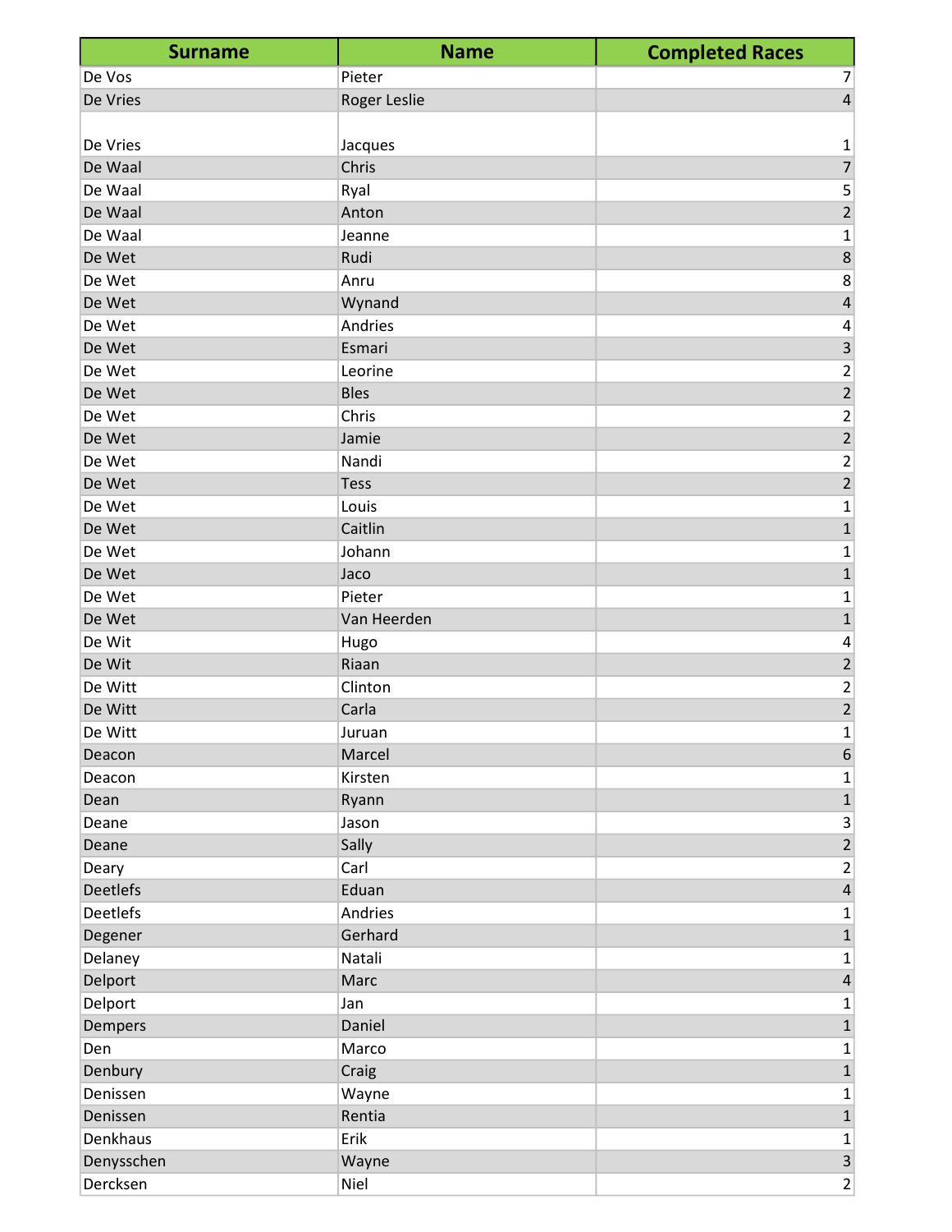| Surname | Name | Completed Races |
|---|---|---|
| De Vos | Pieter | 7 |
| De Vries | Roger Leslie | 4 |
| De Vries | Jacques | 1 |
| De Waal | Chris | 7 |
| De Waal | Ryal | 5 |
| De Waal | Anton | 2 |
| De Waal | Jeanne | 1 |
| De Wet | Rudi | 8 |
| De Wet | Anru | 8 |
| De Wet | Wynand | 4 |
| De Wet | Andries | 4 |
| De Wet | Esmari | 3 |
| De Wet | Leorine | 2 |
| De Wet | Bles | 2 |
| De Wet | Chris | 2 |
| De Wet | Jamie | 2 |
| De Wet | Nandi | 2 |
| De Wet | Tess | 2 |
| De Wet | Louis | 1 |
| De Wet | Caitlin | 1 |
| De Wet | Johann | 1 |
| De Wet | Jaco | 1 |
| De Wet | Pieter | 1 |
| De Wet | Van Heerden | 1 |
| De Wit | Hugo | 4 |
| De Wit | Riaan | 2 |
| De Witt | Clinton | 2 |
| De Witt | Carla | 2 |
| De Witt | Juruan | 1 |
| Deacon | Marcel | 6 |
| Deacon | Kirsten | 1 |
| Dean | Ryann | 1 |
| Deane | Jason | 3 |
| Deane | Sally | 2 |
| Deary | Carl | 2 |
| Deetlefs | Eduan | 4 |
| Deetlefs | Andries | 1 |
| Degener | Gerhard | 1 |
| Delaney | Natali | 1 |
| Delport | Marc | 4 |
| Delport | Jan | 1 |
| Dempers | Daniel | 1 |
| Den | Marco | 1 |
| Denbury | Craig | 1 |
| Denissen | Wayne | 1 |
| Denissen | Rentia | 1 |
| Denkhaus | Erik | 1 |
| Denysschen | Wayne | 3 |
| Dercksen | Niel | 2 |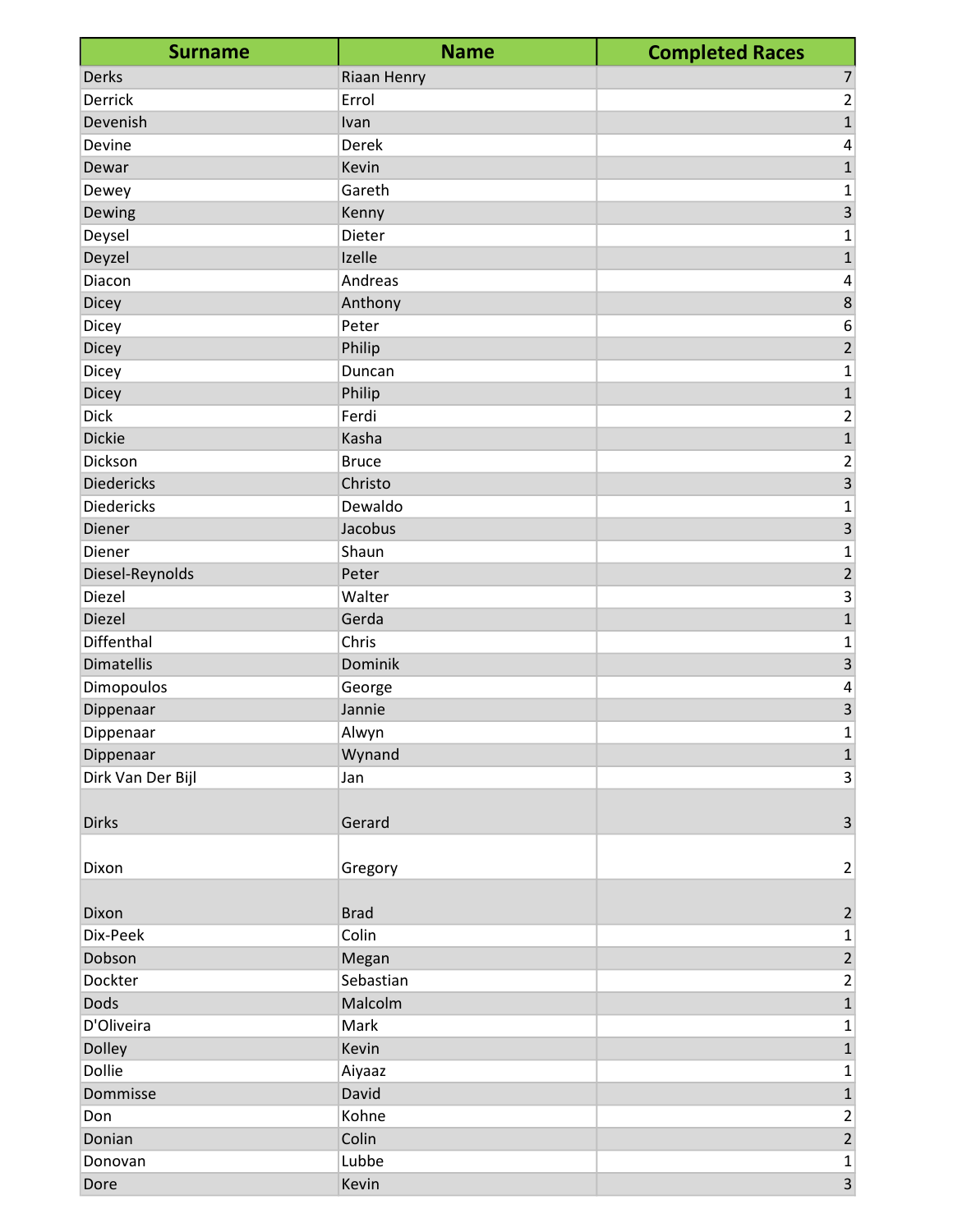| Surname | Name | Completed Races |
|---|---|---|
| Derks | Riaan Henry | 7 |
| Derrick | Errol | 2 |
| Devenish | Ivan | 1 |
| Devine | Derek | 4 |
| Dewar | Kevin | 1 |
| Dewey | Gareth | 1 |
| Dewing | Kenny | 3 |
| Deysel | Dieter | 1 |
| Deyzel | Izelle | 1 |
| Diacon | Andreas | 4 |
| Dicey | Anthony | 8 |
| Dicey | Peter | 6 |
| Dicey | Philip | 2 |
| Dicey | Duncan | 1 |
| Dicey | Philip | 1 |
| Dick | Ferdi | 2 |
| Dickie | Kasha | 1 |
| Dickson | Bruce | 2 |
| Diedericks | Christo | 3 |
| Diedericks | Dewaldo | 1 |
| Diener | Jacobus | 3 |
| Diener | Shaun | 1 |
| Diesel-Reynolds | Peter | 2 |
| Diezel | Walter | 3 |
| Diezel | Gerda | 1 |
| Diffenthal | Chris | 1 |
| Dimatellis | Dominik | 3 |
| Dimopoulos | George | 4 |
| Dippenaar | Jannie | 3 |
| Dippenaar | Alwyn | 1 |
| Dippenaar | Wynand | 1 |
| Dirk Van Der Bijl | Jan | 3 |
| Dirks | Gerard | 3 |
| Dixon | Gregory | 2 |
| Dixon | Brad | 2 |
| Dix-Peek | Colin | 1 |
| Dobson | Megan | 2 |
| Dockter | Sebastian | 2 |
| Dods | Malcolm | 1 |
| D'Oliveira | Mark | 1 |
| Dolley | Kevin | 1 |
| Dollie | Aiyaaz | 1 |
| Dommisse | David | 1 |
| Don | Kohne | 2 |
| Donian | Colin | 2 |
| Donovan | Lubbe | 1 |
| Dore | Kevin | 3 |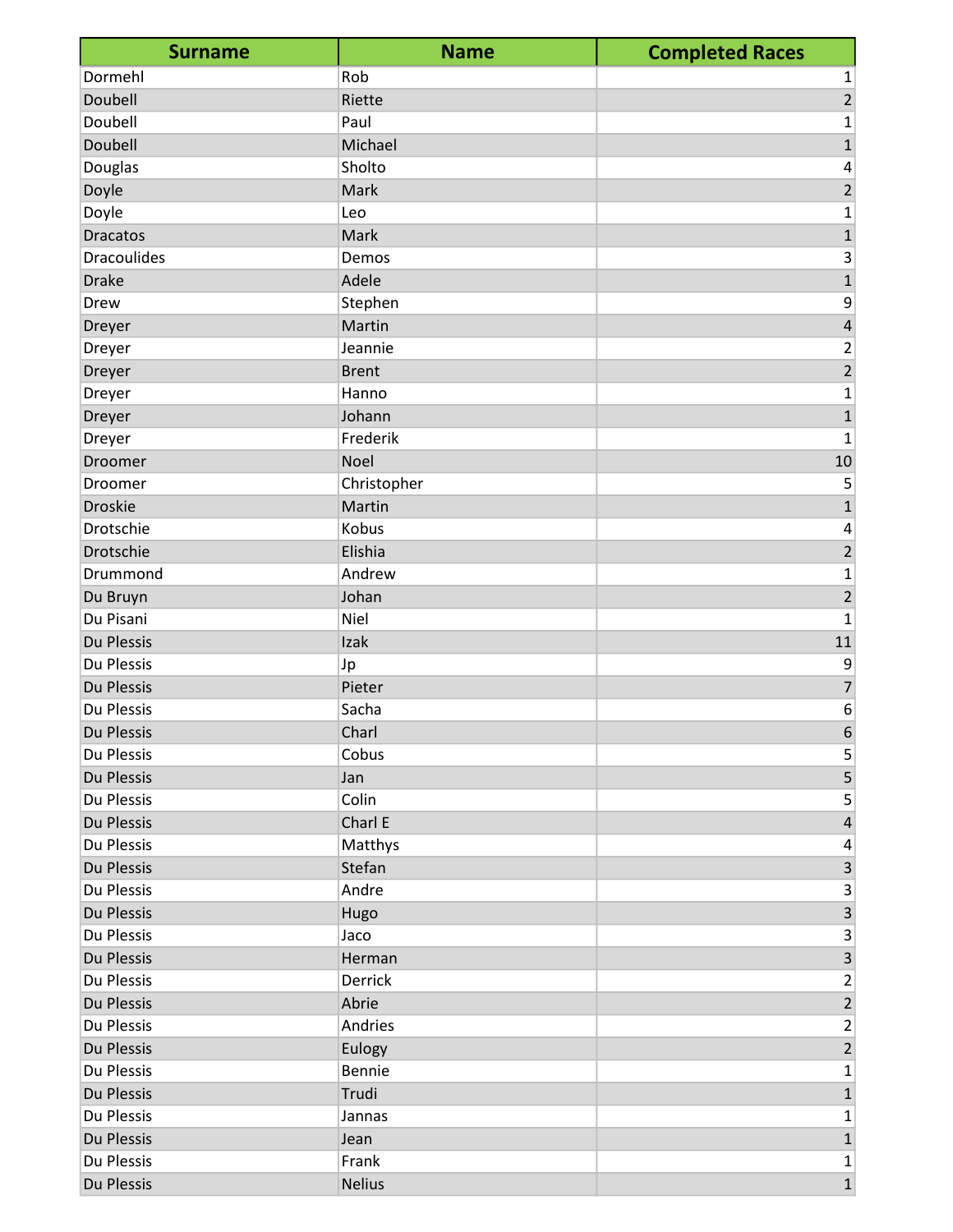| Surname | Name | Completed Races |
|---|---|---|
| Dormehl | Rob | 1 |
| Doubell | Riette | 2 |
| Doubell | Paul | 1 |
| Doubell | Michael | 1 |
| Douglas | Sholto | 4 |
| Doyle | Mark | 2 |
| Doyle | Leo | 1 |
| Dracatos | Mark | 1 |
| Dracoulides | Demos | 3 |
| Drake | Adele | 1 |
| Drew | Stephen | 9 |
| Dreyer | Martin | 4 |
| Dreyer | Jeannie | 2 |
| Dreyer | Brent | 2 |
| Dreyer | Hanno | 1 |
| Dreyer | Johann | 1 |
| Dreyer | Frederik | 1 |
| Droomer | Noel | 10 |
| Droomer | Christopher | 5 |
| Droskie | Martin | 1 |
| Drotschie | Kobus | 4 |
| Drotschie | Elishia | 2 |
| Drummond | Andrew | 1 |
| Du Bruyn | Johan | 2 |
| Du Pisani | Niel | 1 |
| Du Plessis | Izak | 11 |
| Du Plessis | Jp | 9 |
| Du Plessis | Pieter | 7 |
| Du Plessis | Sacha | 6 |
| Du Plessis | Charl | 6 |
| Du Plessis | Cobus | 5 |
| Du Plessis | Jan | 5 |
| Du Plessis | Colin | 5 |
| Du Plessis | Charl E | 4 |
| Du Plessis | Matthys | 4 |
| Du Plessis | Stefan | 3 |
| Du Plessis | Andre | 3 |
| Du Plessis | Hugo | 3 |
| Du Plessis | Jaco | 3 |
| Du Plessis | Herman | 3 |
| Du Plessis | Derrick | 2 |
| Du Plessis | Abrie | 2 |
| Du Plessis | Andries | 2 |
| Du Plessis | Eulogy | 2 |
| Du Plessis | Bennie | 1 |
| Du Plessis | Trudi | 1 |
| Du Plessis | Jannas | 1 |
| Du Plessis | Jean | 1 |
| Du Plessis | Frank | 1 |
| Du Plessis | Nelius | 1 |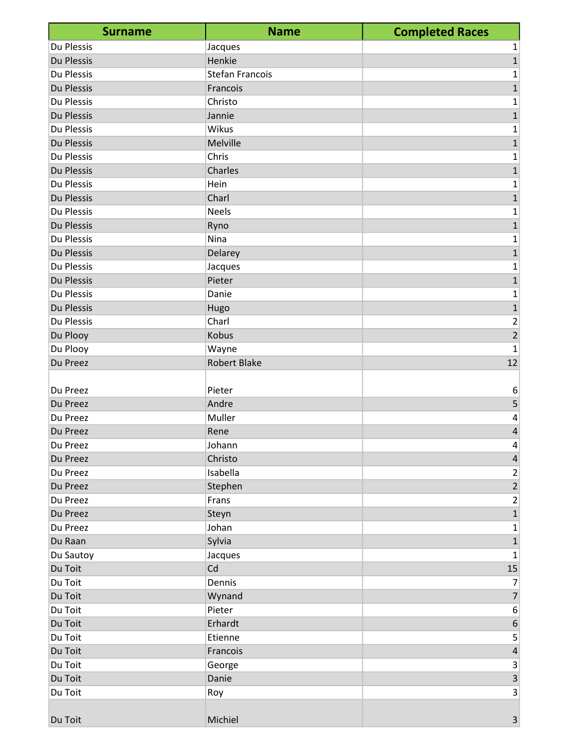| Surname | Name | Completed Races |
|---|---|---|
| Du Plessis | Jacques | 1 |
| Du Plessis | Henkie | 1 |
| Du Plessis | Stefan Francois | 1 |
| Du Plessis | Francois | 1 |
| Du Plessis | Christo | 1 |
| Du Plessis | Jannie | 1 |
| Du Plessis | Wikus | 1 |
| Du Plessis | Melville | 1 |
| Du Plessis | Chris | 1 |
| Du Plessis | Charles | 1 |
| Du Plessis | Hein | 1 |
| Du Plessis | Charl | 1 |
| Du Plessis | Neels | 1 |
| Du Plessis | Ryno | 1 |
| Du Plessis | Nina | 1 |
| Du Plessis | Delarey | 1 |
| Du Plessis | Jacques | 1 |
| Du Plessis | Pieter | 1 |
| Du Plessis | Danie | 1 |
| Du Plessis | Hugo | 1 |
| Du Plessis | Charl | 2 |
| Du Plooy | Kobus | 2 |
| Du Plooy | Wayne | 1 |
| Du Preez | Robert Blake | 12 |
| Du Preez | Pieter | 6 |
| Du Preez | Andre | 5 |
| Du Preez | Muller | 4 |
| Du Preez | Rene | 4 |
| Du Preez | Johann | 4 |
| Du Preez | Christo | 4 |
| Du Preez | Isabella | 2 |
| Du Preez | Stephen | 2 |
| Du Preez | Frans | 2 |
| Du Preez | Steyn | 1 |
| Du Preez | Johan | 1 |
| Du Raan | Sylvia | 1 |
| Du Sautoy | Jacques | 1 |
| Du Toit | Cd | 15 |
| Du Toit | Dennis | 7 |
| Du Toit | Wynand | 7 |
| Du Toit | Pieter | 6 |
| Du Toit | Erhardt | 6 |
| Du Toit | Etienne | 5 |
| Du Toit | Francois | 4 |
| Du Toit | George | 3 |
| Du Toit | Danie | 3 |
| Du Toit | Roy | 3 |
| Du Toit | Michiel | 3 |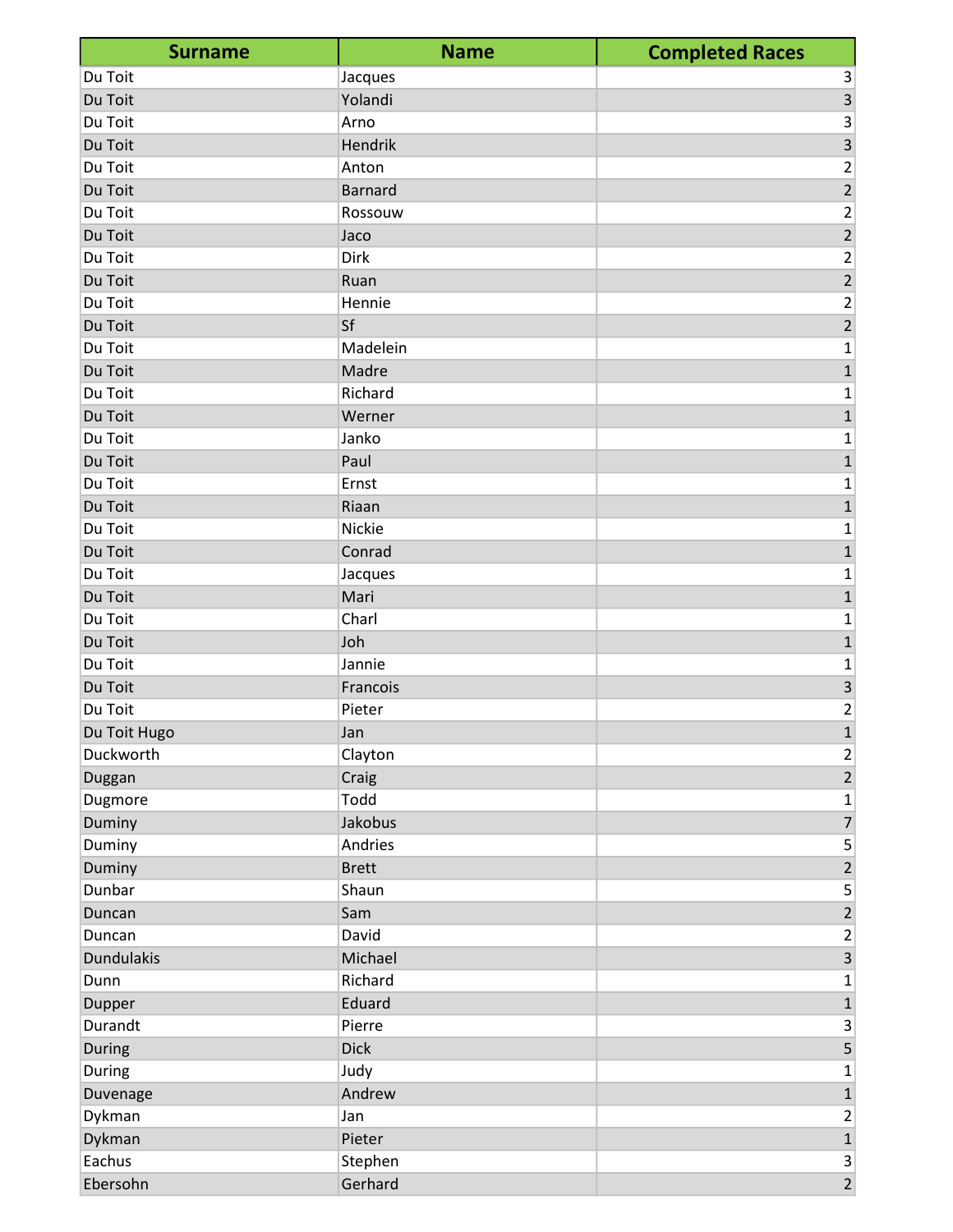| Surname | Name | Completed Races |
|---|---|---|
| Du Toit | Jacques | 3 |
| Du Toit | Yolandi | 3 |
| Du Toit | Arno | 3 |
| Du Toit | Hendrik | 3 |
| Du Toit | Anton | 2 |
| Du Toit | Barnard | 2 |
| Du Toit | Rossouw | 2 |
| Du Toit | Jaco | 2 |
| Du Toit | Dirk | 2 |
| Du Toit | Ruan | 2 |
| Du Toit | Hennie | 2 |
| Du Toit | Sf | 2 |
| Du Toit | Madelein | 1 |
| Du Toit | Madre | 1 |
| Du Toit | Richard | 1 |
| Du Toit | Werner | 1 |
| Du Toit | Janko | 1 |
| Du Toit | Paul | 1 |
| Du Toit | Ernst | 1 |
| Du Toit | Riaan | 1 |
| Du Toit | Nickie | 1 |
| Du Toit | Conrad | 1 |
| Du Toit | Jacques | 1 |
| Du Toit | Mari | 1 |
| Du Toit | Charl | 1 |
| Du Toit | Joh | 1 |
| Du Toit | Jannie | 1 |
| Du Toit | Francois | 3 |
| Du Toit | Pieter | 2 |
| Du Toit Hugo | Jan | 1 |
| Duckworth | Clayton | 2 |
| Duggan | Craig | 2 |
| Dugmore | Todd | 1 |
| Duminy | Jakobus | 7 |
| Duminy | Andries | 5 |
| Duminy | Brett | 2 |
| Dunbar | Shaun | 5 |
| Duncan | Sam | 2 |
| Duncan | David | 2 |
| Dundulakis | Michael | 3 |
| Dunn | Richard | 1 |
| Dupper | Eduard | 1 |
| Durandt | Pierre | 3 |
| During | Dick | 5 |
| During | Judy | 1 |
| Duvenage | Andrew | 1 |
| Dykman | Jan | 2 |
| Dykman | Pieter | 1 |
| Eachus | Stephen | 3 |
| Ebersohn | Gerhard | 2 |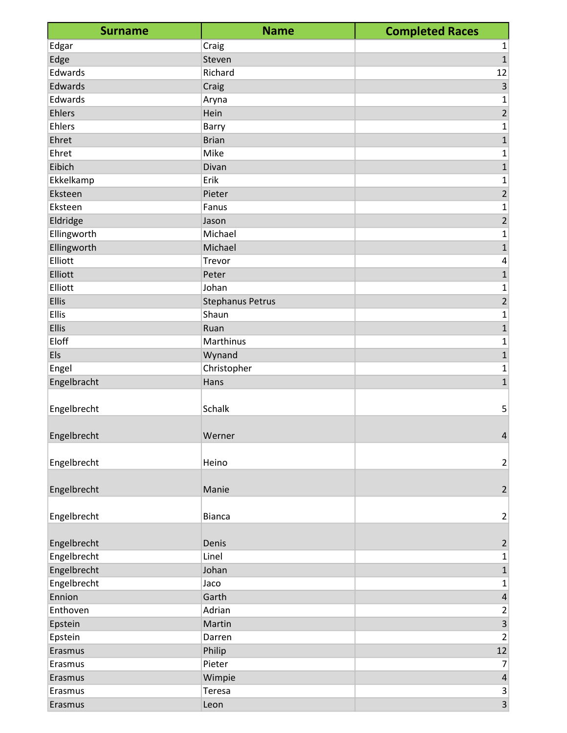| Surname | Name | Completed Races |
|---|---|---|
| Edgar | Craig | 1 |
| Edge | Steven | 1 |
| Edwards | Richard | 12 |
| Edwards | Craig | 3 |
| Edwards | Aryna | 1 |
| Ehlers | Hein | 2 |
| Ehlers | Barry | 1 |
| Ehret | Brian | 1 |
| Ehret | Mike | 1 |
| Eibich | Divan | 1 |
| Ekkelkamp | Erik | 1 |
| Eksteen | Pieter | 2 |
| Eksteen | Fanus | 1 |
| Eldridge | Jason | 2 |
| Ellingworth | Michael | 1 |
| Ellingworth | Michael | 1 |
| Elliott | Trevor | 4 |
| Elliott | Peter | 1 |
| Elliott | Johan | 1 |
| Ellis | Stephanus Petrus | 2 |
| Ellis | Shaun | 1 |
| Ellis | Ruan | 1 |
| Eloff | Marthinus | 1 |
| Els | Wynand | 1 |
| Engel | Christopher | 1 |
| Engelbracht | Hans | 1 |
| Engelbrecht | Schalk | 5 |
| Engelbrecht | Werner | 4 |
| Engelbrecht | Heino | 2 |
| Engelbrecht | Manie | 2 |
| Engelbrecht | Bianca | 2 |
| Engelbrecht | Denis | 2 |
| Engelbrecht | Linel | 1 |
| Engelbrecht | Johan | 1 |
| Engelbrecht | Jaco | 1 |
| Ennion | Garth | 4 |
| Enthoven | Adrian | 2 |
| Epstein | Martin | 3 |
| Epstein | Darren | 2 |
| Erasmus | Philip | 12 |
| Erasmus | Pieter | 7 |
| Erasmus | Wimpie | 4 |
| Erasmus | Teresa | 3 |
| Erasmus | Leon | 3 |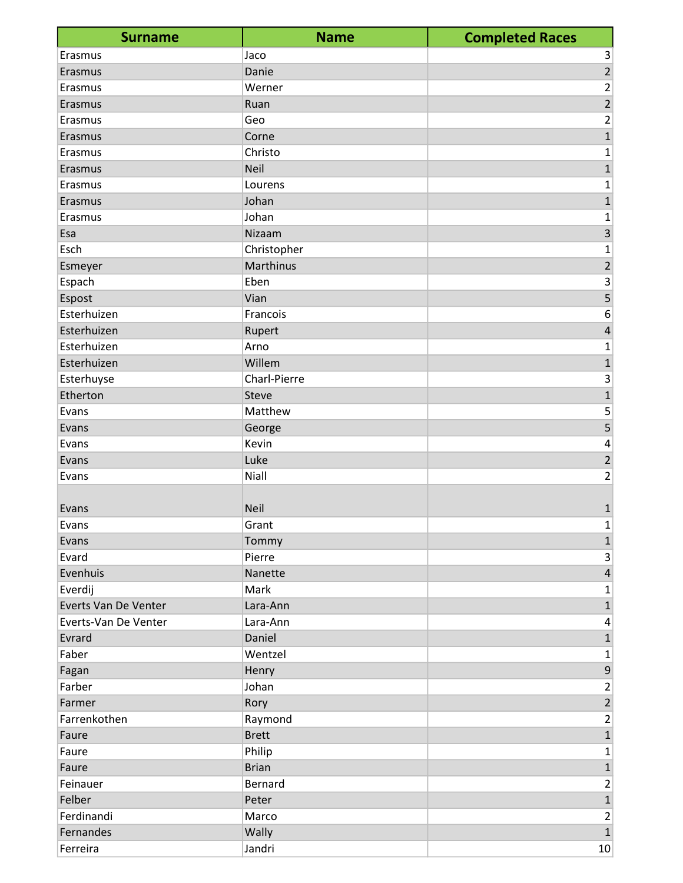| Surname | Name | Completed Races |
|---|---|---|
| Erasmus | Jaco | 3 |
| Erasmus | Danie | 2 |
| Erasmus | Werner | 2 |
| Erasmus | Ruan | 2 |
| Erasmus | Geo | 2 |
| Erasmus | Corne | 1 |
| Erasmus | Christo | 1 |
| Erasmus | Neil | 1 |
| Erasmus | Lourens | 1 |
| Erasmus | Johan | 1 |
| Erasmus | Johan | 1 |
| Esa | Nizaam | 3 |
| Esch | Christopher | 1 |
| Esmeyer | Marthinus | 2 |
| Espach | Eben | 3 |
| Espost | Vian | 5 |
| Esterhuizen | Francois | 6 |
| Esterhuizen | Rupert | 4 |
| Esterhuizen | Arno | 1 |
| Esterhuizen | Willem | 1 |
| Esterhuyse | Charl-Pierre | 3 |
| Etherton | Steve | 1 |
| Evans | Matthew | 5 |
| Evans | George | 5 |
| Evans | Kevin | 4 |
| Evans | Luke | 2 |
| Evans | Niall | 2 |
| Evans | Neil | 1 |
| Evans | Grant | 1 |
| Evans | Tommy | 1 |
| Evard | Pierre | 3 |
| Evenhuis | Nanette | 4 |
| Everdij | Mark | 1 |
| Everts Van De Venter | Lara-Ann | 1 |
| Everts-Van De Venter | Lara-Ann | 4 |
| Evrard | Daniel | 1 |
| Faber | Wentzel | 1 |
| Fagan | Henry | 9 |
| Farber | Johan | 2 |
| Farmer | Rory | 2 |
| Farrenkothen | Raymond | 2 |
| Faure | Brett | 1 |
| Faure | Philip | 1 |
| Faure | Brian | 1 |
| Feinauer | Bernard | 2 |
| Felber | Peter | 1 |
| Ferdinandi | Marco | 2 |
| Fernandes | Wally | 1 |
| Ferreira | Jandri | 10 |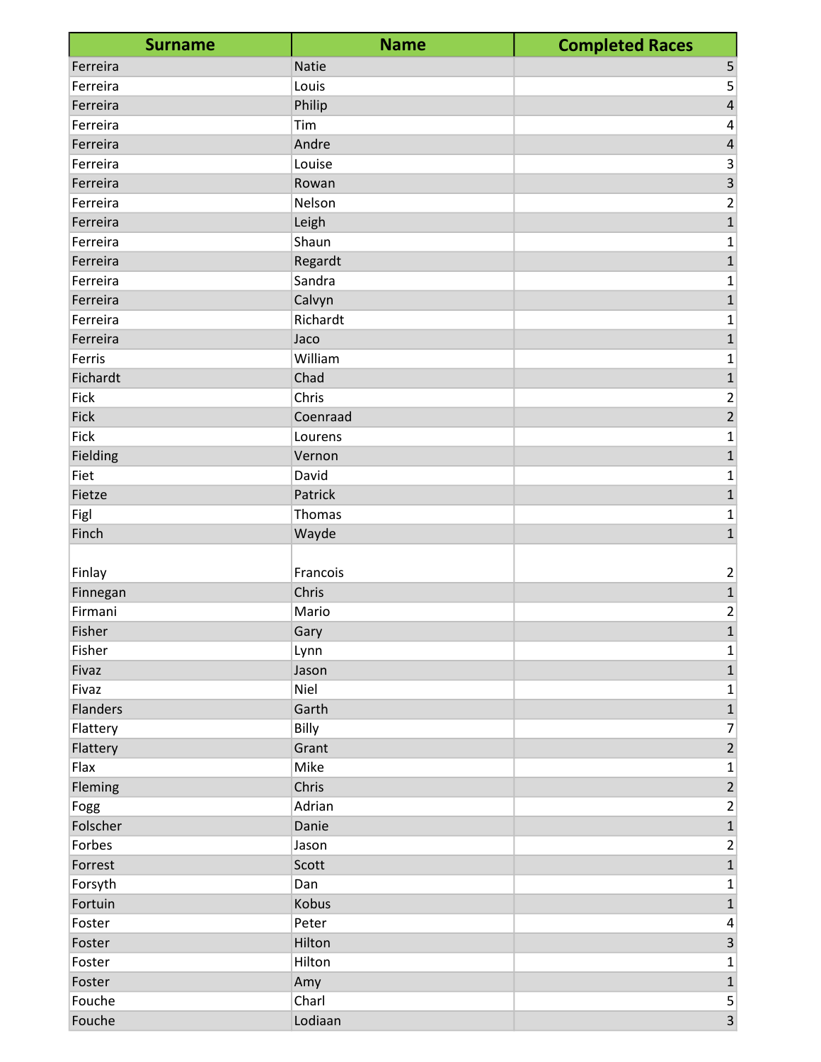| Surname | Name | Completed Races |
|---|---|---|
| Ferreira | Natie | 5 |
| Ferreira | Louis | 5 |
| Ferreira | Philip | 4 |
| Ferreira | Tim | 4 |
| Ferreira | Andre | 4 |
| Ferreira | Louise | 3 |
| Ferreira | Rowan | 3 |
| Ferreira | Nelson | 2 |
| Ferreira | Leigh | 1 |
| Ferreira | Shaun | 1 |
| Ferreira | Regardt | 1 |
| Ferreira | Sandra | 1 |
| Ferreira | Calvyn | 1 |
| Ferreira | Richardt | 1 |
| Ferreira | Jaco | 1 |
| Ferris | William | 1 |
| Fichardt | Chad | 1 |
| Fick | Chris | 2 |
| Fick | Coenraad | 2 |
| Fick | Lourens | 1 |
| Fielding | Vernon | 1 |
| Fiet | David | 1 |
| Fietze | Patrick | 1 |
| Figl | Thomas | 1 |
| Finch | Wayde | 1 |
| Finlay | Francois | 2 |
| Finnegan | Chris | 1 |
| Firmani | Mario | 2 |
| Fisher | Gary | 1 |
| Fisher | Lynn | 1 |
| Fivaz | Jason | 1 |
| Fivaz | Niel | 1 |
| Flanders | Garth | 1 |
| Flattery | Billy | 7 |
| Flattery | Grant | 2 |
| Flax | Mike | 1 |
| Fleming | Chris | 2 |
| Fogg | Adrian | 2 |
| Folscher | Danie | 1 |
| Forbes | Jason | 2 |
| Forrest | Scott | 1 |
| Forsyth | Dan | 1 |
| Fortuin | Kobus | 1 |
| Foster | Peter | 4 |
| Foster | Hilton | 3 |
| Foster | Hilton | 1 |
| Foster | Amy | 1 |
| Fouche | Charl | 5 |
| Fouche | Lodiaan | 3 |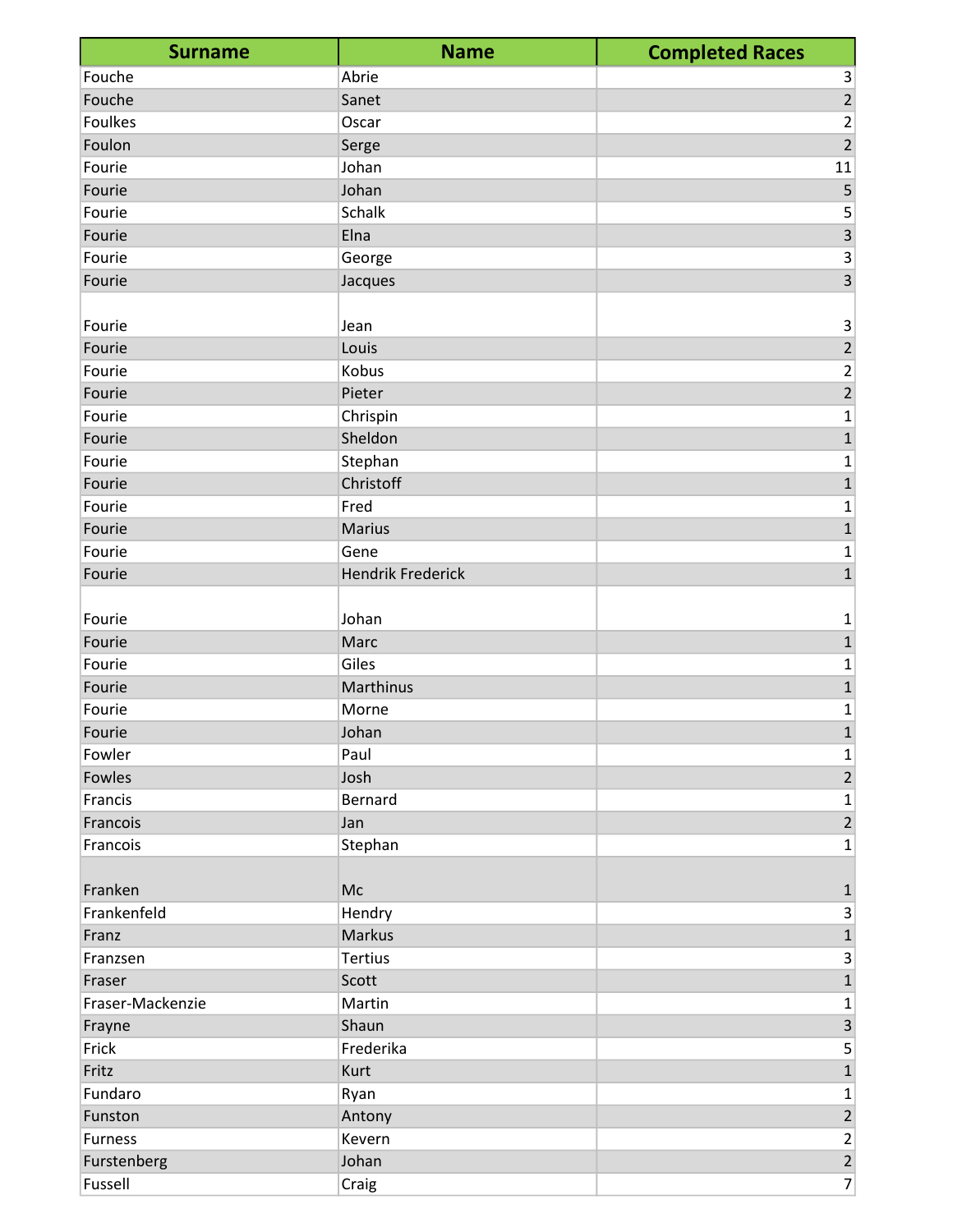| Surname | Name | Completed Races |
|---|---|---|
| Fouche | Abrie | 3 |
| Fouche | Sanet | 2 |
| Foulkes | Oscar | 2 |
| Foulon | Serge | 2 |
| Fourie | Johan | 11 |
| Fourie | Johan | 5 |
| Fourie | Schalk | 5 |
| Fourie | Elna | 3 |
| Fourie | George | 3 |
| Fourie | Jacques | 3 |
| Fourie | Jean | 3 |
| Fourie | Louis | 2 |
| Fourie | Kobus | 2 |
| Fourie | Pieter | 2 |
| Fourie | Chrispin | 1 |
| Fourie | Sheldon | 1 |
| Fourie | Stephan | 1 |
| Fourie | Christoff | 1 |
| Fourie | Fred | 1 |
| Fourie | Marius | 1 |
| Fourie | Gene | 1 |
| Fourie | Hendrik Frederick | 1 |
| Fourie | Johan | 1 |
| Fourie | Marc | 1 |
| Fourie | Giles | 1 |
| Fourie | Marthinus | 1 |
| Fourie | Morne | 1 |
| Fourie | Johan | 1 |
| Fowler | Paul | 1 |
| Fowles | Josh | 2 |
| Francis | Bernard | 1 |
| Francois | Jan | 2 |
| Francois | Stephan | 1 |
| Franken | Mc | 1 |
| Frankenfeld | Hendry | 3 |
| Franz | Markus | 1 |
| Franzsen | Tertius | 3 |
| Fraser | Scott | 1 |
| Fraser-Mackenzie | Martin | 1 |
| Frayne | Shaun | 3 |
| Frick | Frederika | 5 |
| Fritz | Kurt | 1 |
| Fundaro | Ryan | 1 |
| Funston | Antony | 2 |
| Furness | Kevern | 2 |
| Furstenberg | Johan | 2 |
| Fussell | Craig | 7 |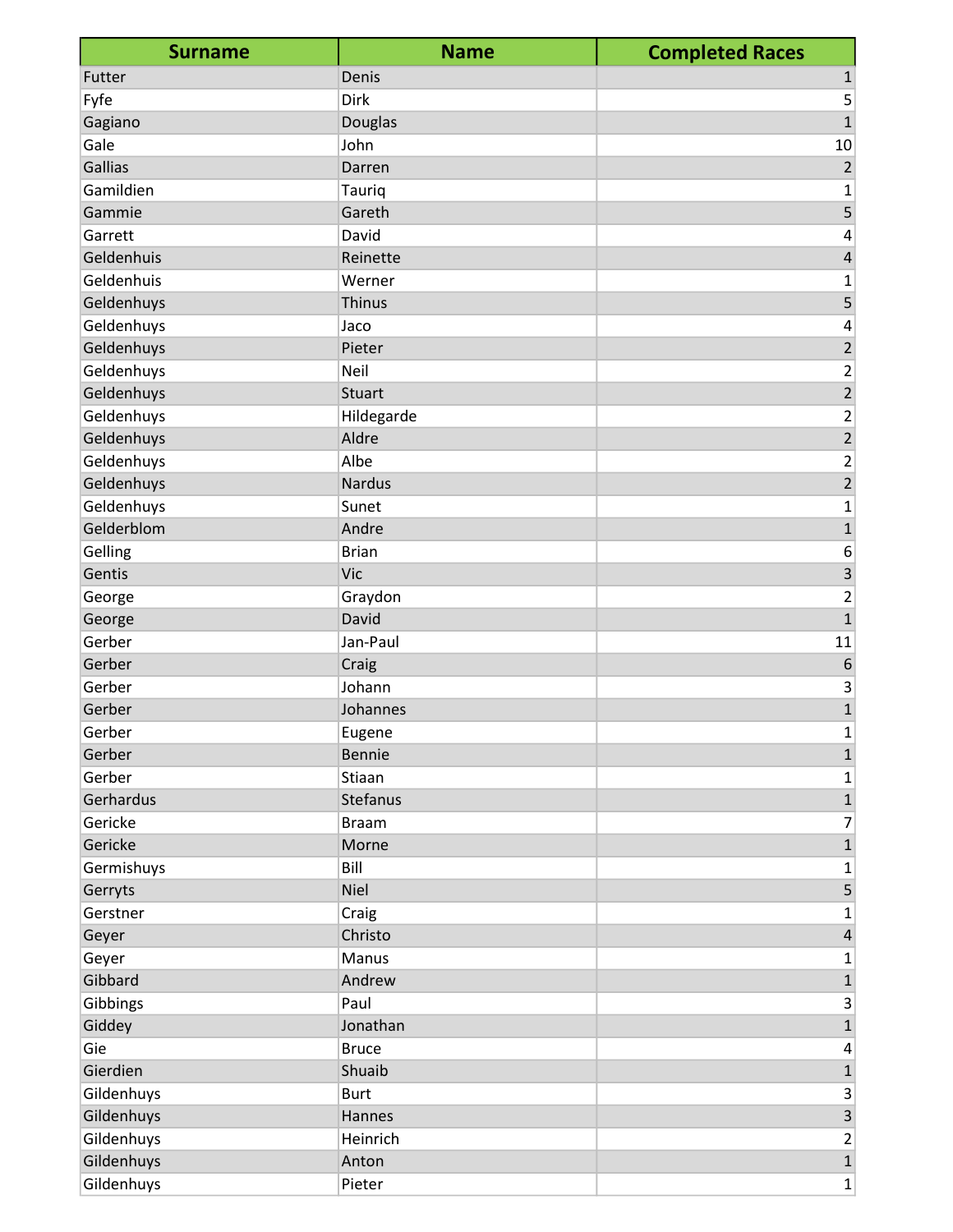| Surname | Name | Completed Races |
|---|---|---|
| Futter | Denis | 1 |
| Fyfe | Dirk | 5 |
| Gagiano | Douglas | 1 |
| Gale | John | 10 |
| Gallias | Darren | 2 |
| Gamildien | Tauriq | 1 |
| Gammie | Gareth | 5 |
| Garrett | David | 4 |
| Geldenhuis | Reinette | 4 |
| Geldenhuis | Werner | 1 |
| Geldenhuys | Thinus | 5 |
| Geldenhuys | Jaco | 4 |
| Geldenhuys | Pieter | 2 |
| Geldenhuys | Neil | 2 |
| Geldenhuys | Stuart | 2 |
| Geldenhuys | Hildegarde | 2 |
| Geldenhuys | Aldre | 2 |
| Geldenhuys | Albe | 2 |
| Geldenhuys | Nardus | 2 |
| Geldenhuys | Sunet | 1 |
| Gelderblom | Andre | 1 |
| Gelling | Brian | 6 |
| Gentis | Vic | 3 |
| George | Graydon | 2 |
| George | David | 1 |
| Gerber | Jan-Paul | 11 |
| Gerber | Craig | 6 |
| Gerber | Johann | 3 |
| Gerber | Johannes | 1 |
| Gerber | Eugene | 1 |
| Gerber | Bennie | 1 |
| Gerber | Stiaan | 1 |
| Gerhardus | Stefanus | 1 |
| Gericke | Braam | 7 |
| Gericke | Morne | 1 |
| Germishuys | Bill | 1 |
| Gerryts | Niel | 5 |
| Gerstner | Craig | 1 |
| Geyer | Christo | 4 |
| Geyer | Manus | 1 |
| Gibbard | Andrew | 1 |
| Gibbings | Paul | 3 |
| Giddey | Jonathan | 1 |
| Gie | Bruce | 4 |
| Gierdien | Shuaib | 1 |
| Gildenhuys | Burt | 3 |
| Gildenhuys | Hannes | 3 |
| Gildenhuys | Heinrich | 2 |
| Gildenhuys | Anton | 1 |
| Gildenhuys | Pieter | 1 |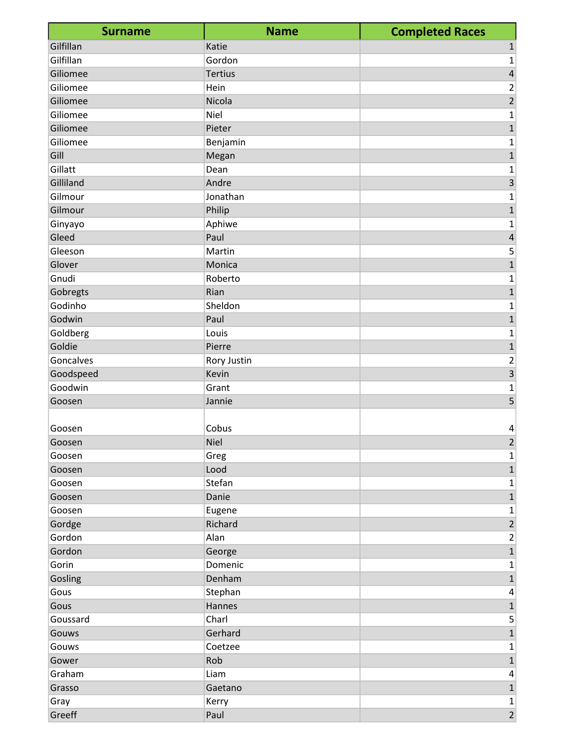| Surname | Name | Completed Races |
|---|---|---|
| Gilfillan | Katie | 1 |
| Gilfillan | Gordon | 1 |
| Giliomee | Tertius | 4 |
| Giliomee | Hein | 2 |
| Giliomee | Nicola | 2 |
| Giliomee | Niel | 1 |
| Giliomee | Pieter | 1 |
| Giliomee | Benjamin | 1 |
| Gill | Megan | 1 |
| Gillatt | Dean | 1 |
| Gilliland | Andre | 3 |
| Gilmour | Jonathan | 1 |
| Gilmour | Philip | 1 |
| Ginyayo | Aphiwe | 1 |
| Gleed | Paul | 4 |
| Gleeson | Martin | 5 |
| Glover | Monica | 1 |
| Gnudi | Roberto | 1 |
| Gobregts | Rian | 1 |
| Godinho | Sheldon | 1 |
| Godwin | Paul | 1 |
| Goldberg | Louis | 1 |
| Goldie | Pierre | 1 |
| Goncalves | Rory Justin | 2 |
| Goodspeed | Kevin | 3 |
| Goodwin | Grant | 1 |
| Goosen | Jannie | 5 |
| Goosen | Cobus | 4 |
| Goosen | Niel | 2 |
| Goosen | Greg | 1 |
| Goosen | Lood | 1 |
| Goosen | Stefan | 1 |
| Goosen | Danie | 1 |
| Goosen | Eugene | 1 |
| Gordge | Richard | 2 |
| Gordon | Alan | 2 |
| Gordon | George | 1 |
| Gorin | Domenic | 1 |
| Gosling | Denham | 1 |
| Gous | Stephan | 4 |
| Gous | Hannes | 1 |
| Goussard | Charl | 5 |
| Gouws | Gerhard | 1 |
| Gouws | Coetzee | 1 |
| Gower | Rob | 1 |
| Graham | Liam | 4 |
| Grasso | Gaetano | 1 |
| Gray | Kerry | 1 |
| Greeff | Paul | 2 |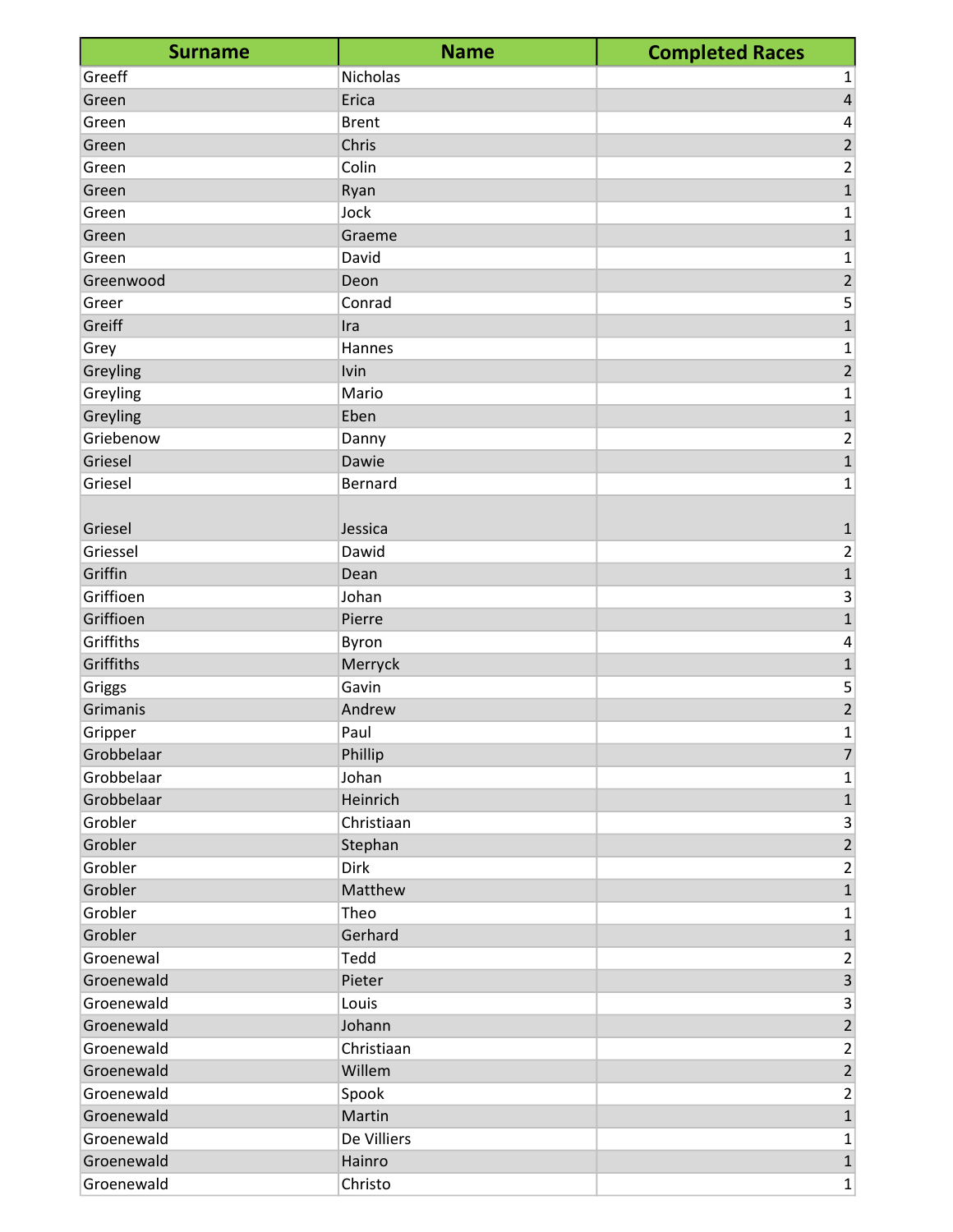| Surname | Name | Completed Races |
|---|---|---|
| Greeff | Nicholas | 1 |
| Green | Erica | 4 |
| Green | Brent | 4 |
| Green | Chris | 2 |
| Green | Colin | 2 |
| Green | Ryan | 1 |
| Green | Jock | 1 |
| Green | Graeme | 1 |
| Green | David | 1 |
| Greenwood | Deon | 2 |
| Greer | Conrad | 5 |
| Greiff | Ira | 1 |
| Grey | Hannes | 1 |
| Greyling | Ivin | 2 |
| Greyling | Mario | 1 |
| Greyling | Eben | 1 |
| Griebenow | Danny | 2 |
| Griesel | Dawie | 1 |
| Griesel | Bernard | 1 |
| Griesel | Jessica | 1 |
| Griessel | Dawid | 2 |
| Griffin | Dean | 1 |
| Griffioen | Johan | 3 |
| Griffioen | Pierre | 1 |
| Griffiths | Byron | 4 |
| Griffiths | Merryck | 1 |
| Griggs | Gavin | 5 |
| Grimanis | Andrew | 2 |
| Gripper | Paul | 1 |
| Grobbelaar | Phillip | 7 |
| Grobbelaar | Johan | 1 |
| Grobbelaar | Heinrich | 1 |
| Grobler | Christiaan | 3 |
| Grobler | Stephan | 2 |
| Grobler | Dirk | 2 |
| Grobler | Matthew | 1 |
| Grobler | Theo | 1 |
| Grobler | Gerhard | 1 |
| Groenewal | Tedd | 2 |
| Groenewald | Pieter | 3 |
| Groenewald | Louis | 3 |
| Groenewald | Johann | 2 |
| Groenewald | Christiaan | 2 |
| Groenewald | Willem | 2 |
| Groenewald | Spook | 2 |
| Groenewald | Martin | 1 |
| Groenewald | De Villiers | 1 |
| Groenewald | Hainro | 1 |
| Groenewald | Christo | 1 |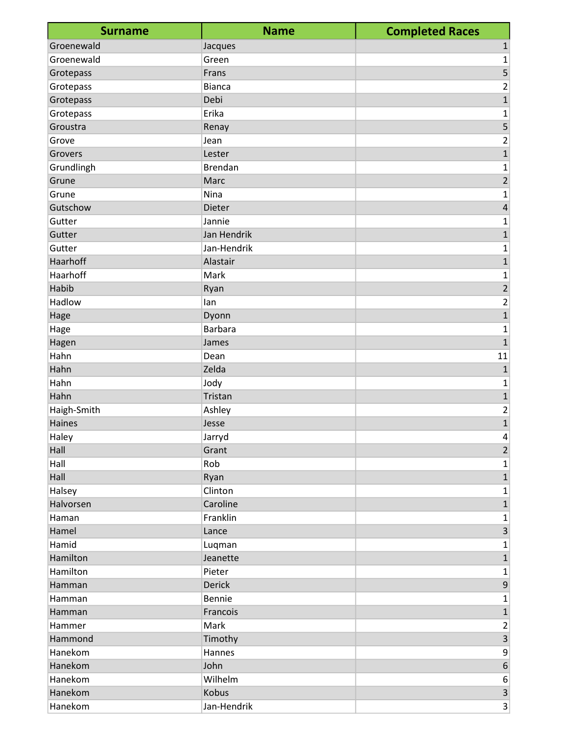| Surname | Name | Completed Races |
|---|---|---|
| Groenewald | Jacques | 1 |
| Groenewald | Green | 1 |
| Grotepass | Frans | 5 |
| Grotepass | Bianca | 2 |
| Grotepass | Debi | 1 |
| Grotepass | Erika | 1 |
| Groustra | Renay | 5 |
| Grove | Jean | 2 |
| Grovers | Lester | 1 |
| Grundlingh | Brendan | 1 |
| Grune | Marc | 2 |
| Grune | Nina | 1 |
| Gutschow | Dieter | 4 |
| Gutter | Jannie | 1 |
| Gutter | Jan Hendrik | 1 |
| Gutter | Jan-Hendrik | 1 |
| Haarhoff | Alastair | 1 |
| Haarhoff | Mark | 1 |
| Habib | Ryan | 2 |
| Hadlow | Ian | 2 |
| Hage | Dyonn | 1 |
| Hage | Barbara | 1 |
| Hagen | James | 1 |
| Hahn | Dean | 11 |
| Hahn | Zelda | 1 |
| Hahn | Jody | 1 |
| Hahn | Tristan | 1 |
| Haigh-Smith | Ashley | 2 |
| Haines | Jesse | 1 |
| Haley | Jarryd | 4 |
| Hall | Grant | 2 |
| Hall | Rob | 1 |
| Hall | Ryan | 1 |
| Halsey | Clinton | 1 |
| Halvorsen | Caroline | 1 |
| Haman | Franklin | 1 |
| Hamel | Lance | 3 |
| Hamid | Luqman | 1 |
| Hamilton | Jeanette | 1 |
| Hamilton | Pieter | 1 |
| Hamman | Derick | 9 |
| Hamman | Bennie | 1 |
| Hamman | Francois | 1 |
| Hammer | Mark | 2 |
| Hammond | Timothy | 3 |
| Hanekom | Hannes | 9 |
| Hanekom | John | 6 |
| Hanekom | Wilhelm | 6 |
| Hanekom | Kobus | 3 |
| Hanekom | Jan-Hendrik | 3 |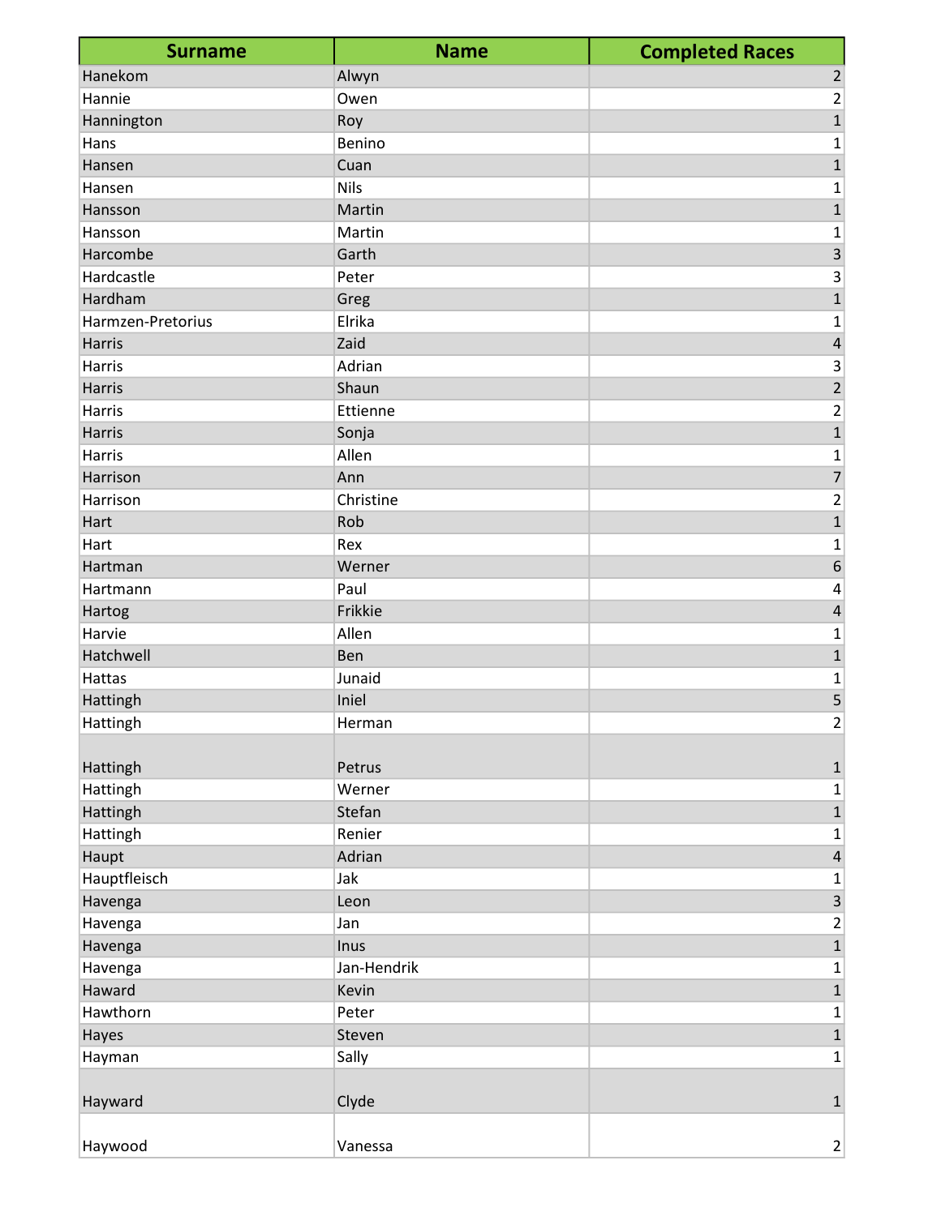| Surname | Name | Completed Races |
|---|---|---|
| Hanekom | Alwyn | 2 |
| Hannie | Owen | 2 |
| Hannington | Roy | 1 |
| Hans | Benino | 1 |
| Hansen | Cuan | 1 |
| Hansen | Nils | 1 |
| Hansson | Martin | 1 |
| Hansson | Martin | 1 |
| Harcombe | Garth | 3 |
| Hardcastle | Peter | 3 |
| Hardham | Greg | 1 |
| Harmzen-Pretorius | Elrika | 1 |
| Harris | Zaid | 4 |
| Harris | Adrian | 3 |
| Harris | Shaun | 2 |
| Harris | Ettienne | 2 |
| Harris | Sonja | 1 |
| Harris | Allen | 1 |
| Harrison | Ann | 7 |
| Harrison | Christine | 2 |
| Hart | Rob | 1 |
| Hart | Rex | 1 |
| Hartman | Werner | 6 |
| Hartmann | Paul | 4 |
| Hartog | Frikkie | 4 |
| Harvie | Allen | 1 |
| Hatchwell | Ben | 1 |
| Hattas | Junaid | 1 |
| Hattingh | Iniel | 5 |
| Hattingh | Herman | 2 |
| Hattingh | Petrus | 1 |
| Hattingh | Werner | 1 |
| Hattingh | Stefan | 1 |
| Hattingh | Renier | 1 |
| Haupt | Adrian | 4 |
| Hauptfleisch | Jak | 1 |
| Havenga | Leon | 3 |
| Havenga | Jan | 2 |
| Havenga | Inus | 1 |
| Havenga | Jan-Hendrik | 1 |
| Haward | Kevin | 1 |
| Hawthorn | Peter | 1 |
| Hayes | Steven | 1 |
| Hayman | Sally | 1 |
| Hayward | Clyde | 1 |
| Haywood | Vanessa | 2 |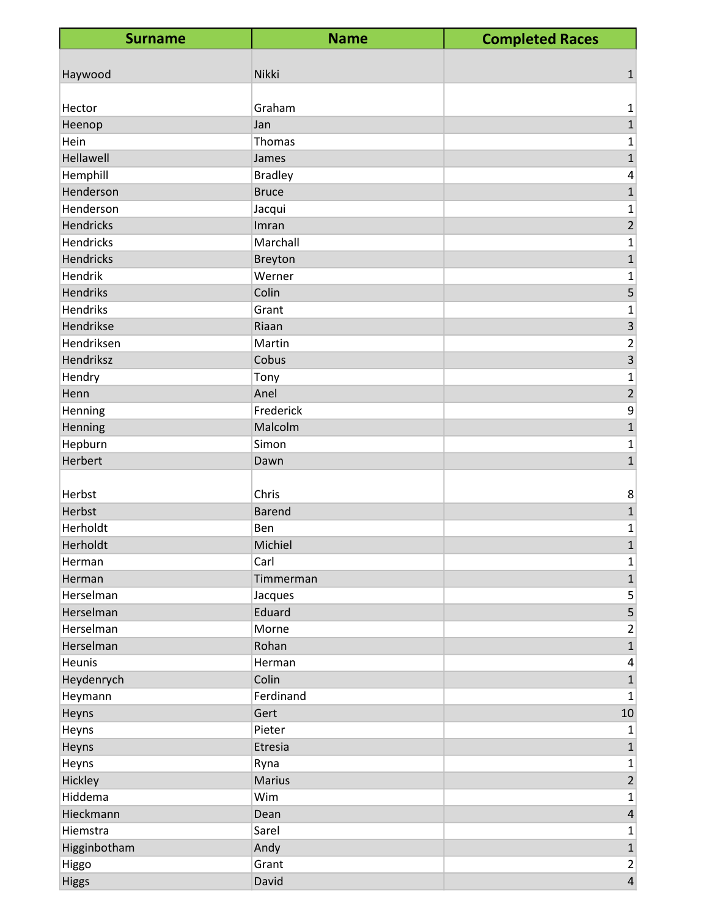| Surname | Name | Completed Races |
|---|---|---|
| Haywood | Nikki | 1 |
| Hector | Graham | 1 |
| Heenop | Jan | 1 |
| Hein | Thomas | 1 |
| Hellawell | James | 1 |
| Hemphill | Bradley | 4 |
| Henderson | Bruce | 1 |
| Henderson | Jacqui | 1 |
| Hendricks | Imran | 2 |
| Hendricks | Marchall | 1 |
| Hendricks | Breyton | 1 |
| Hendrik | Werner | 1 |
| Hendriks | Colin | 5 |
| Hendriks | Grant | 1 |
| Hendrikse | Riaan | 3 |
| Hendriksen | Martin | 2 |
| Hendriksz | Cobus | 3 |
| Hendry | Tony | 1 |
| Henn | Anel | 2 |
| Henning | Frederick | 9 |
| Henning | Malcolm | 1 |
| Hepburn | Simon | 1 |
| Herbert | Dawn | 1 |
| Herbst | Chris | 8 |
| Herbst | Barend | 1 |
| Herholdt | Ben | 1 |
| Herholdt | Michiel | 1 |
| Herman | Carl | 1 |
| Herman | Timmerman | 1 |
| Herselman | Jacques | 5 |
| Herselman | Eduard | 5 |
| Herselman | Morne | 2 |
| Herselman | Rohan | 1 |
| Heunis | Herman | 4 |
| Heydenrych | Colin | 1 |
| Heymann | Ferdinand | 1 |
| Heyns | Gert | 10 |
| Heyns | Pieter | 1 |
| Heyns | Etresia | 1 |
| Heyns | Ryna | 1 |
| Hickley | Marius | 2 |
| Hiddema | Wim | 1 |
| Hieckmann | Dean | 4 |
| Hiemstra | Sarel | 1 |
| Higginbotham | Andy | 1 |
| Higgo | Grant | 2 |
| Higgs | David | 4 |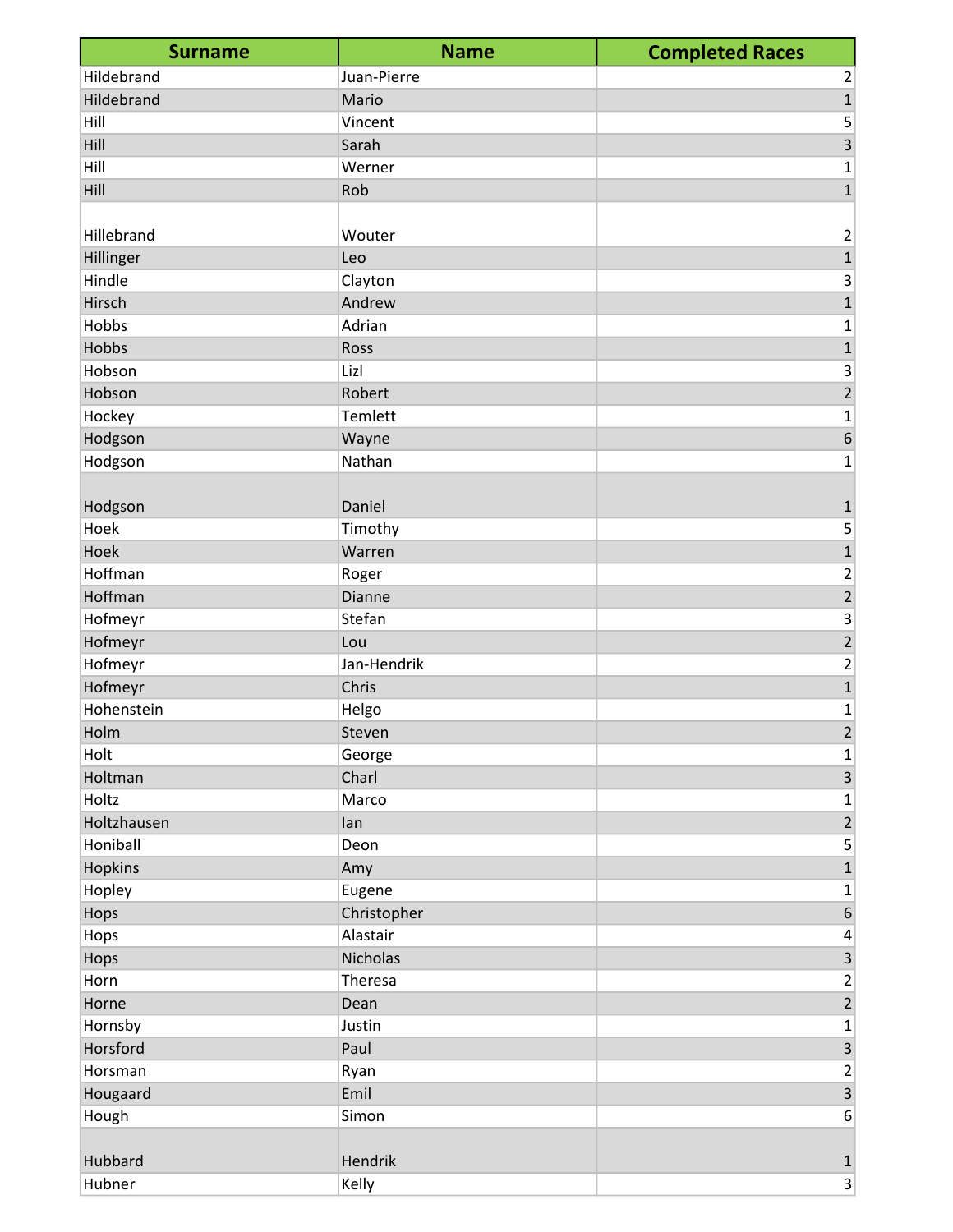| Surname | Name | Completed Races |
|---|---|---|
| Hildebrand | Juan-Pierre | 2 |
| Hildebrand | Mario | 1 |
| Hill | Vincent | 5 |
| Hill | Sarah | 3 |
| Hill | Werner | 1 |
| Hill | Rob | 1 |
| Hillebrand | Wouter | 2 |
| Hillinger | Leo | 1 |
| Hindle | Clayton | 3 |
| Hirsch | Andrew | 1 |
| Hobbs | Adrian | 1 |
| Hobbs | Ross | 1 |
| Hobson | Lizl | 3 |
| Hobson | Robert | 2 |
| Hockey | Temlett | 1 |
| Hodgson | Wayne | 6 |
| Hodgson | Nathan | 1 |
| Hodgson | Daniel | 1 |
| Hoek | Timothy | 5 |
| Hoek | Warren | 1 |
| Hoffman | Roger | 2 |
| Hoffman | Dianne | 2 |
| Hofmeyr | Stefan | 3 |
| Hofmeyr | Lou | 2 |
| Hofmeyr | Jan-Hendrik | 2 |
| Hofmeyr | Chris | 1 |
| Hohenstein | Helgo | 1 |
| Holm | Steven | 2 |
| Holt | George | 1 |
| Holtman | Charl | 3 |
| Holtz | Marco | 1 |
| Holtzhausen | Ian | 2 |
| Honiball | Deon | 5 |
| Hopkins | Amy | 1 |
| Hopley | Eugene | 1 |
| Hops | Christopher | 6 |
| Hops | Alastair | 4 |
| Hops | Nicholas | 3 |
| Horn | Theresa | 2 |
| Horne | Dean | 2 |
| Hornsby | Justin | 1 |
| Horsford | Paul | 3 |
| Horsman | Ryan | 2 |
| Hougaard | Emil | 3 |
| Hough | Simon | 6 |
| Hubbard | Hendrik | 1 |
| Hubner | Kelly | 3 |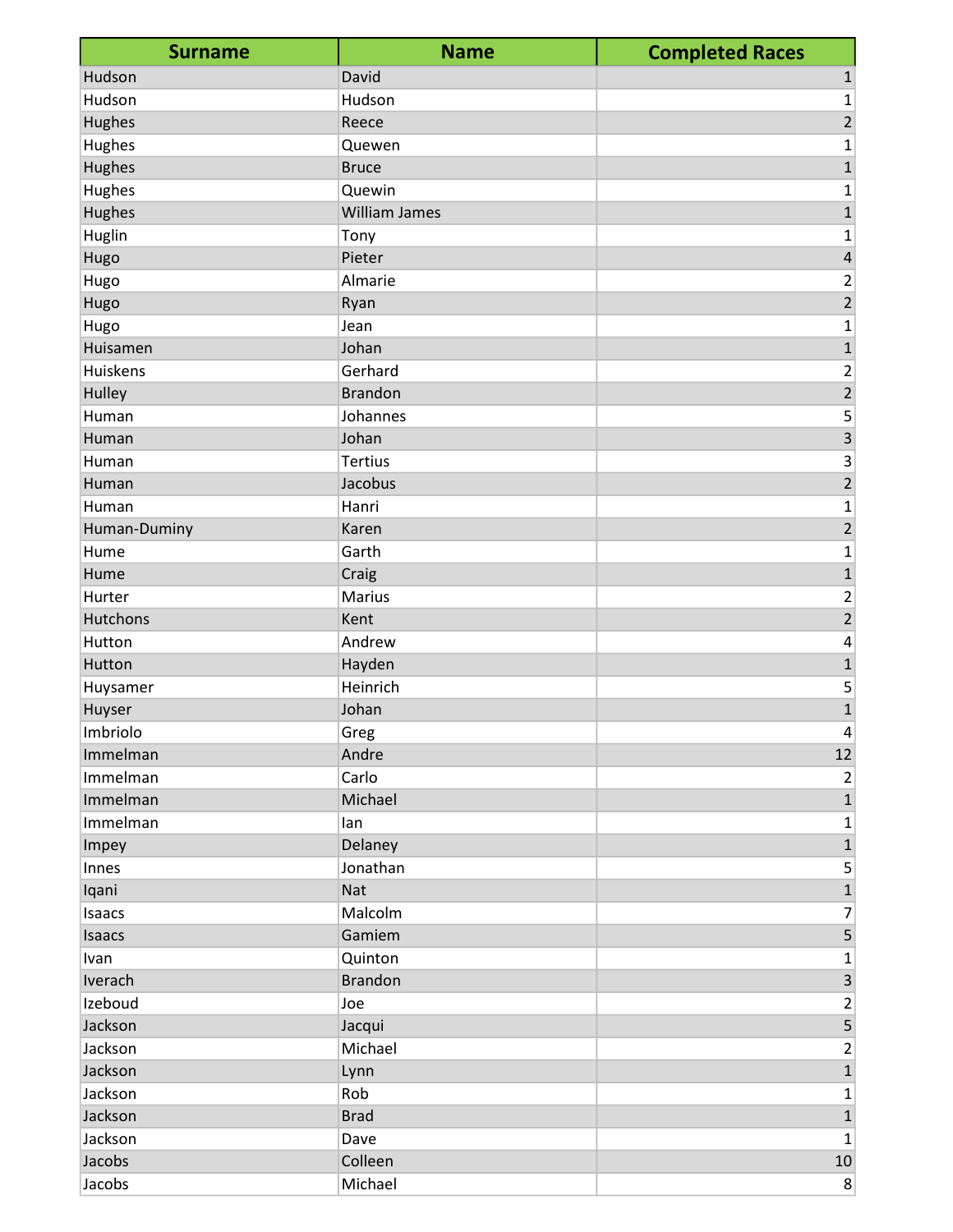| Surname | Name | Completed Races |
|---|---|---|
| Hudson | David | 1 |
| Hudson | Hudson | 1 |
| Hughes | Reece | 2 |
| Hughes | Quewen | 1 |
| Hughes | Bruce | 1 |
| Hughes | Quewin | 1 |
| Hughes | William James | 1 |
| Huglin | Tony | 1 |
| Hugo | Pieter | 4 |
| Hugo | Almarie | 2 |
| Hugo | Ryan | 2 |
| Hugo | Jean | 1 |
| Huisamen | Johan | 1 |
| Huiskens | Gerhard | 2 |
| Hulley | Brandon | 2 |
| Human | Johannes | 5 |
| Human | Johan | 3 |
| Human | Tertius | 3 |
| Human | Jacobus | 2 |
| Human | Hanri | 1 |
| Human-Duminy | Karen | 2 |
| Hume | Garth | 1 |
| Hume | Craig | 1 |
| Hurter | Marius | 2 |
| Hutchons | Kent | 2 |
| Hutton | Andrew | 4 |
| Hutton | Hayden | 1 |
| Huysamer | Heinrich | 5 |
| Huyser | Johan | 1 |
| Imbriolo | Greg | 4 |
| Immelman | Andre | 12 |
| Immelman | Carlo | 2 |
| Immelman | Michael | 1 |
| Immelman | Ian | 1 |
| Impey | Delaney | 1 |
| Innes | Jonathan | 5 |
| Iqani | Nat | 1 |
| Isaacs | Malcolm | 7 |
| Isaacs | Gamiem | 5 |
| Ivan | Quinton | 1 |
| Iverach | Brandon | 3 |
| Izeboud | Joe | 2 |
| Jackson | Jacqui | 5 |
| Jackson | Michael | 2 |
| Jackson | Lynn | 1 |
| Jackson | Rob | 1 |
| Jackson | Brad | 1 |
| Jackson | Dave | 1 |
| Jacobs | Colleen | 10 |
| Jacobs | Michael | 8 |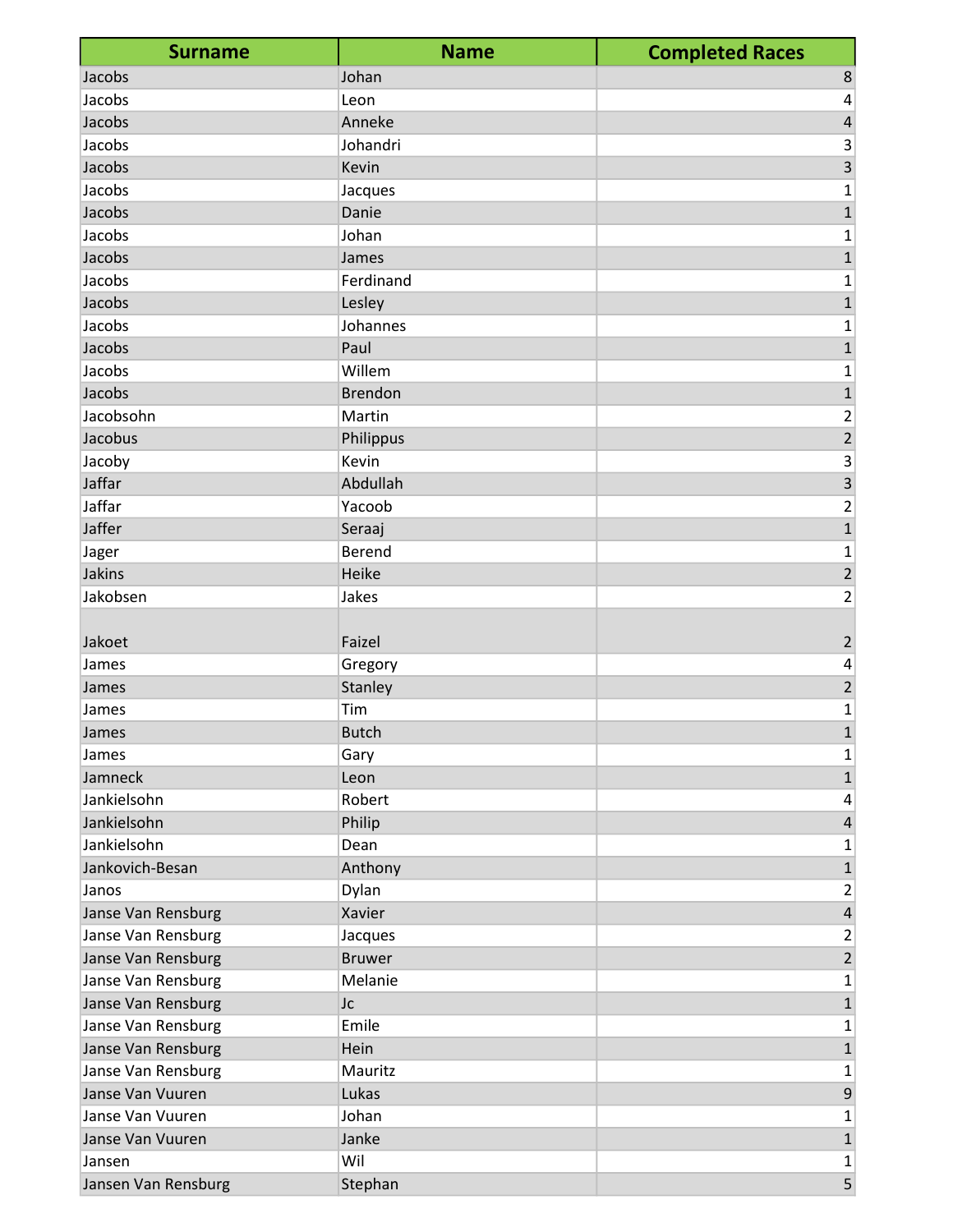| Surname | Name | Completed Races |
|---|---|---|
| Jacobs | Johan | 8 |
| Jacobs | Leon | 4 |
| Jacobs | Anneke | 4 |
| Jacobs | Johandri | 3 |
| Jacobs | Kevin | 3 |
| Jacobs | Jacques | 1 |
| Jacobs | Danie | 1 |
| Jacobs | Johan | 1 |
| Jacobs | James | 1 |
| Jacobs | Ferdinand | 1 |
| Jacobs | Lesley | 1 |
| Jacobs | Johannes | 1 |
| Jacobs | Paul | 1 |
| Jacobs | Willem | 1 |
| Jacobs | Brendon | 1 |
| Jacobsohn | Martin | 2 |
| Jacobus | Philippus | 2 |
| Jacoby | Kevin | 3 |
| Jaffar | Abdullah | 3 |
| Jaffar | Yacoob | 2 |
| Jaffer | Seraaj | 1 |
| Jager | Berend | 1 |
| Jakins | Heike | 2 |
| Jakobsen | Jakes | 2 |
| Jakoet | Faizel | 2 |
| James | Gregory | 4 |
| James | Stanley | 2 |
| James | Tim | 1 |
| James | Butch | 1 |
| James | Gary | 1 |
| Jamneck | Leon | 1 |
| Jankielsohn | Robert | 4 |
| Jankielsohn | Philip | 4 |
| Jankielsohn | Dean | 1 |
| Jankovich-Besan | Anthony | 1 |
| Janos | Dylan | 2 |
| Janse Van Rensburg | Xavier | 4 |
| Janse Van Rensburg | Jacques | 2 |
| Janse Van Rensburg | Bruwer | 2 |
| Janse Van Rensburg | Melanie | 1 |
| Janse Van Rensburg | Jc | 1 |
| Janse Van Rensburg | Emile | 1 |
| Janse Van Rensburg | Hein | 1 |
| Janse Van Rensburg | Mauritz | 1 |
| Janse Van Vuuren | Lukas | 9 |
| Janse Van Vuuren | Johan | 1 |
| Janse Van Vuuren | Janke | 1 |
| Jansen | Wil | 1 |
| Jansen Van Rensburg | Stephan | 5 |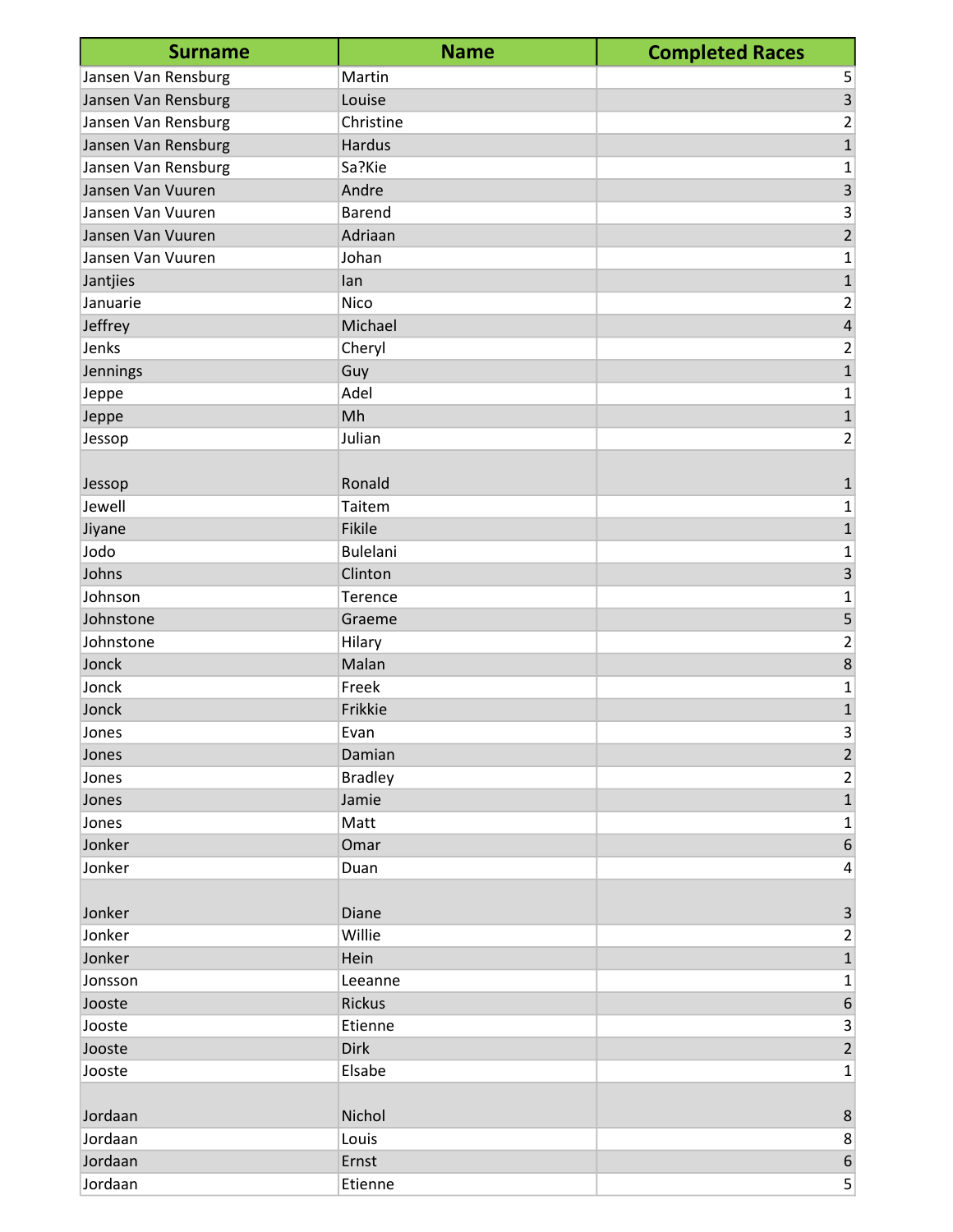| Surname | Name | Completed Races |
| --- | --- | --- |
| Jansen Van Rensburg | Martin | 5 |
| Jansen Van Rensburg | Louise | 3 |
| Jansen Van Rensburg | Christine | 2 |
| Jansen Van Rensburg | Hardus | 1 |
| Jansen Van Rensburg | Sa?Kie | 1 |
| Jansen Van Vuuren | Andre | 3 |
| Jansen Van Vuuren | Barend | 3 |
| Jansen Van Vuuren | Adriaan | 2 |
| Jansen Van Vuuren | Johan | 1 |
| Jantjies | Ian | 1 |
| Januarie | Nico | 2 |
| Jeffrey | Michael | 4 |
| Jenks | Cheryl | 2 |
| Jennings | Guy | 1 |
| Jeppe | Adel | 1 |
| Jeppe | Mh | 1 |
| Jessop | Julian | 2 |
| Jessop | Ronald | 1 |
| Jewell | Taitem | 1 |
| Jiyane | Fikile | 1 |
| Jodo | Bulelani | 1 |
| Johns | Clinton | 3 |
| Johnson | Terence | 1 |
| Johnstone | Graeme | 5 |
| Johnstone | Hilary | 2 |
| Jonck | Malan | 8 |
| Jonck | Freek | 1 |
| Jonck | Frikkie | 1 |
| Jones | Evan | 3 |
| Jones | Damian | 2 |
| Jones | Bradley | 2 |
| Jones | Jamie | 1 |
| Jones | Matt | 1 |
| Jonker | Omar | 6 |
| Jonker | Duan | 4 |
| Jonker | Diane | 3 |
| Jonker | Willie | 2 |
| Jonker | Hein | 1 |
| Jonsson | Leeanne | 1 |
| Jooste | Rickus | 6 |
| Jooste | Etienne | 3 |
| Jooste | Dirk | 2 |
| Jooste | Elsabe | 1 |
| Jordaan | Nichol | 8 |
| Jordaan | Louis | 8 |
| Jordaan | Ernst | 6 |
| Jordaan | Etienne | 5 |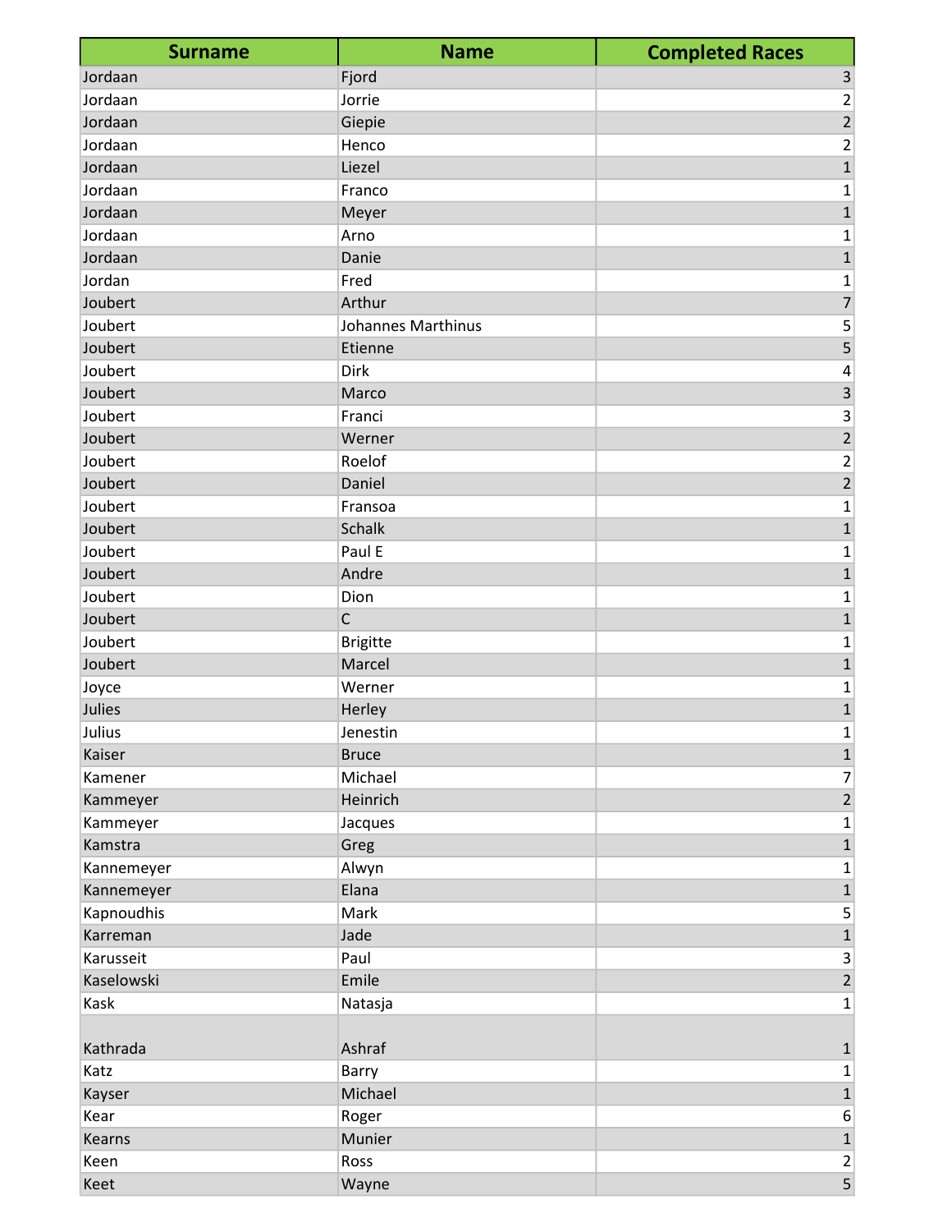| Surname | Name | Completed Races |
|---|---|---|
| Jordaan | Fjord | 3 |
| Jordaan | Jorrie | 2 |
| Jordaan | Giepie | 2 |
| Jordaan | Henco | 2 |
| Jordaan | Liezel | 1 |
| Jordaan | Franco | 1 |
| Jordaan | Meyer | 1 |
| Jordaan | Arno | 1 |
| Jordaan | Danie | 1 |
| Jordan | Fred | 1 |
| Joubert | Arthur | 7 |
| Joubert | Johannes Marthinus | 5 |
| Joubert | Etienne | 5 |
| Joubert | Dirk | 4 |
| Joubert | Marco | 3 |
| Joubert | Franci | 3 |
| Joubert | Werner | 2 |
| Joubert | Roelof | 2 |
| Joubert | Daniel | 2 |
| Joubert | Fransoa | 1 |
| Joubert | Schalk | 1 |
| Joubert | Paul E | 1 |
| Joubert | Andre | 1 |
| Joubert | Dion | 1 |
| Joubert | C | 1 |
| Joubert | Brigitte | 1 |
| Joubert | Marcel | 1 |
| Joyce | Werner | 1 |
| Julies | Herley | 1 |
| Julius | Jenestin | 1 |
| Kaiser | Bruce | 1 |
| Kamener | Michael | 7 |
| Kammeyer | Heinrich | 2 |
| Kammeyer | Jacques | 1 |
| Kamstra | Greg | 1 |
| Kannemeyer | Alwyn | 1 |
| Kannemeyer | Elana | 1 |
| Kapnoudhis | Mark | 5 |
| Karreman | Jade | 1 |
| Karusseit | Paul | 3 |
| Kaselowski | Emile | 2 |
| Kask | Natasja | 1 |
| Kathrada | Ashraf | 1 |
| Katz | Barry | 1 |
| Kayser | Michael | 1 |
| Kear | Roger | 6 |
| Kearns | Munier | 1 |
| Keen | Ross | 2 |
| Keet | Wayne | 5 |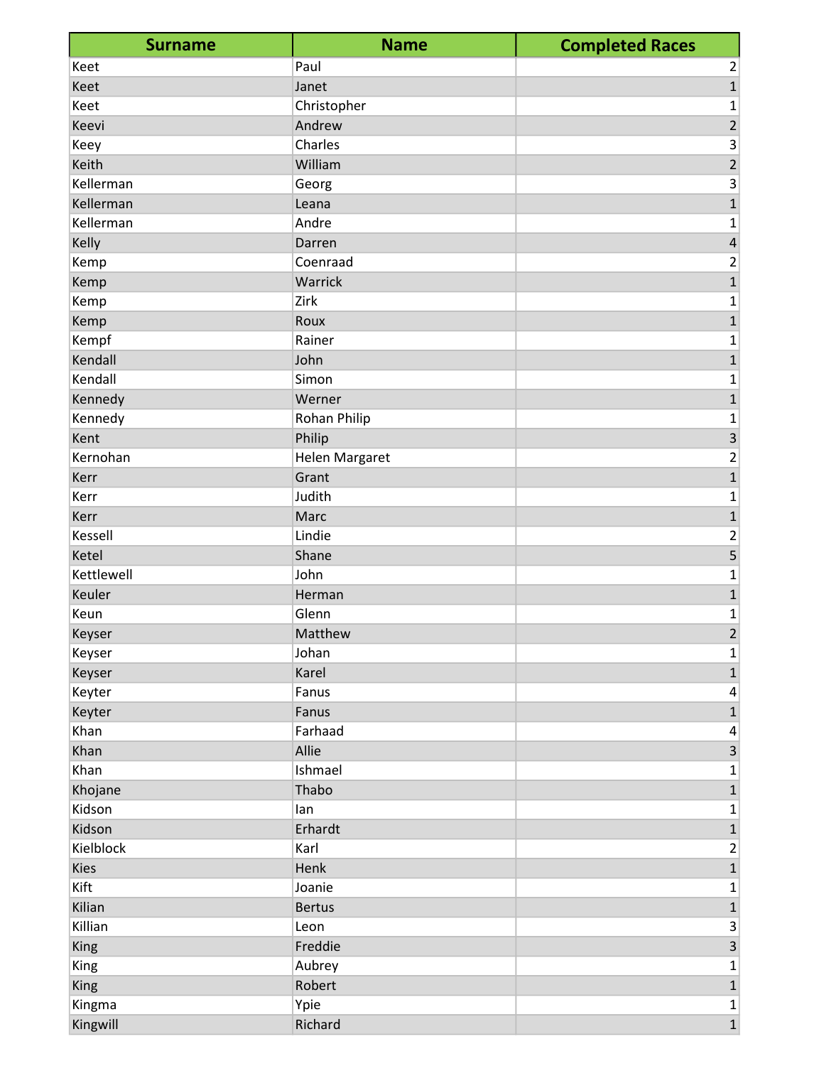| Surname | Name | Completed Races |
|---|---|---|
| Keet | Paul | 2 |
| Keet | Janet | 1 |
| Keet | Christopher | 1 |
| Keevi | Andrew | 2 |
| Keey | Charles | 3 |
| Keith | William | 2 |
| Kellerman | Georg | 3 |
| Kellerman | Leana | 1 |
| Kellerman | Andre | 1 |
| Kelly | Darren | 4 |
| Kemp | Coenraad | 2 |
| Kemp | Warrick | 1 |
| Kemp | Zirk | 1 |
| Kemp | Roux | 1 |
| Kempf | Rainer | 1 |
| Kendall | John | 1 |
| Kendall | Simon | 1 |
| Kennedy | Werner | 1 |
| Kennedy | Rohan Philip | 1 |
| Kent | Philip | 3 |
| Kernohan | Helen Margaret | 2 |
| Kerr | Grant | 1 |
| Kerr | Judith | 1 |
| Kerr | Marc | 1 |
| Kessell | Lindie | 2 |
| Ketel | Shane | 5 |
| Kettlewell | John | 1 |
| Keuler | Herman | 1 |
| Keun | Glenn | 1 |
| Keyser | Matthew | 2 |
| Keyser | Johan | 1 |
| Keyser | Karel | 1 |
| Keyter | Fanus | 4 |
| Keyter | Fanus | 1 |
| Khan | Farhaad | 4 |
| Khan | Allie | 3 |
| Khan | Ishmael | 1 |
| Khojane | Thabo | 1 |
| Kidson | Ian | 1 |
| Kidson | Erhardt | 1 |
| Kielblock | Karl | 2 |
| Kies | Henk | 1 |
| Kift | Joanie | 1 |
| Kilian | Bertus | 1 |
| Killian | Leon | 3 |
| King | Freddie | 3 |
| King | Aubrey | 1 |
| King | Robert | 1 |
| Kingma | Ypie | 1 |
| Kingwill | Richard | 1 |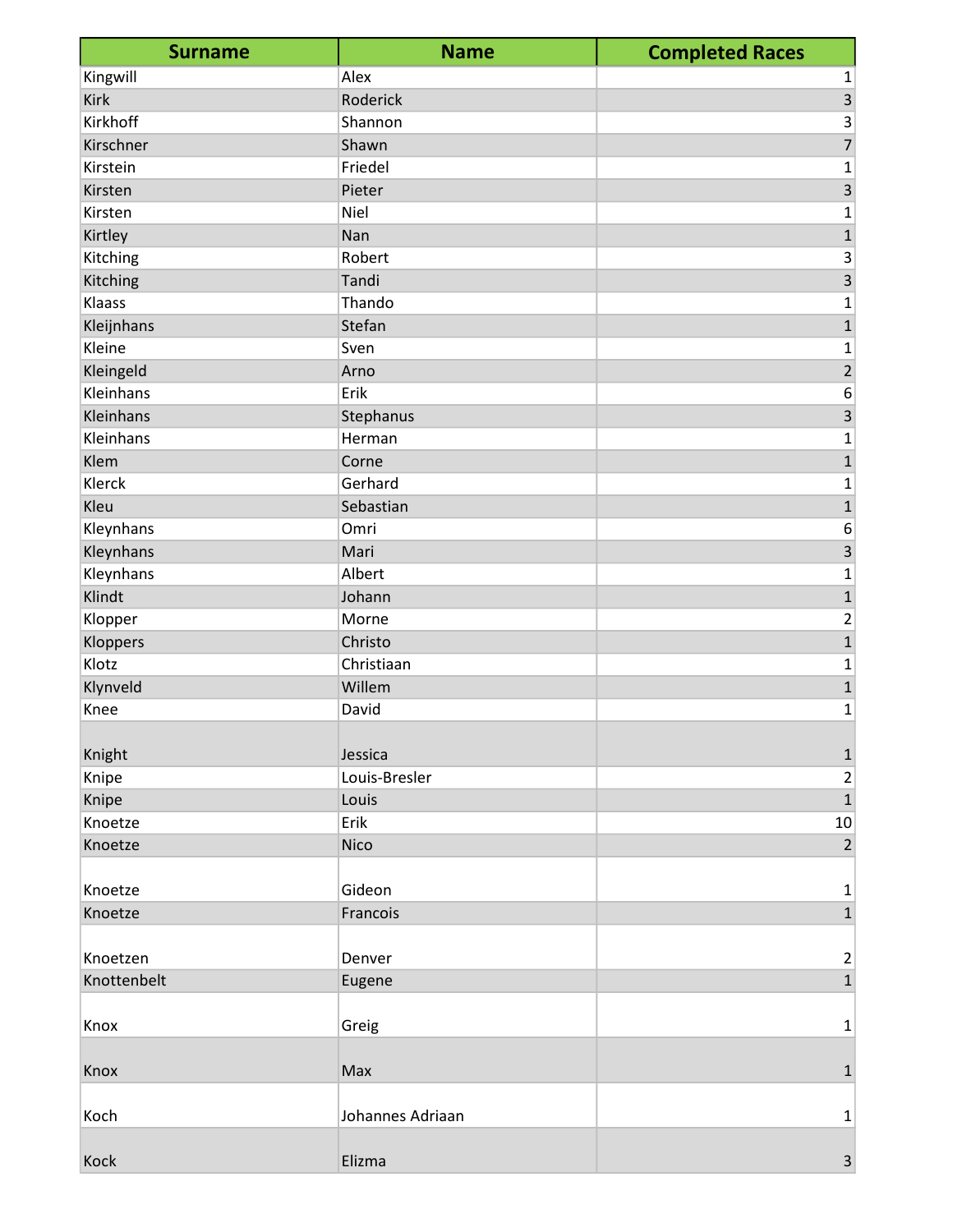| Surname | Name | Completed Races |
|---|---|---|
| Kingwill | Alex | 1 |
| Kirk | Roderick | 3 |
| Kirkhoff | Shannon | 3 |
| Kirschner | Shawn | 7 |
| Kirstein | Friedel | 1 |
| Kirsten | Pieter | 3 |
| Kirsten | Niel | 1 |
| Kirtley | Nan | 1 |
| Kitching | Robert | 3 |
| Kitching | Tandi | 3 |
| Klaass | Thando | 1 |
| Kleijnhans | Stefan | 1 |
| Kleine | Sven | 1 |
| Kleingeld | Arno | 2 |
| Kleinhans | Erik | 6 |
| Kleinhans | Stephanus | 3 |
| Kleinhans | Herman | 1 |
| Klem | Corne | 1 |
| Klerck | Gerhard | 1 |
| Kleu | Sebastian | 1 |
| Kleynhans | Omri | 6 |
| Kleynhans | Mari | 3 |
| Kleynhans | Albert | 1 |
| Klindt | Johann | 1 |
| Klopper | Morne | 2 |
| Kloppers | Christo | 1 |
| Klotz | Christiaan | 1 |
| Klynveld | Willem | 1 |
| Knee | David | 1 |
| Knight | Jessica | 1 |
| Knipe | Louis-Bresler | 2 |
| Knipe | Louis | 1 |
| Knoetze | Erik | 10 |
| Knoetze | Nico | 2 |
| Knoetze | Gideon | 1 |
| Knoetze | Francois | 1 |
| Knoetzen | Denver | 2 |
| Knottenbelt | Eugene | 1 |
| Knox | Greig | 1 |
| Knox | Max | 1 |
| Koch | Johannes Adriaan | 1 |
| Kock | Elizma | 3 |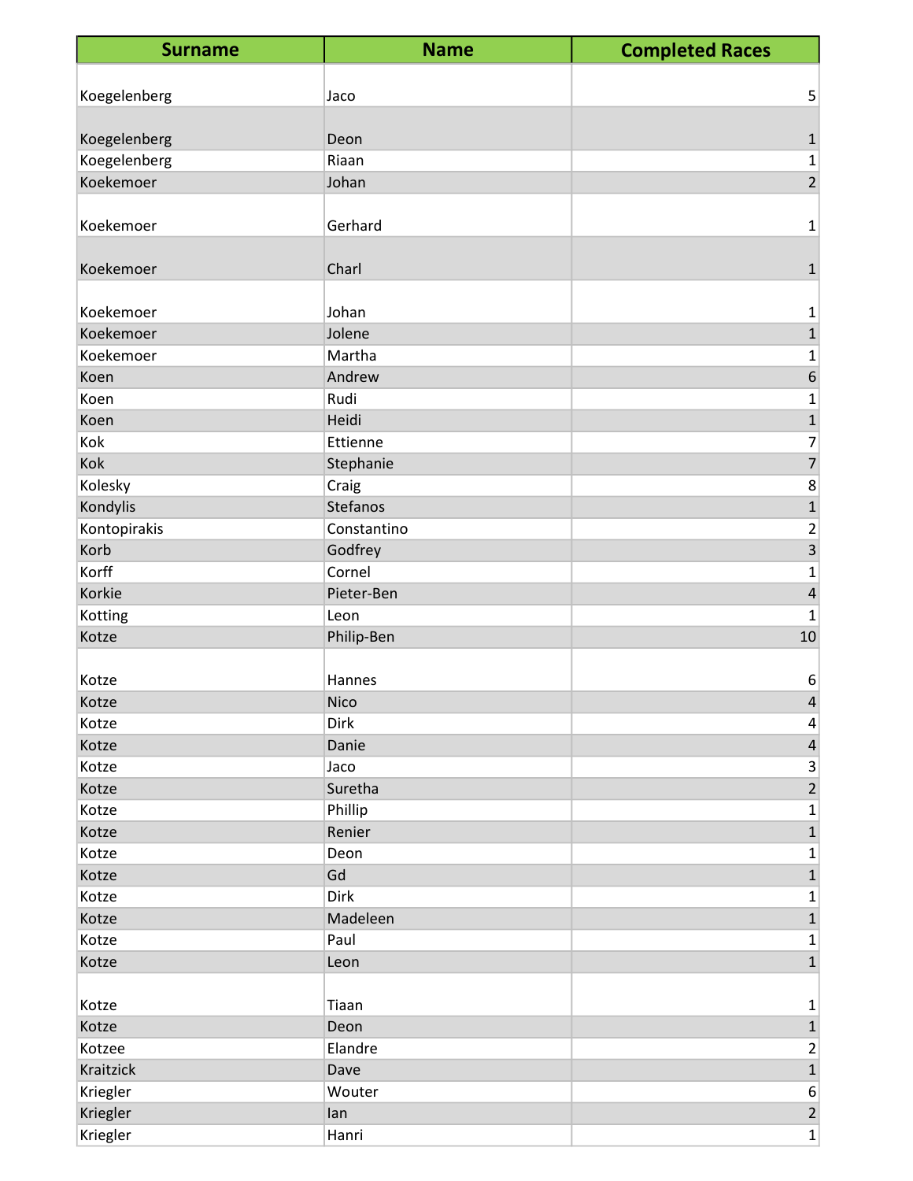| Surname | Name | Completed Races |
| --- | --- | --- |
| Koegelenberg | Jaco | 5 |
| Koegelenberg | Deon | 1 |
| Koegelenberg | Riaan | 1 |
| Koekemoer | Johan | 2 |
| Koekemoer | Gerhard | 1 |
| Koekemoer | Charl | 1 |
| Koekemoer | Johan | 1 |
| Koekemoer | Jolene | 1 |
| Koekemoer | Martha | 1 |
| Koen | Andrew | 6 |
| Koen | Rudi | 1 |
| Koen | Heidi | 1 |
| Kok | Ettienne | 7 |
| Kok | Stephanie | 7 |
| Kolesky | Craig | 8 |
| Kondylis | Stefanos | 1 |
| Kontopirakis | Constantino | 2 |
| Korb | Godfrey | 3 |
| Korff | Cornel | 1 |
| Korkie | Pieter-Ben | 4 |
| Kotting | Leon | 1 |
| Kotze | Philip-Ben | 10 |
| Kotze | Hannes | 6 |
| Kotze | Nico | 4 |
| Kotze | Dirk | 4 |
| Kotze | Danie | 4 |
| Kotze | Jaco | 3 |
| Kotze | Suretha | 2 |
| Kotze | Phillip | 1 |
| Kotze | Renier | 1 |
| Kotze | Deon | 1 |
| Kotze | Gd | 1 |
| Kotze | Dirk | 1 |
| Kotze | Madeleen | 1 |
| Kotze | Paul | 1 |
| Kotze | Leon | 1 |
| Kotze | Tiaan | 1 |
| Kotze | Deon | 1 |
| Kotzee | Elandre | 2 |
| Kraitzick | Dave | 1 |
| Kriegler | Wouter | 6 |
| Kriegler | Ian | 2 |
| Kriegler | Hanri | 1 |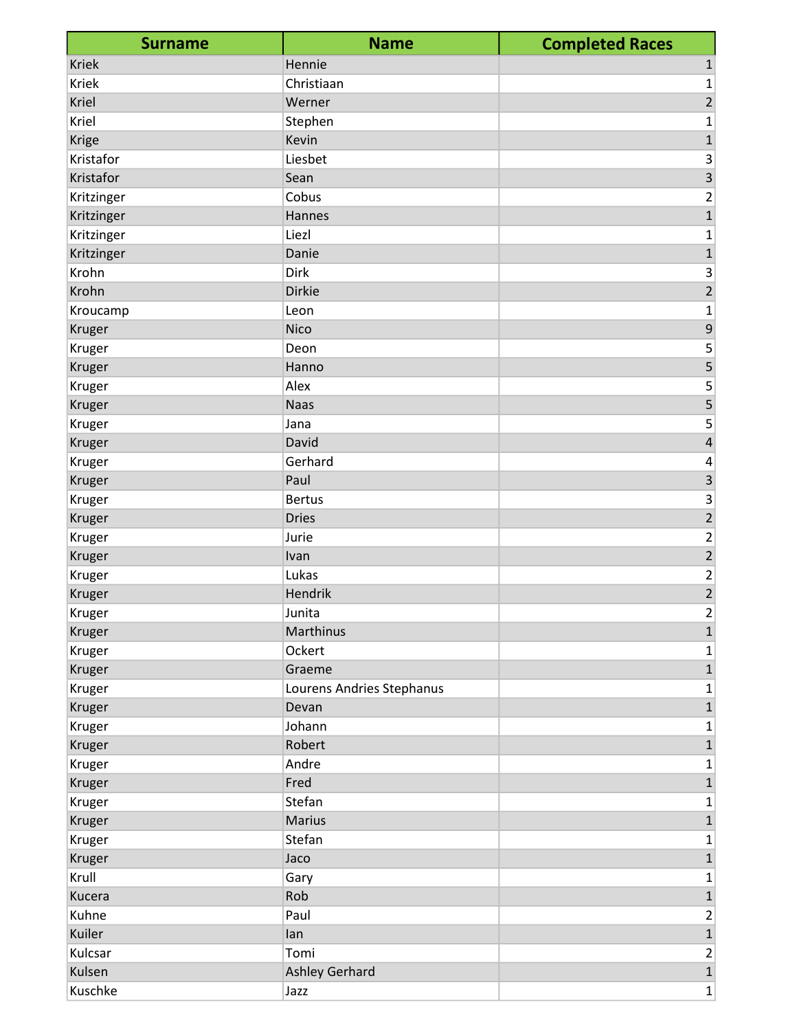| Surname | Name | Completed Races |
|---|---|---|
| Kriek | Hennie | 1 |
| Kriek | Christiaan | 1 |
| Kriel | Werner | 2 |
| Kriel | Stephen | 1 |
| Krige | Kevin | 1 |
| Kristafor | Liesbet | 3 |
| Kristafor | Sean | 3 |
| Kritzinger | Cobus | 2 |
| Kritzinger | Hannes | 1 |
| Kritzinger | Liezl | 1 |
| Kritzinger | Danie | 1 |
| Krohn | Dirk | 3 |
| Krohn | Dirkie | 2 |
| Kroucamp | Leon | 1 |
| Kruger | Nico | 9 |
| Kruger | Deon | 5 |
| Kruger | Hanno | 5 |
| Kruger | Alex | 5 |
| Kruger | Naas | 5 |
| Kruger | Jana | 5 |
| Kruger | David | 4 |
| Kruger | Gerhard | 4 |
| Kruger | Paul | 3 |
| Kruger | Bertus | 3 |
| Kruger | Dries | 2 |
| Kruger | Jurie | 2 |
| Kruger | Ivan | 2 |
| Kruger | Lukas | 2 |
| Kruger | Hendrik | 2 |
| Kruger | Junita | 2 |
| Kruger | Marthinus | 1 |
| Kruger | Ockert | 1 |
| Kruger | Graeme | 1 |
| Kruger | Lourens Andries Stephanus | 1 |
| Kruger | Devan | 1 |
| Kruger | Johann | 1 |
| Kruger | Robert | 1 |
| Kruger | Andre | 1 |
| Kruger | Fred | 1 |
| Kruger | Stefan | 1 |
| Kruger | Marius | 1 |
| Kruger | Stefan | 1 |
| Kruger | Jaco | 1 |
| Krull | Gary | 1 |
| Kucera | Rob | 1 |
| Kuhne | Paul | 2 |
| Kuiler | Ian | 1 |
| Kulcsar | Tomi | 2 |
| Kulsen | Ashley Gerhard | 1 |
| Kuschke | Jazz | 1 |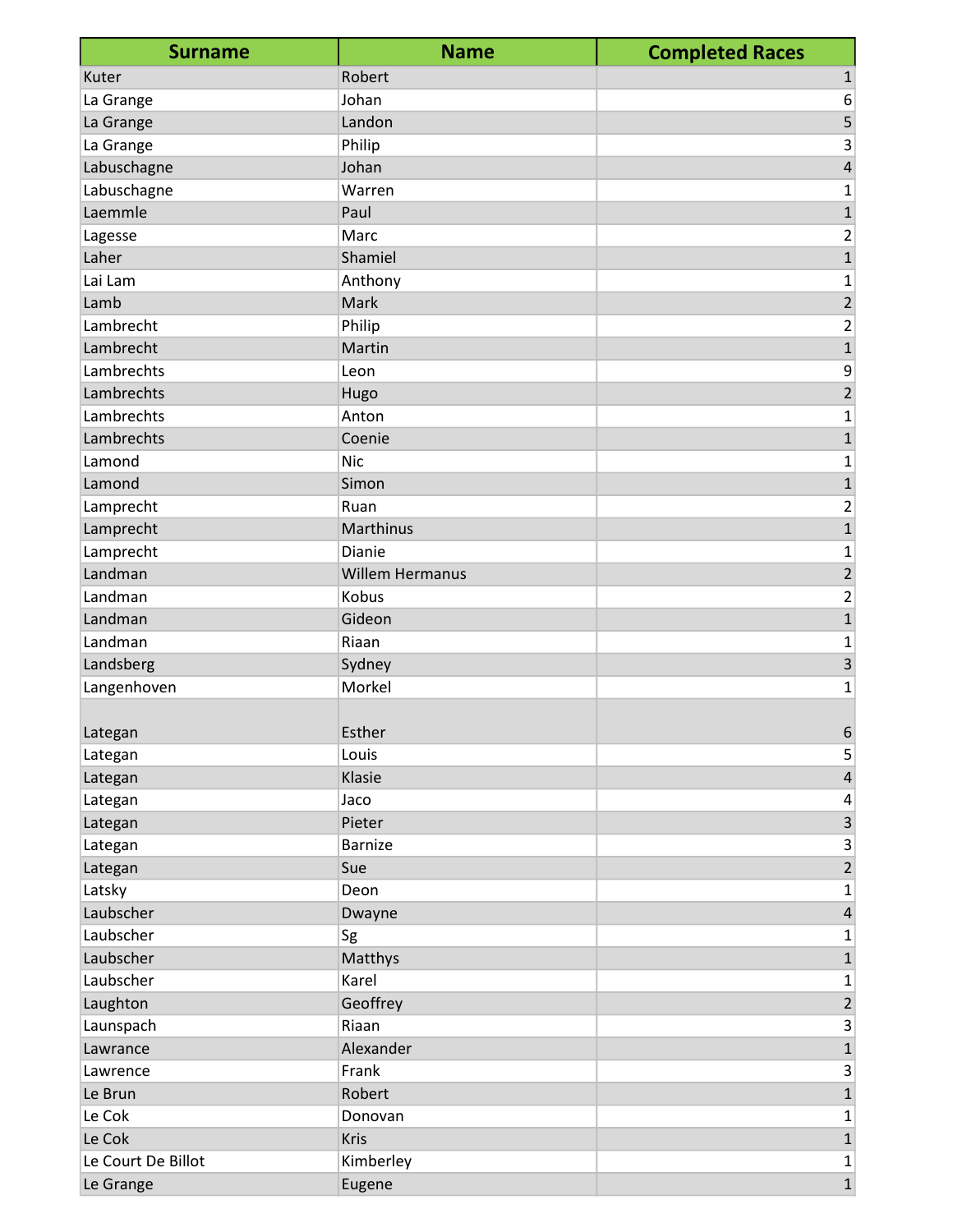| Surname | Name | Completed Races |
|---|---|---|
| Kuter | Robert | 1 |
| La Grange | Johan | 6 |
| La Grange | Landon | 5 |
| La Grange | Philip | 3 |
| Labuschagne | Johan | 4 |
| Labuschagne | Warren | 1 |
| Laemmle | Paul | 1 |
| Lagesse | Marc | 2 |
| Laher | Shamiel | 1 |
| Lai Lam | Anthony | 1 |
| Lamb | Mark | 2 |
| Lambrecht | Philip | 2 |
| Lambrecht | Martin | 1 |
| Lambrechts | Leon | 9 |
| Lambrechts | Hugo | 2 |
| Lambrechts | Anton | 1 |
| Lambrechts | Coenie | 1 |
| Lamond | Nic | 1 |
| Lamond | Simon | 1 |
| Lamprecht | Ruan | 2 |
| Lamprecht | Marthinus | 1 |
| Lamprecht | Dianie | 1 |
| Landman | Willem Hermanus | 2 |
| Landman | Kobus | 2 |
| Landman | Gideon | 1 |
| Landman | Riaan | 1 |
| Landsberg | Sydney | 3 |
| Langenhoven | Morkel | 1 |
| Lategan | Esther | 6 |
| Lategan | Louis | 5 |
| Lategan | Klasie | 4 |
| Lategan | Jaco | 4 |
| Lategan | Pieter | 3 |
| Lategan | Barnize | 3 |
| Lategan | Sue | 2 |
| Latsky | Deon | 1 |
| Laubscher | Dwayne | 4 |
| Laubscher | Sg | 1 |
| Laubscher | Matthys | 1 |
| Laubscher | Karel | 1 |
| Laughton | Geoffrey | 2 |
| Launspach | Riaan | 3 |
| Lawrance | Alexander | 1 |
| Lawrence | Frank | 3 |
| Le Brun | Robert | 1 |
| Le Cok | Donovan | 1 |
| Le Cok | Kris | 1 |
| Le Court De Billot | Kimberley | 1 |
| Le Grange | Eugene | 1 |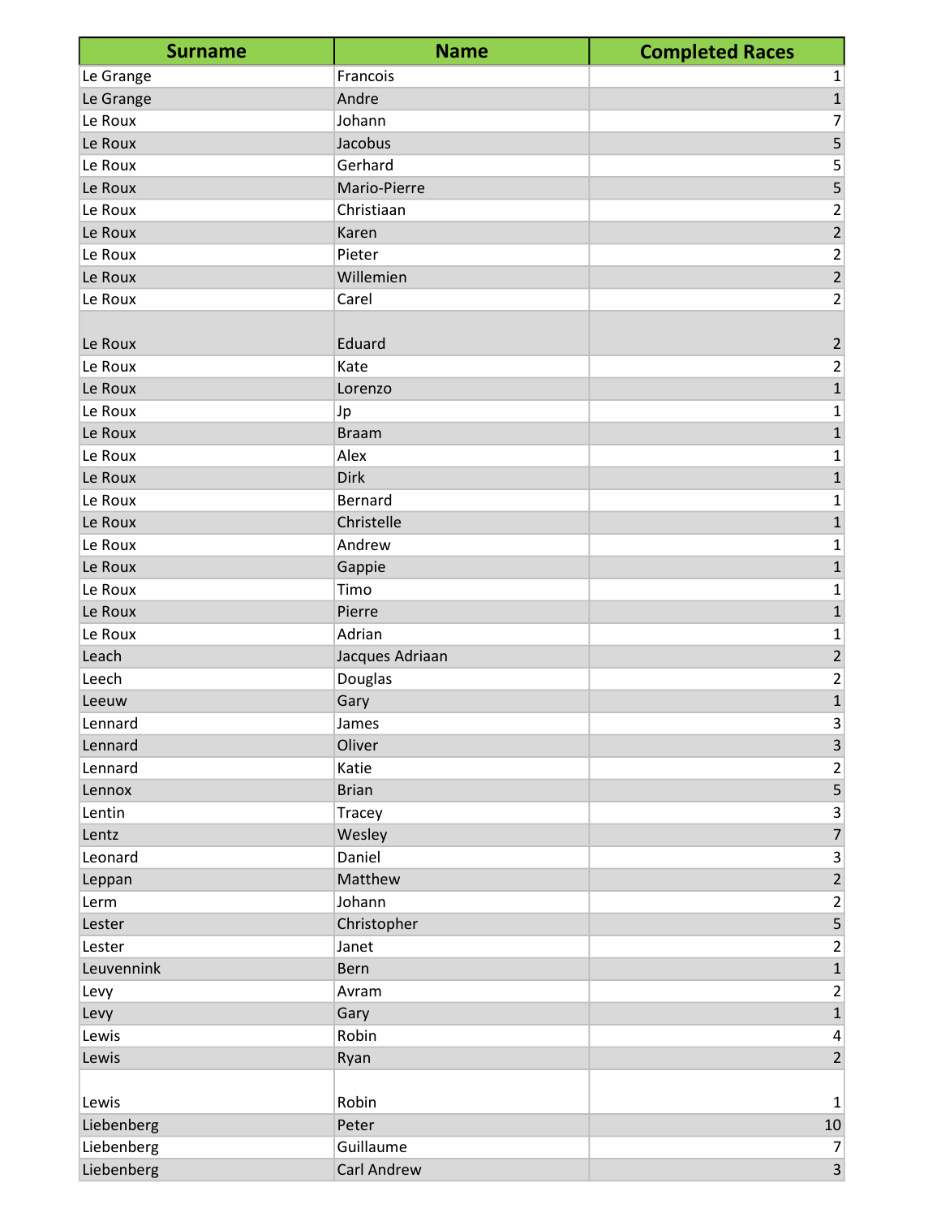| Surname | Name | Completed Races |
|---|---|---|
| Le Grange | Francois | 1 |
| Le Grange | Andre | 1 |
| Le Roux | Johann | 7 |
| Le Roux | Jacobus | 5 |
| Le Roux | Gerhard | 5 |
| Le Roux | Mario-Pierre | 5 |
| Le Roux | Christiaan | 2 |
| Le Roux | Karen | 2 |
| Le Roux | Pieter | 2 |
| Le Roux | Willemien | 2 |
| Le Roux | Carel | 2 |
| Le Roux | Eduard | 2 |
| Le Roux | Kate | 2 |
| Le Roux | Lorenzo | 1 |
| Le Roux | Jp | 1 |
| Le Roux | Braam | 1 |
| Le Roux | Alex | 1 |
| Le Roux | Dirk | 1 |
| Le Roux | Bernard | 1 |
| Le Roux | Christelle | 1 |
| Le Roux | Andrew | 1 |
| Le Roux | Gappie | 1 |
| Le Roux | Timo | 1 |
| Le Roux | Pierre | 1 |
| Le Roux | Adrian | 1 |
| Leach | Jacques Adriaan | 2 |
| Leech | Douglas | 2 |
| Leeuw | Gary | 1 |
| Lennard | James | 3 |
| Lennard | Oliver | 3 |
| Lennard | Katie | 2 |
| Lennox | Brian | 5 |
| Lentin | Tracey | 3 |
| Lentz | Wesley | 7 |
| Leonard | Daniel | 3 |
| Leppan | Matthew | 2 |
| Lerm | Johann | 2 |
| Lester | Christopher | 5 |
| Lester | Janet | 2 |
| Leuvennink | Bern | 1 |
| Levy | Avram | 2 |
| Levy | Gary | 1 |
| Lewis | Robin | 4 |
| Lewis | Ryan | 2 |
| Lewis | Robin | 1 |
| Liebenberg | Peter | 10 |
| Liebenberg | Guillaume | 7 |
| Liebenberg | Carl Andrew | 3 |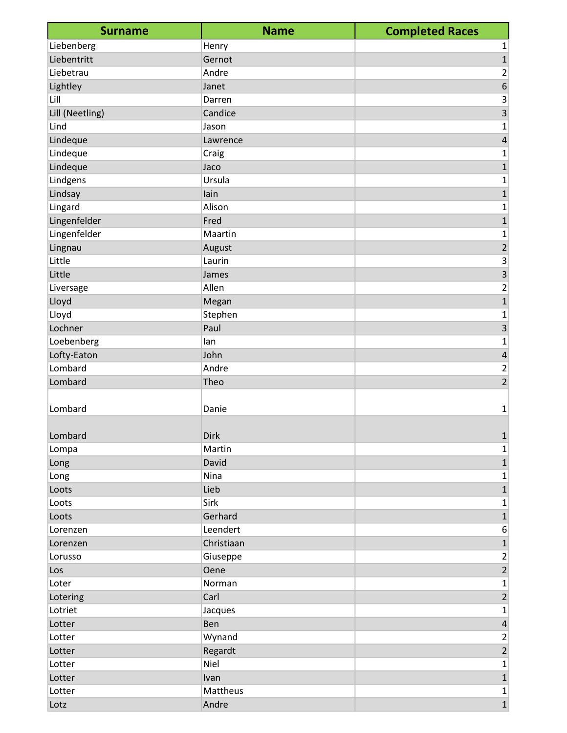| Surname | Name | Completed Races |
|---|---|---|
| Liebenberg | Henry | 1 |
| Liebentritt | Gernot | 1 |
| Liebetrau | Andre | 2 |
| Lightley | Janet | 6 |
| Lill | Darren | 3 |
| Lill (Neetling) | Candice | 3 |
| Lind | Jason | 1 |
| Lindeque | Lawrence | 4 |
| Lindeque | Craig | 1 |
| Lindeque | Jaco | 1 |
| Lindgens | Ursula | 1 |
| Lindsay | Iain | 1 |
| Lingard | Alison | 1 |
| Lingenfelder | Fred | 1 |
| Lingenfelder | Maartin | 1 |
| Lingnau | August | 2 |
| Little | Laurin | 3 |
| Little | James | 3 |
| Liversage | Allen | 2 |
| Lloyd | Megan | 1 |
| Lloyd | Stephen | 1 |
| Lochner | Paul | 3 |
| Loebenberg | Ian | 1 |
| Lofty-Eaton | John | 4 |
| Lombard | Andre | 2 |
| Lombard | Theo | 2 |
| Lombard | Danie | 1 |
| Lombard | Dirk | 1 |
| Lompa | Martin | 1 |
| Long | David | 1 |
| Long | Nina | 1 |
| Loots | Lieb | 1 |
| Loots | Sirk | 1 |
| Loots | Gerhard | 1 |
| Lorenzen | Leendert | 6 |
| Lorenzen | Christiaan | 1 |
| Lorusso | Giuseppe | 2 |
| Los | Oene | 2 |
| Loter | Norman | 1 |
| Lotering | Carl | 2 |
| Lotriet | Jacques | 1 |
| Lotter | Ben | 4 |
| Lotter | Wynand | 2 |
| Lotter | Regardt | 2 |
| Lotter | Niel | 1 |
| Lotter | Ivan | 1 |
| Lotter | Mattheus | 1 |
| Lotz | Andre | 1 |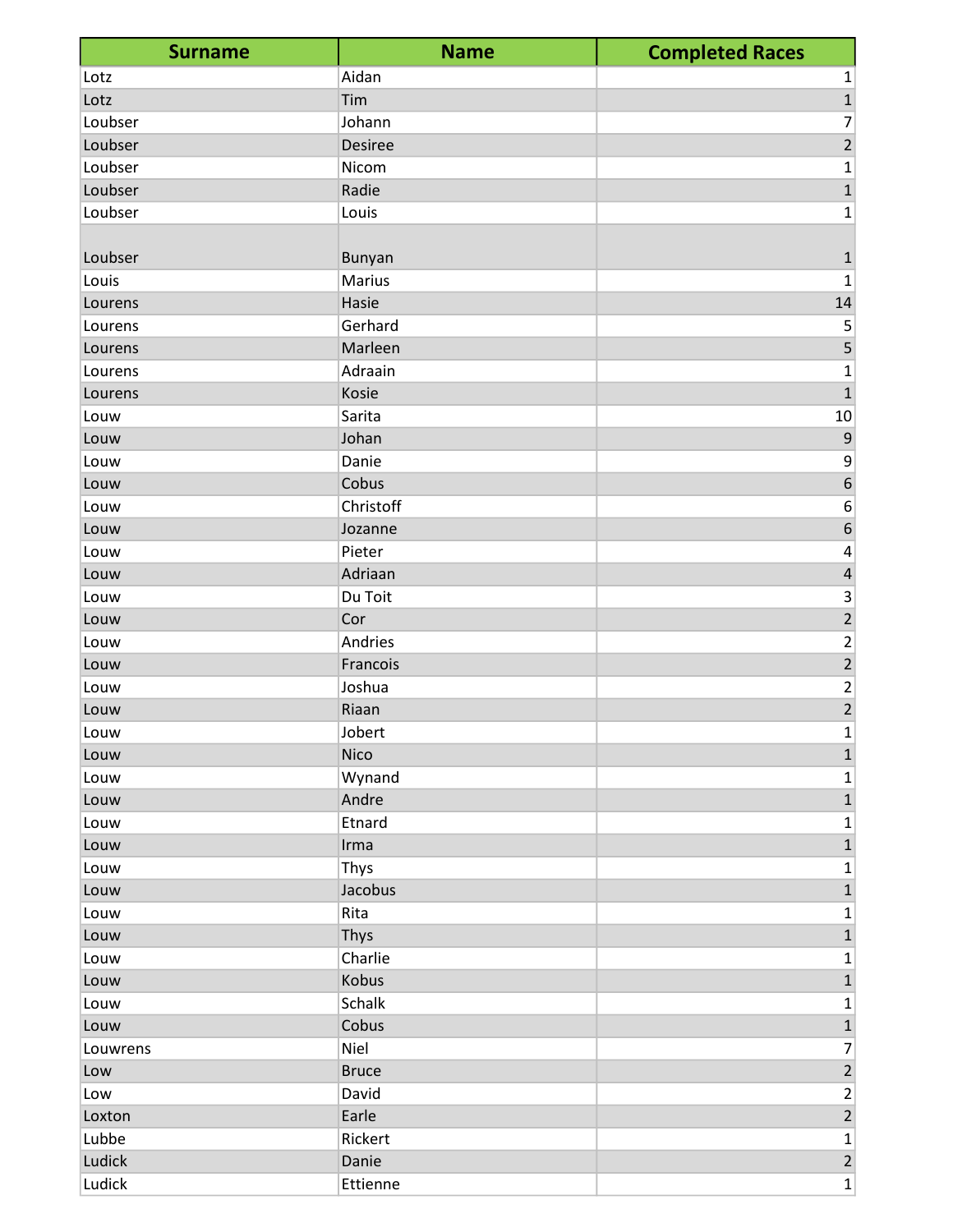| Surname | Name | Completed Races |
|---|---|---|
| Lotz | Aidan | 1 |
| Lotz | Tim | 1 |
| Loubser | Johann | 7 |
| Loubser | Desiree | 2 |
| Loubser | Nicom | 1 |
| Loubser | Radie | 1 |
| Loubser | Louis | 1 |
| Loubser | Bunyan | 1 |
| Louis | Marius | 1 |
| Lourens | Hasie | 14 |
| Lourens | Gerhard | 5 |
| Lourens | Marleen | 5 |
| Lourens | Adraain | 1 |
| Lourens | Kosie | 1 |
| Louw | Sarita | 10 |
| Louw | Johan | 9 |
| Louw | Danie | 9 |
| Louw | Cobus | 6 |
| Louw | Christoff | 6 |
| Louw | Jozanne | 6 |
| Louw | Pieter | 4 |
| Louw | Adriaan | 4 |
| Louw | Du Toit | 3 |
| Louw | Cor | 2 |
| Louw | Andries | 2 |
| Louw | Francois | 2 |
| Louw | Joshua | 2 |
| Louw | Riaan | 2 |
| Louw | Jobert | 1 |
| Louw | Nico | 1 |
| Louw | Wynand | 1 |
| Louw | Andre | 1 |
| Louw | Etnard | 1 |
| Louw | Irma | 1 |
| Louw | Thys | 1 |
| Louw | Jacobus | 1 |
| Louw | Rita | 1 |
| Louw | Thys | 1 |
| Louw | Charlie | 1 |
| Louw | Kobus | 1 |
| Louw | Schalk | 1 |
| Louw | Cobus | 1 |
| Louwrens | Niel | 7 |
| Low | Bruce | 2 |
| Low | David | 2 |
| Loxton | Earle | 2 |
| Lubbe | Rickert | 1 |
| Ludick | Danie | 2 |
| Ludick | Ettienne | 1 |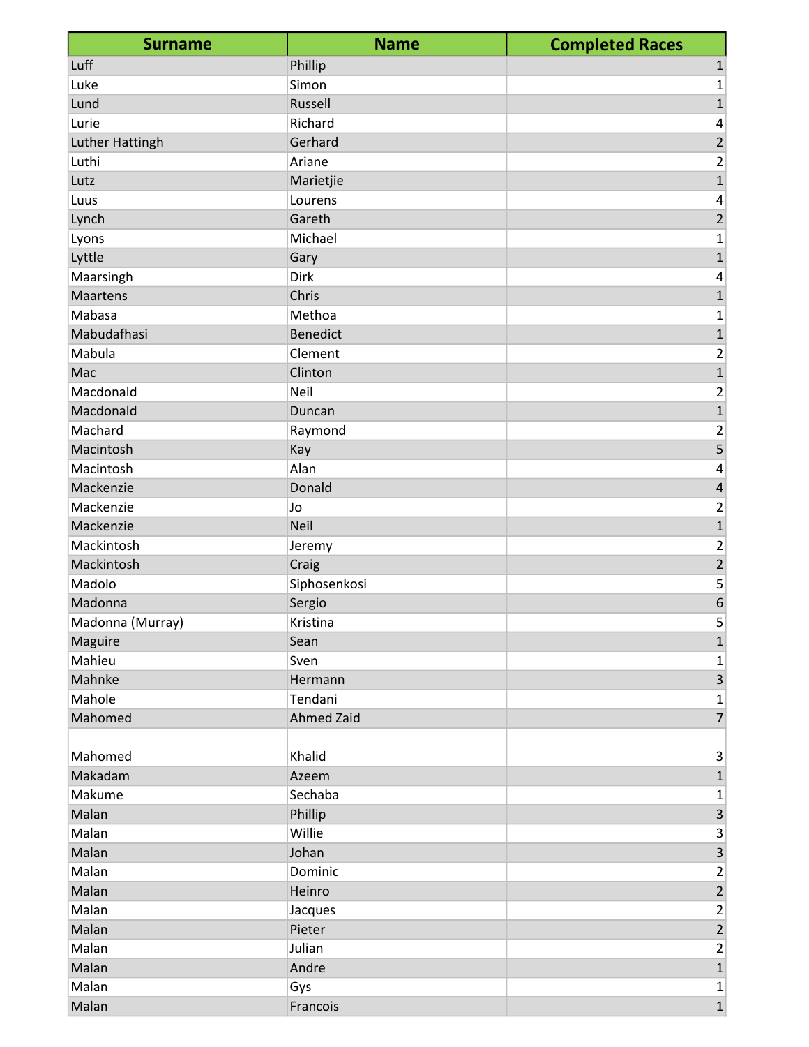| Surname | Name | Completed Races |
|---|---|---|
| Luff | Phillip | 1 |
| Luke | Simon | 1 |
| Lund | Russell | 1 |
| Lurie | Richard | 4 |
| Luther Hattingh | Gerhard | 2 |
| Luthi | Ariane | 2 |
| Lutz | Marietjie | 1 |
| Luus | Lourens | 4 |
| Lynch | Gareth | 2 |
| Lyons | Michael | 1 |
| Lyttle | Gary | 1 |
| Maarsingh | Dirk | 4 |
| Maartens | Chris | 1 |
| Mabasa | Methoa | 1 |
| Mabudafhasi | Benedict | 1 |
| Mabula | Clement | 2 |
| Mac | Clinton | 1 |
| Macdonald | Neil | 2 |
| Macdonald | Duncan | 1 |
| Machard | Raymond | 2 |
| Macintosh | Kay | 5 |
| Macintosh | Alan | 4 |
| Mackenzie | Donald | 4 |
| Mackenzie | Jo | 2 |
| Mackenzie | Neil | 1 |
| Mackintosh | Jeremy | 2 |
| Mackintosh | Craig | 2 |
| Madolo | Siphosenkosi | 5 |
| Madonna | Sergio | 6 |
| Madonna (Murray) | Kristina | 5 |
| Maguire | Sean | 1 |
| Mahieu | Sven | 1 |
| Mahnke | Hermann | 3 |
| Mahole | Tendani | 1 |
| Mahomed | Ahmed Zaid | 7 |
| Mahomed | Khalid | 3 |
| Makadam | Azeem | 1 |
| Makume | Sechaba | 1 |
| Malan | Phillip | 3 |
| Malan | Willie | 3 |
| Malan | Johan | 3 |
| Malan | Dominic | 2 |
| Malan | Heinro | 2 |
| Malan | Jacques | 2 |
| Malan | Pieter | 2 |
| Malan | Julian | 2 |
| Malan | Andre | 1 |
| Malan | Gys | 1 |
| Malan | Francois | 1 |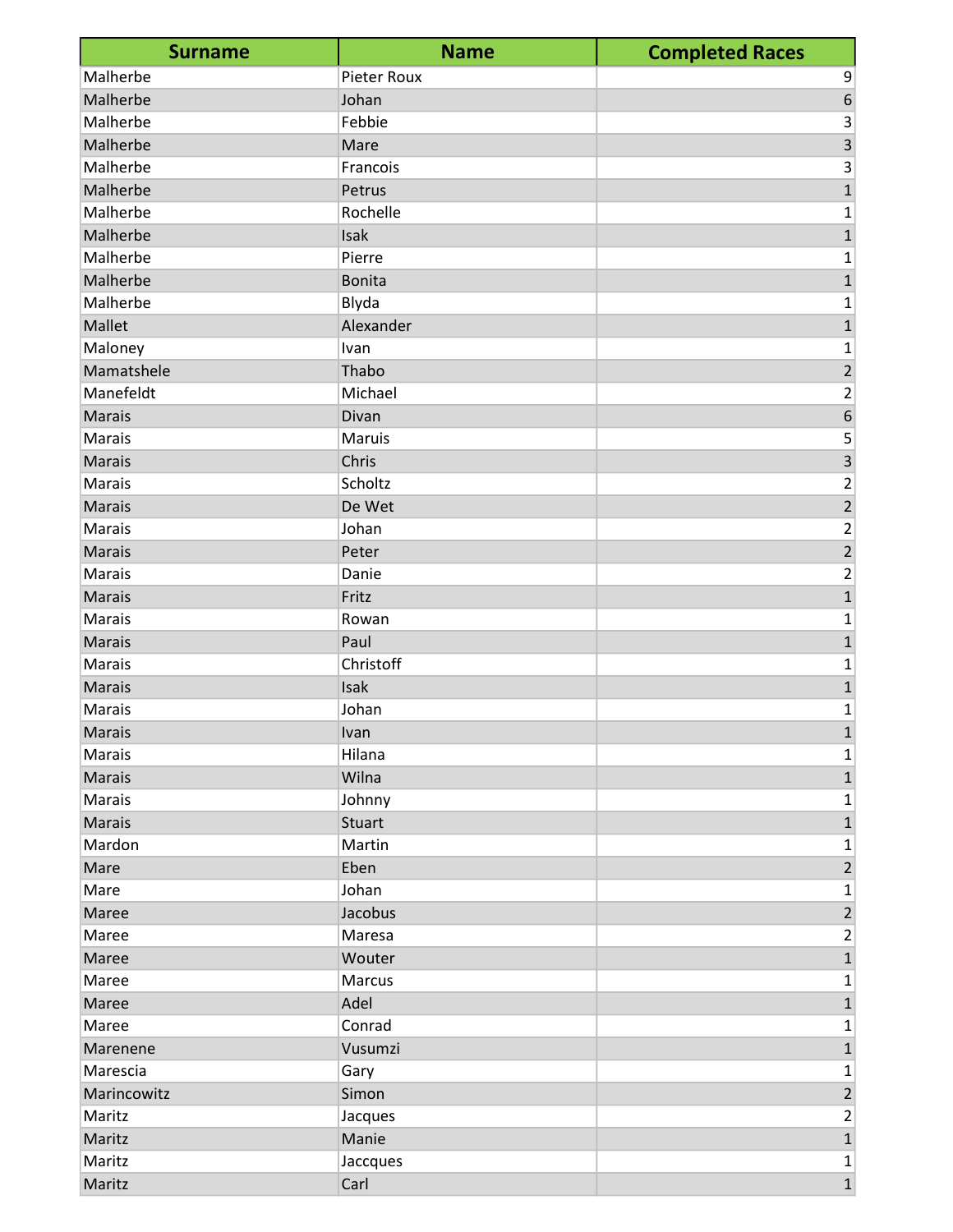| Surname | Name | Completed Races |
|---|---|---|
| Malherbe | Pieter Roux | 9 |
| Malherbe | Johan | 6 |
| Malherbe | Febbie | 3 |
| Malherbe | Mare | 3 |
| Malherbe | Francois | 3 |
| Malherbe | Petrus | 1 |
| Malherbe | Rochelle | 1 |
| Malherbe | Isak | 1 |
| Malherbe | Pierre | 1 |
| Malherbe | Bonita | 1 |
| Malherbe | Blyda | 1 |
| Mallet | Alexander | 1 |
| Maloney | Ivan | 1 |
| Mamatshele | Thabo | 2 |
| Manefeldt | Michael | 2 |
| Marais | Divan | 6 |
| Marais | Maruis | 5 |
| Marais | Chris | 3 |
| Marais | Scholtz | 2 |
| Marais | De Wet | 2 |
| Marais | Johan | 2 |
| Marais | Peter | 2 |
| Marais | Danie | 2 |
| Marais | Fritz | 1 |
| Marais | Rowan | 1 |
| Marais | Paul | 1 |
| Marais | Christoff | 1 |
| Marais | Isak | 1 |
| Marais | Johan | 1 |
| Marais | Ivan | 1 |
| Marais | Hilana | 1 |
| Marais | Wilna | 1 |
| Marais | Johnny | 1 |
| Marais | Stuart | 1 |
| Mardon | Martin | 1 |
| Mare | Eben | 2 |
| Mare | Johan | 1 |
| Maree | Jacobus | 2 |
| Maree | Maresa | 2 |
| Maree | Wouter | 1 |
| Maree | Marcus | 1 |
| Maree | Adel | 1 |
| Maree | Conrad | 1 |
| Marenene | Vusumzi | 1 |
| Marescia | Gary | 1 |
| Marincowitz | Simon | 2 |
| Maritz | Jacques | 2 |
| Maritz | Manie | 1 |
| Maritz | Jaccques | 1 |
| Maritz | Carl | 1 |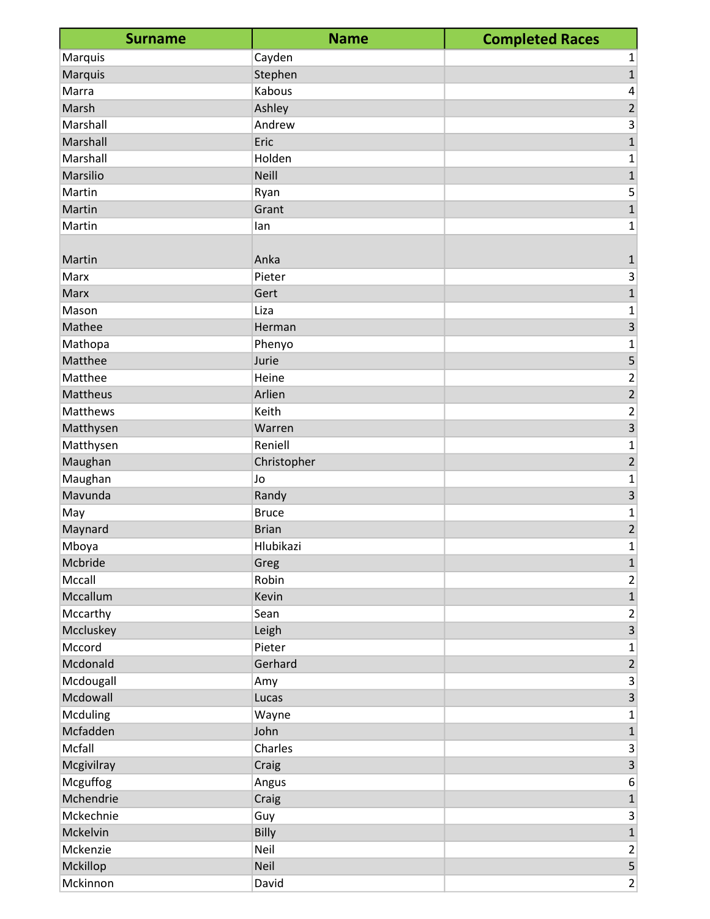| Surname | Name | Completed Races |
|---|---|---|
| Marquis | Cayden | 1 |
| Marquis | Stephen | 1 |
| Marra | Kabous | 4 |
| Marsh | Ashley | 2 |
| Marshall | Andrew | 3 |
| Marshall | Eric | 1 |
| Marshall | Holden | 1 |
| Marsilio | Neill | 1 |
| Martin | Ryan | 5 |
| Martin | Grant | 1 |
| Martin | Ian | 1 |
| Martin | Anka | 1 |
| Marx | Pieter | 3 |
| Marx | Gert | 1 |
| Mason | Liza | 1 |
| Mathee | Herman | 3 |
| Mathopa | Phenyo | 1 |
| Matthee | Jurie | 5 |
| Matthee | Heine | 2 |
| Mattheus | Arlien | 2 |
| Matthews | Keith | 2 |
| Matthysen | Warren | 3 |
| Matthysen | Reniell | 1 |
| Maughan | Christopher | 2 |
| Maughan | Jo | 1 |
| Mavunda | Randy | 3 |
| May | Bruce | 1 |
| Maynard | Brian | 2 |
| Mboya | Hlubikazi | 1 |
| Mcbride | Greg | 1 |
| Mccall | Robin | 2 |
| Mccallum | Kevin | 1 |
| Mccarthy | Sean | 2 |
| Mccluskey | Leigh | 3 |
| Mccord | Pieter | 1 |
| Mcdonald | Gerhard | 2 |
| Mcdougall | Amy | 3 |
| Mcdowall | Lucas | 3 |
| Mcduling | Wayne | 1 |
| Mcfadden | John | 1 |
| Mcfall | Charles | 3 |
| Mcgivilray | Craig | 3 |
| Mcguffog | Angus | 6 |
| Mchendrie | Craig | 1 |
| Mckechnie | Guy | 3 |
| Mckelvin | Billy | 1 |
| Mckenzie | Neil | 2 |
| Mckillop | Neil | 5 |
| Mckinnon | David | 2 |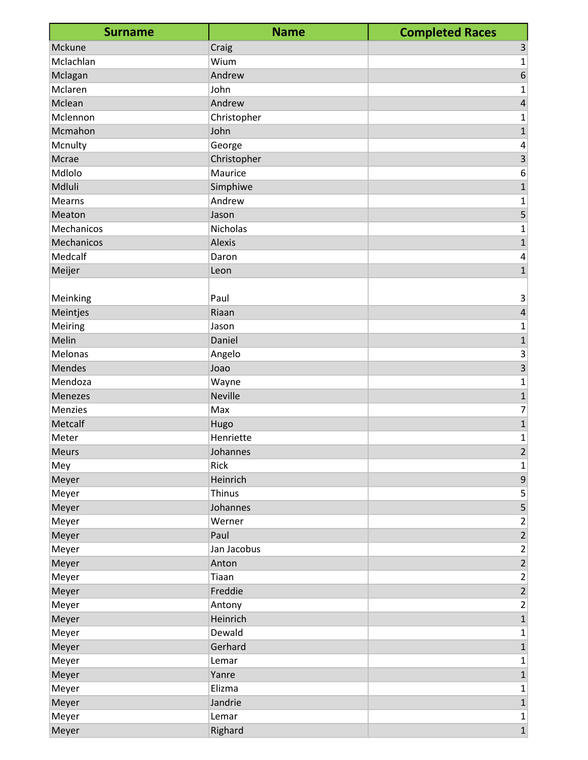| Surname | Name | Completed Races |
|---|---|---|
| Mckune | Craig | 3 |
| Mclachlan | Wium | 1 |
| Mclagan | Andrew | 6 |
| Mclaren | John | 1 |
| Mclean | Andrew | 4 |
| Mclennon | Christopher | 1 |
| Mcmahon | John | 1 |
| Mcnulty | George | 4 |
| Mcrae | Christopher | 3 |
| Mdlolo | Maurice | 6 |
| Mdluli | Simphiwe | 1 |
| Mearns | Andrew | 1 |
| Meaton | Jason | 5 |
| Mechanicos | Nicholas | 1 |
| Mechanicos | Alexis | 1 |
| Medcalf | Daron | 4 |
| Meijer | Leon | 1 |
| Meinking | Paul | 3 |
| Meintjes | Riaan | 4 |
| Meiring | Jason | 1 |
| Melin | Daniel | 1 |
| Melonas | Angelo | 3 |
| Mendes | Joao | 3 |
| Mendoza | Wayne | 1 |
| Menezes | Neville | 1 |
| Menzies | Max | 7 |
| Metcalf | Hugo | 1 |
| Meter | Henriette | 1 |
| Meurs | Johannes | 2 |
| Mey | Rick | 1 |
| Meyer | Heinrich | 9 |
| Meyer | Thinus | 5 |
| Meyer | Johannes | 5 |
| Meyer | Werner | 2 |
| Meyer | Paul | 2 |
| Meyer | Jan Jacobus | 2 |
| Meyer | Anton | 2 |
| Meyer | Tiaan | 2 |
| Meyer | Freddie | 2 |
| Meyer | Antony | 2 |
| Meyer | Heinrich | 1 |
| Meyer | Dewald | 1 |
| Meyer | Gerhard | 1 |
| Meyer | Lemar | 1 |
| Meyer | Yanre | 1 |
| Meyer | Elizma | 1 |
| Meyer | Jandrie | 1 |
| Meyer | Lemar | 1 |
| Meyer | Righard | 1 |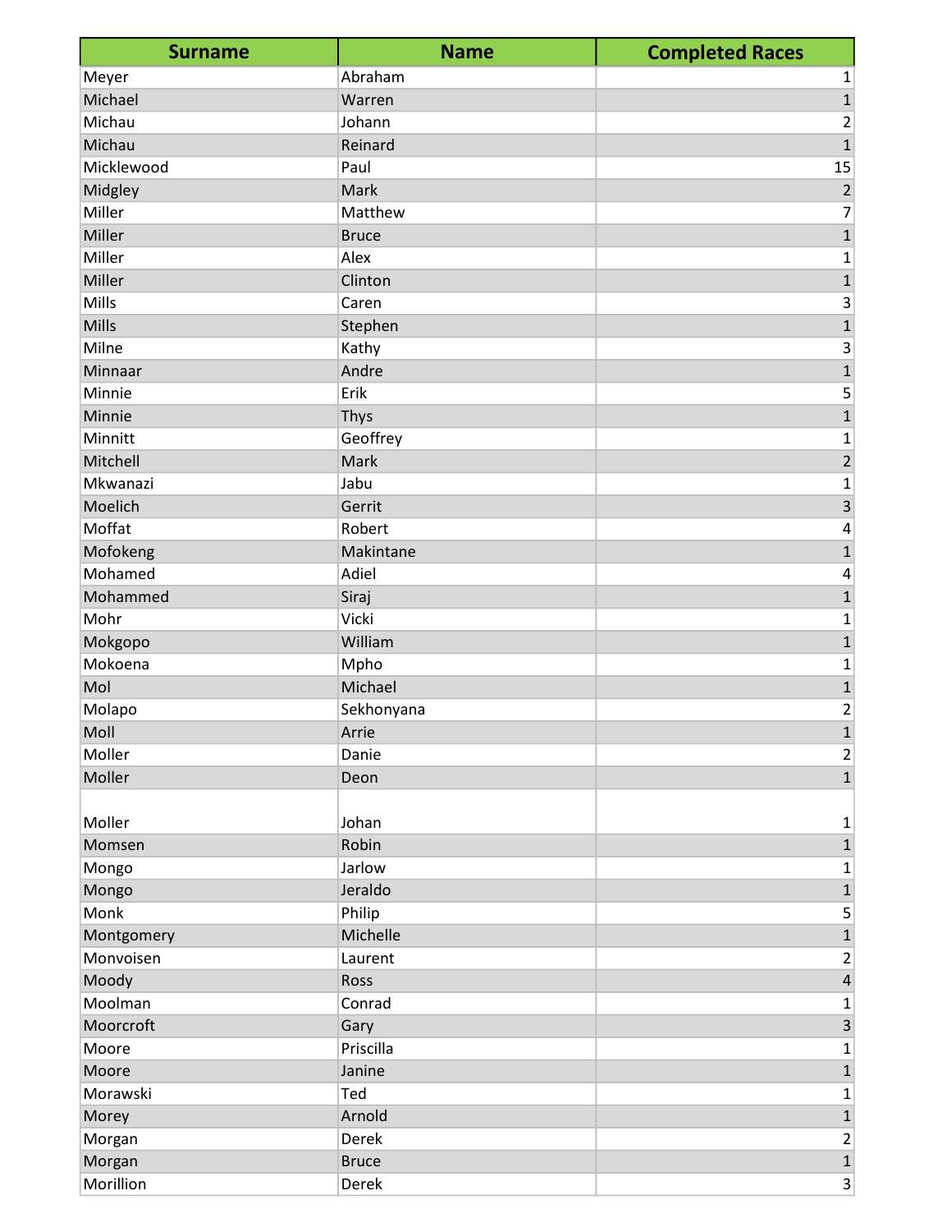| Surname | Name | Completed Races |
|---|---|---|
| Meyer | Abraham | 1 |
| Michael | Warren | 1 |
| Michau | Johann | 2 |
| Michau | Reinard | 1 |
| Micklewood | Paul | 15 |
| Midgley | Mark | 2 |
| Miller | Matthew | 7 |
| Miller | Bruce | 1 |
| Miller | Alex | 1 |
| Miller | Clinton | 1 |
| Mills | Caren | 3 |
| Mills | Stephen | 1 |
| Milne | Kathy | 3 |
| Minnaar | Andre | 1 |
| Minnie | Erik | 5 |
| Minnie | Thys | 1 |
| Minnitt | Geoffrey | 1 |
| Mitchell | Mark | 2 |
| Mkwanazi | Jabu | 1 |
| Moelich | Gerrit | 3 |
| Moffat | Robert | 4 |
| Mofokeng | Makintane | 1 |
| Mohamed | Adiel | 4 |
| Mohammed | Siraj | 1 |
| Mohr | Vicki | 1 |
| Mokgopo | William | 1 |
| Mokoena | Mpho | 1 |
| Mol | Michael | 1 |
| Molapo | Sekhonyana | 2 |
| Moll | Arrie | 1 |
| Moller | Danie | 2 |
| Moller | Deon | 1 |
| Moller | Johan | 1 |
| Momsen | Robin | 1 |
| Mongo | Jarlow | 1 |
| Mongo | Jeraldo | 1 |
| Monk | Philip | 5 |
| Montgomery | Michelle | 1 |
| Monvoisen | Laurent | 2 |
| Moody | Ross | 4 |
| Moolman | Conrad | 1 |
| Moorcroft | Gary | 3 |
| Moore | Priscilla | 1 |
| Moore | Janine | 1 |
| Morawski | Ted | 1 |
| Morey | Arnold | 1 |
| Morgan | Derek | 2 |
| Morgan | Bruce | 1 |
| Morillion | Derek | 3 |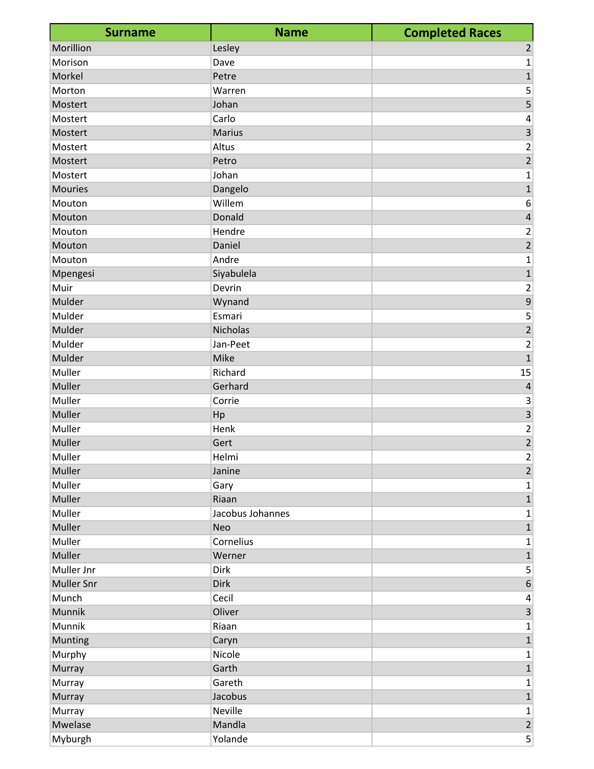| Surname | Name | Completed Races |
|---|---|---|
| Morillion | Lesley | 2 |
| Morison | Dave | 1 |
| Morkel | Petre | 1 |
| Morton | Warren | 5 |
| Mostert | Johan | 5 |
| Mostert | Carlo | 4 |
| Mostert | Marius | 3 |
| Mostert | Altus | 2 |
| Mostert | Petro | 2 |
| Mostert | Johan | 1 |
| Mouries | Dangelo | 1 |
| Mouton | Willem | 6 |
| Mouton | Donald | 4 |
| Mouton | Hendre | 2 |
| Mouton | Daniel | 2 |
| Mouton | Andre | 1 |
| Mpengesi | Siyabulela | 1 |
| Muir | Devrin | 2 |
| Mulder | Wynand | 9 |
| Mulder | Esmari | 5 |
| Mulder | Nicholas | 2 |
| Mulder | Jan-Peet | 2 |
| Mulder | Mike | 1 |
| Muller | Richard | 15 |
| Muller | Gerhard | 4 |
| Muller | Corrie | 3 |
| Muller | Hp | 3 |
| Muller | Henk | 2 |
| Muller | Gert | 2 |
| Muller | Helmi | 2 |
| Muller | Janine | 2 |
| Muller | Gary | 1 |
| Muller | Riaan | 1 |
| Muller | Jacobus Johannes | 1 |
| Muller | Neo | 1 |
| Muller | Cornelius | 1 |
| Muller | Werner | 1 |
| Muller Jnr | Dirk | 5 |
| Muller Snr | Dirk | 6 |
| Munch | Cecil | 4 |
| Munnik | Oliver | 3 |
| Munnik | Riaan | 1 |
| Munting | Caryn | 1 |
| Murphy | Nicole | 1 |
| Murray | Garth | 1 |
| Murray | Gareth | 1 |
| Murray | Jacobus | 1 |
| Murray | Neville | 1 |
| Mwelase | Mandla | 2 |
| Myburgh | Yolande | 5 |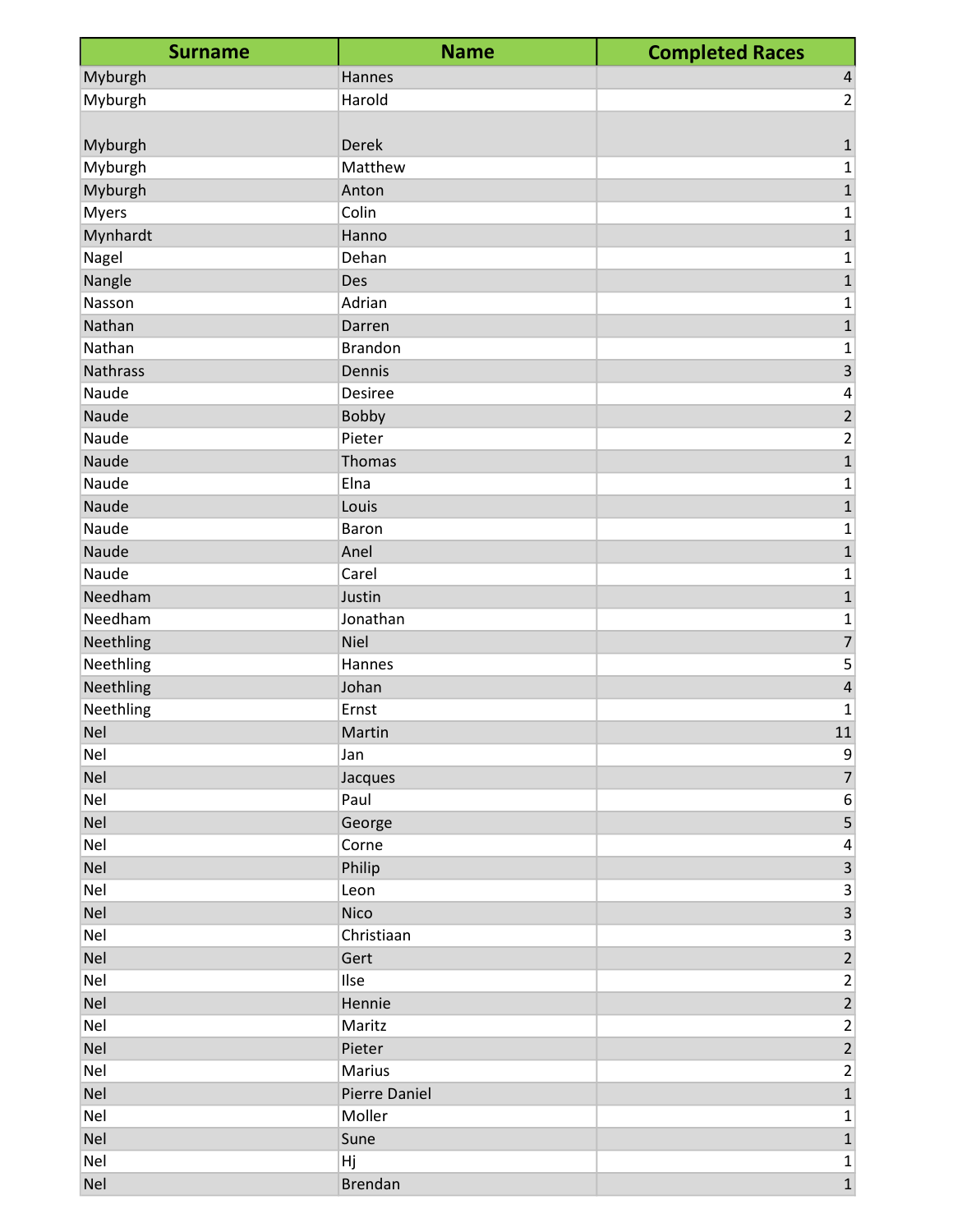| Surname | Name | Completed Races |
| --- | --- | --- |
| Myburgh | Hannes | 4 |
| Myburgh | Harold | 2 |
| Myburgh | Derek | 1 |
| Myburgh | Matthew | 1 |
| Myburgh | Anton | 1 |
| Myers | Colin | 1 |
| Mynhardt | Hanno | 1 |
| Nagel | Dehan | 1 |
| Nangle | Des | 1 |
| Nasson | Adrian | 1 |
| Nathan | Darren | 1 |
| Nathan | Brandon | 1 |
| Nathrass | Dennis | 3 |
| Naude | Desiree | 4 |
| Naude | Bobby | 2 |
| Naude | Pieter | 2 |
| Naude | Thomas | 1 |
| Naude | Elna | 1 |
| Naude | Louis | 1 |
| Naude | Baron | 1 |
| Naude | Anel | 1 |
| Naude | Carel | 1 |
| Needham | Justin | 1 |
| Needham | Jonathan | 1 |
| Neethling | Niel | 7 |
| Neethling | Hannes | 5 |
| Neethling | Johan | 4 |
| Neethling | Ernst | 1 |
| Nel | Martin | 11 |
| Nel | Jan | 9 |
| Nel | Jacques | 7 |
| Nel | Paul | 6 |
| Nel | George | 5 |
| Nel | Corne | 4 |
| Nel | Philip | 3 |
| Nel | Leon | 3 |
| Nel | Nico | 3 |
| Nel | Christiaan | 3 |
| Nel | Gert | 2 |
| Nel | Ilse | 2 |
| Nel | Hennie | 2 |
| Nel | Maritz | 2 |
| Nel | Pieter | 2 |
| Nel | Marius | 2 |
| Nel | Pierre Daniel | 1 |
| Nel | Moller | 1 |
| Nel | Sune | 1 |
| Nel | Hj | 1 |
| Nel | Brendan | 1 |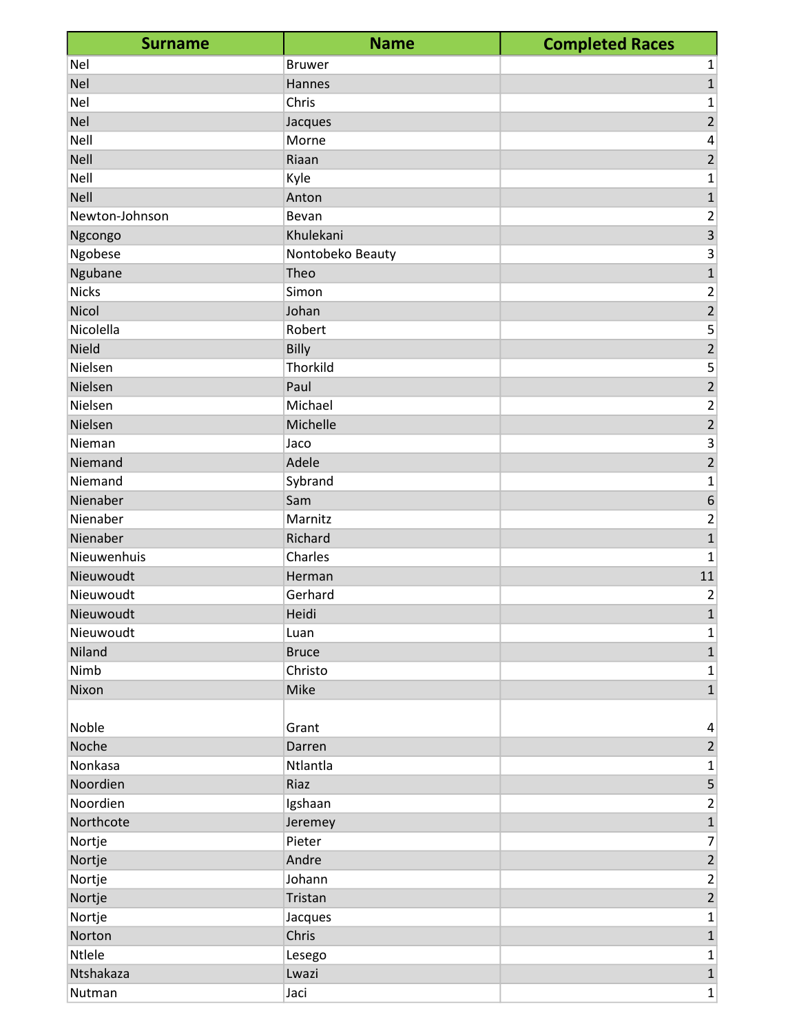| Surname | Name | Completed Races |
|---|---|---|
| Nel | Bruwer | 1 |
| Nel | Hannes | 1 |
| Nel | Chris | 1 |
| Nel | Jacques | 2 |
| Nell | Morne | 4 |
| Nell | Riaan | 2 |
| Nell | Kyle | 1 |
| Nell | Anton | 1 |
| Newton-Johnson | Bevan | 2 |
| Ngcongo | Khulekani | 3 |
| Ngobese | Nontobeko Beauty | 3 |
| Ngubane | Theo | 1 |
| Nicks | Simon | 2 |
| Nicol | Johan | 2 |
| Nicolella | Robert | 5 |
| Nield | Billy | 2 |
| Nielsen | Thorkild | 5 |
| Nielsen | Paul | 2 |
| Nielsen | Michael | 2 |
| Nielsen | Michelle | 2 |
| Nieman | Jaco | 3 |
| Niemand | Adele | 2 |
| Niemand | Sybrand | 1 |
| Nienaber | Sam | 6 |
| Nienaber | Marnitz | 2 |
| Nienaber | Richard | 1 |
| Nieuwenhuis | Charles | 1 |
| Nieuwoudt | Herman | 11 |
| Nieuwoudt | Gerhard | 2 |
| Nieuwoudt | Heidi | 1 |
| Nieuwoudt | Luan | 1 |
| Niland | Bruce | 1 |
| Nimb | Christo | 1 |
| Nixon | Mike | 1 |
| Noble | Grant | 4 |
| Noche | Darren | 2 |
| Nonkasa | Ntlantla | 1 |
| Noordien | Riaz | 5 |
| Noordien | Igshaan | 2 |
| Northcote | Jeremey | 1 |
| Nortje | Pieter | 7 |
| Nortje | Andre | 2 |
| Nortje | Johann | 2 |
| Nortje | Tristan | 2 |
| Nortje | Jacques | 1 |
| Norton | Chris | 1 |
| Ntlele | Lesego | 1 |
| Ntshakaza | Lwazi | 1 |
| Nutman | Jaci | 1 |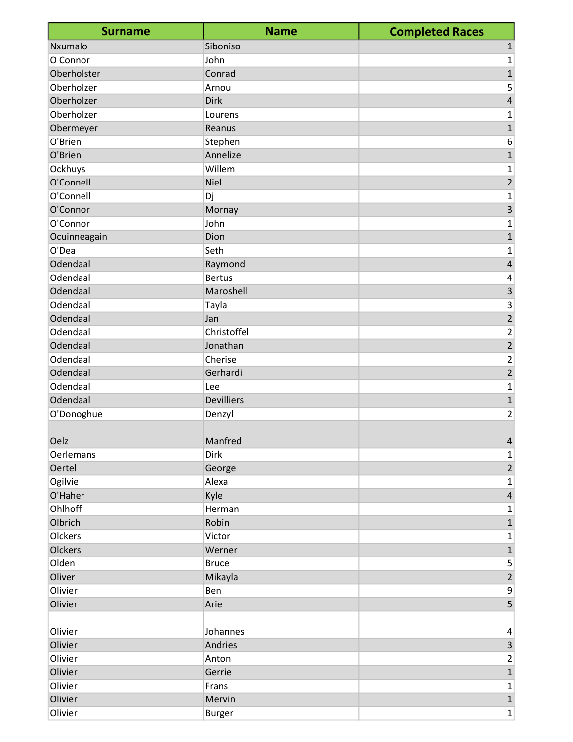| Surname | Name | Completed Races |
|---|---|---|
| Nxumalo | Siboniso | 1 |
| O Connor | John | 1 |
| Oberholster | Conrad | 1 |
| Oberholzer | Arnou | 5 |
| Oberholzer | Dirk | 4 |
| Oberholzer | Lourens | 1 |
| Obermeyer | Reanus | 1 |
| O'Brien | Stephen | 6 |
| O'Brien | Annelize | 1 |
| Ockhuys | Willem | 1 |
| O'Connell | Niel | 2 |
| O'Connell | Dj | 1 |
| O'Connor | Mornay | 3 |
| O'Connor | John | 1 |
| Ocuinneagain | Dion | 1 |
| O'Dea | Seth | 1 |
| Odendaal | Raymond | 4 |
| Odendaal | Bertus | 4 |
| Odendaal | Maroshell | 3 |
| Odendaal | Tayla | 3 |
| Odendaal | Jan | 2 |
| Odendaal | Christoffel | 2 |
| Odendaal | Jonathan | 2 |
| Odendaal | Cherise | 2 |
| Odendaal | Gerhardi | 2 |
| Odendaal | Lee | 1 |
| Odendaal | Devilliers | 1 |
| O'Donoghue | Denzyl | 2 |
| Oelz | Manfred | 4 |
| Oerlemans | Dirk | 1 |
| Oertel | George | 2 |
| Ogilvie | Alexa | 1 |
| O'Haher | Kyle | 4 |
| Ohlhoff | Herman | 1 |
| Olbrich | Robin | 1 |
| Olckers | Victor | 1 |
| Olckers | Werner | 1 |
| Olden | Bruce | 5 |
| Oliver | Mikayla | 2 |
| Olivier | Ben | 9 |
| Olivier | Arie | 5 |
| Olivier | Johannes | 4 |
| Olivier | Andries | 3 |
| Olivier | Anton | 2 |
| Olivier | Gerrie | 1 |
| Olivier | Frans | 1 |
| Olivier | Mervin | 1 |
| Olivier | Burger | 1 |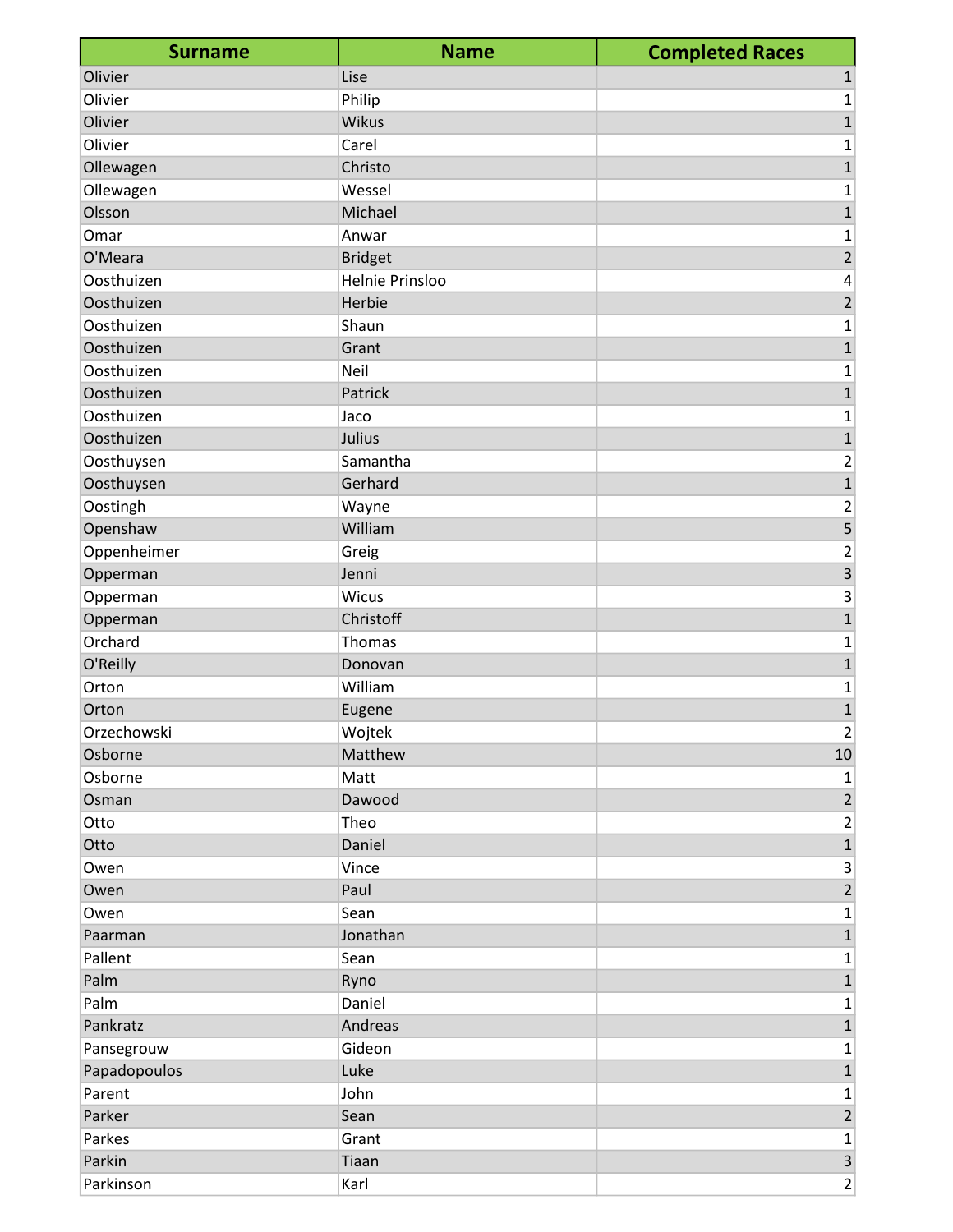| Surname | Name | Completed Races |
|---|---|---|
| Olivier | Lise | 1 |
| Olivier | Philip | 1 |
| Olivier | Wikus | 1 |
| Olivier | Carel | 1 |
| Ollewagen | Christo | 1 |
| Ollewagen | Wessel | 1 |
| Olsson | Michael | 1 |
| Omar | Anwar | 1 |
| O'Meara | Bridget | 2 |
| Oosthuizen | Helnie Prinsloo | 4 |
| Oosthuizen | Herbie | 2 |
| Oosthuizen | Shaun | 1 |
| Oosthuizen | Grant | 1 |
| Oosthuizen | Neil | 1 |
| Oosthuizen | Patrick | 1 |
| Oosthuizen | Jaco | 1 |
| Oosthuizen | Julius | 1 |
| Oosthuysen | Samantha | 2 |
| Oosthuysen | Gerhard | 1 |
| Oostingh | Wayne | 2 |
| Openshaw | William | 5 |
| Oppenheimer | Greig | 2 |
| Opperman | Jenni | 3 |
| Opperman | Wicus | 3 |
| Opperman | Christoff | 1 |
| Orchard | Thomas | 1 |
| O'Reilly | Donovan | 1 |
| Orton | William | 1 |
| Orton | Eugene | 1 |
| Orzechowski | Wojtek | 2 |
| Osborne | Matthew | 10 |
| Osborne | Matt | 1 |
| Osman | Dawood | 2 |
| Otto | Theo | 2 |
| Otto | Daniel | 1 |
| Owen | Vince | 3 |
| Owen | Paul | 2 |
| Owen | Sean | 1 |
| Paarman | Jonathan | 1 |
| Pallent | Sean | 1 |
| Palm | Ryno | 1 |
| Palm | Daniel | 1 |
| Pankratz | Andreas | 1 |
| Pansegrouw | Gideon | 1 |
| Papadopoulos | Luke | 1 |
| Parent | John | 1 |
| Parker | Sean | 2 |
| Parkes | Grant | 1 |
| Parkin | Tiaan | 3 |
| Parkinson | Karl | 2 |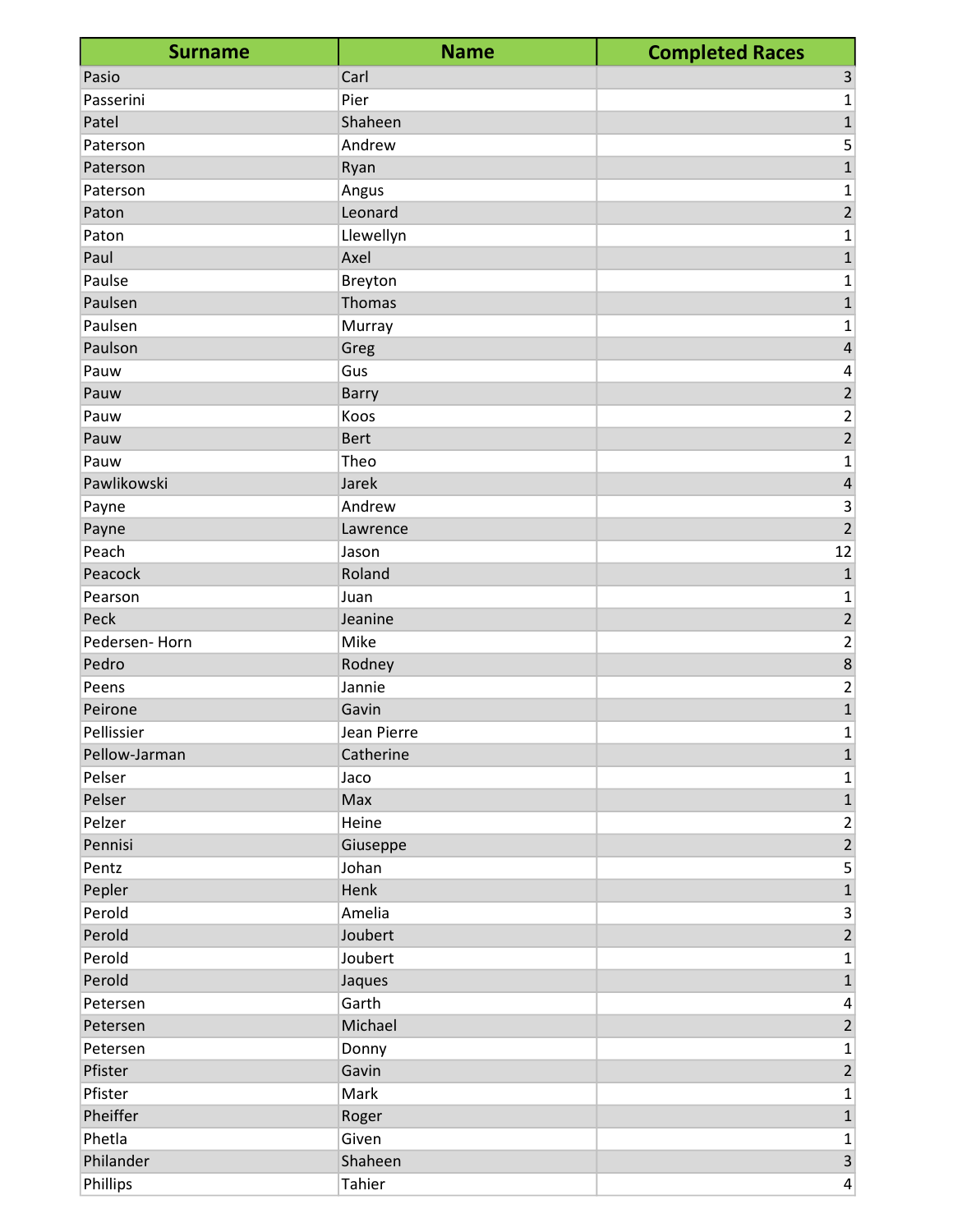| Surname | Name | Completed Races |
|---|---|---|
| Pasio | Carl | 3 |
| Passerini | Pier | 1 |
| Patel | Shaheen | 1 |
| Paterson | Andrew | 5 |
| Paterson | Ryan | 1 |
| Paterson | Angus | 1 |
| Paton | Leonard | 2 |
| Paton | Llewellyn | 1 |
| Paul | Axel | 1 |
| Paulse | Breyton | 1 |
| Paulsen | Thomas | 1 |
| Paulsen | Murray | 1 |
| Paulson | Greg | 4 |
| Pauw | Gus | 4 |
| Pauw | Barry | 2 |
| Pauw | Koos | 2 |
| Pauw | Bert | 2 |
| Pauw | Theo | 1 |
| Pawlikowski | Jarek | 4 |
| Payne | Andrew | 3 |
| Payne | Lawrence | 2 |
| Peach | Jason | 12 |
| Peacock | Roland | 1 |
| Pearson | Juan | 1 |
| Peck | Jeanine | 2 |
| Pedersen- Horn | Mike | 2 |
| Pedro | Rodney | 8 |
| Peens | Jannie | 2 |
| Peirone | Gavin | 1 |
| Pellissier | Jean Pierre | 1 |
| Pellow-Jarman | Catherine | 1 |
| Pelser | Jaco | 1 |
| Pelser | Max | 1 |
| Pelzer | Heine | 2 |
| Pennisi | Giuseppe | 2 |
| Pentz | Johan | 5 |
| Pepler | Henk | 1 |
| Perold | Amelia | 3 |
| Perold | Joubert | 2 |
| Perold | Joubert | 1 |
| Perold | Jaques | 1 |
| Petersen | Garth | 4 |
| Petersen | Michael | 2 |
| Petersen | Donny | 1 |
| Pfister | Gavin | 2 |
| Pfister | Mark | 1 |
| Pheiffer | Roger | 1 |
| Phetla | Given | 1 |
| Philander | Shaheen | 3 |
| Phillips | Tahier | 4 |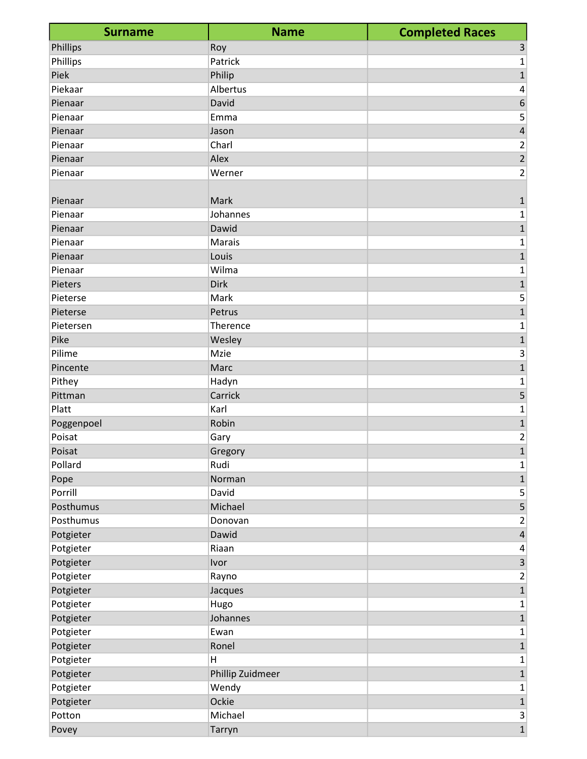| Surname | Name | Completed Races |
|---|---|---|
| Phillips | Roy | 3 |
| Phillips | Patrick | 1 |
| Piek | Philip | 1 |
| Piekaar | Albertus | 4 |
| Pienaar | David | 6 |
| Pienaar | Emma | 5 |
| Pienaar | Jason | 4 |
| Pienaar | Charl | 2 |
| Pienaar | Alex | 2 |
| Pienaar | Werner | 2 |
| Pienaar | Mark | 1 |
| Pienaar | Johannes | 1 |
| Pienaar | Dawid | 1 |
| Pienaar | Marais | 1 |
| Pienaar | Louis | 1 |
| Pienaar | Wilma | 1 |
| Pieters | Dirk | 1 |
| Pieterse | Mark | 5 |
| Pieterse | Petrus | 1 |
| Pietersen | Therence | 1 |
| Pike | Wesley | 1 |
| Pilime | Mzie | 3 |
| Pincente | Marc | 1 |
| Pithey | Hadyn | 1 |
| Pittman | Carrick | 5 |
| Platt | Karl | 1 |
| Poggenpoel | Robin | 1 |
| Poisat | Gary | 2 |
| Poisat | Gregory | 1 |
| Pollard | Rudi | 1 |
| Pope | Norman | 1 |
| Porrill | David | 5 |
| Posthumus | Michael | 5 |
| Posthumus | Donovan | 2 |
| Potgieter | Dawid | 4 |
| Potgieter | Riaan | 4 |
| Potgieter | Ivor | 3 |
| Potgieter | Rayno | 2 |
| Potgieter | Jacques | 1 |
| Potgieter | Hugo | 1 |
| Potgieter | Johannes | 1 |
| Potgieter | Ewan | 1 |
| Potgieter | Ronel | 1 |
| Potgieter | H | 1 |
| Potgieter | Phillip Zuidmeer | 1 |
| Potgieter | Wendy | 1 |
| Potgieter | Ockie | 1 |
| Potton | Michael | 3 |
| Povey | Tarryn | 1 |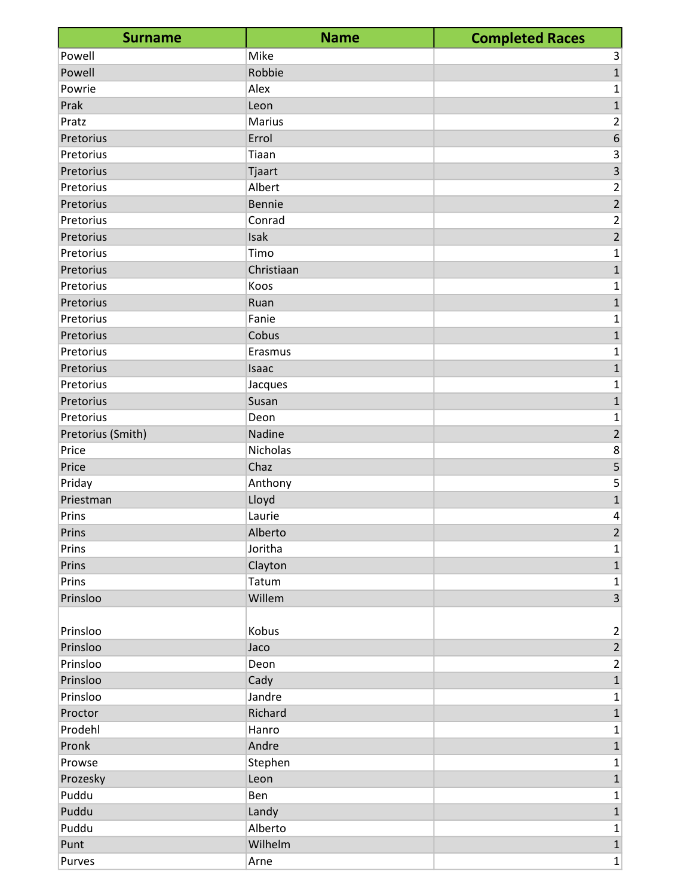| Surname | Name | Completed Races |
|---|---|---|
| Powell | Mike | 3 |
| Powell | Robbie | 1 |
| Powrie | Alex | 1 |
| Prak | Leon | 1 |
| Pratz | Marius | 2 |
| Pretorius | Errol | 6 |
| Pretorius | Tiaan | 3 |
| Pretorius | Tjaart | 3 |
| Pretorius | Albert | 2 |
| Pretorius | Bennie | 2 |
| Pretorius | Conrad | 2 |
| Pretorius | Isak | 2 |
| Pretorius | Timo | 1 |
| Pretorius | Christiaan | 1 |
| Pretorius | Koos | 1 |
| Pretorius | Ruan | 1 |
| Pretorius | Fanie | 1 |
| Pretorius | Cobus | 1 |
| Pretorius | Erasmus | 1 |
| Pretorius | Isaac | 1 |
| Pretorius | Jacques | 1 |
| Pretorius | Susan | 1 |
| Pretorius | Deon | 1 |
| Pretorius (Smith) | Nadine | 2 |
| Price | Nicholas | 8 |
| Price | Chaz | 5 |
| Priday | Anthony | 5 |
| Priestman | Lloyd | 1 |
| Prins | Laurie | 4 |
| Prins | Alberto | 2 |
| Prins | Joritha | 1 |
| Prins | Clayton | 1 |
| Prins | Tatum | 1 |
| Prinsloo | Willem | 3 |
| Prinsloo | Kobus | 2 |
| Prinsloo | Jaco | 2 |
| Prinsloo | Deon | 2 |
| Prinsloo | Cady | 1 |
| Prinsloo | Jandre | 1 |
| Proctor | Richard | 1 |
| Prodehl | Hanro | 1 |
| Pronk | Andre | 1 |
| Prowse | Stephen | 1 |
| Prozesky | Leon | 1 |
| Puddu | Ben | 1 |
| Puddu | Landy | 1 |
| Puddu | Alberto | 1 |
| Punt | Wilhelm | 1 |
| Purves | Arne | 1 |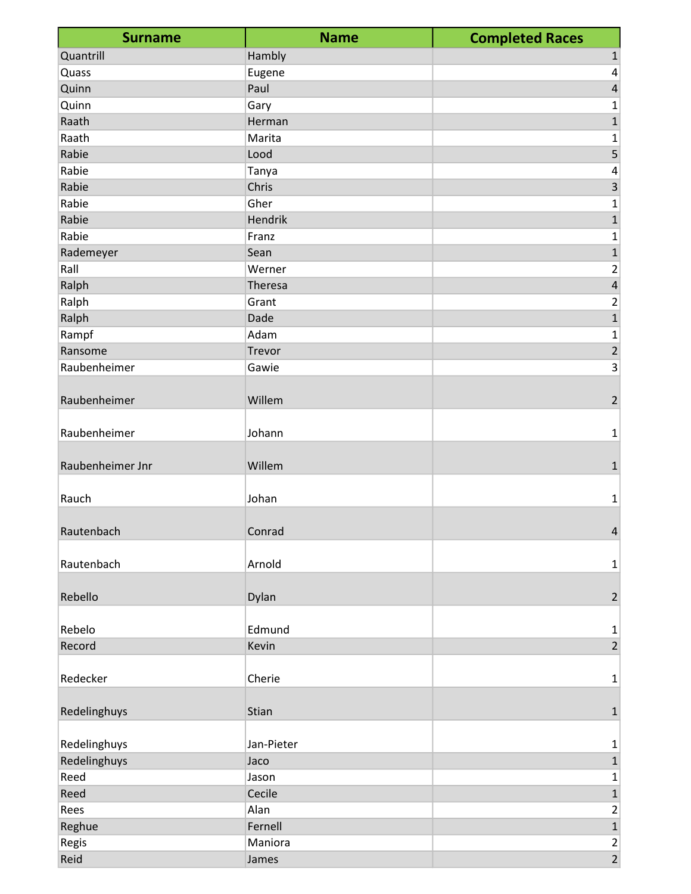| Surname | Name | Completed Races |
|---|---|---|
| Quantrill | Hambly | 1 |
| Quass | Eugene | 4 |
| Quinn | Paul | 4 |
| Quinn | Gary | 1 |
| Raath | Herman | 1 |
| Raath | Marita | 1 |
| Rabie | Lood | 5 |
| Rabie | Tanya | 4 |
| Rabie | Chris | 3 |
| Rabie | Gher | 1 |
| Rabie | Hendrik | 1 |
| Rabie | Franz | 1 |
| Rademeyer | Sean | 1 |
| Rall | Werner | 2 |
| Ralph | Theresa | 4 |
| Ralph | Grant | 2 |
| Ralph | Dade | 1 |
| Rampf | Adam | 1 |
| Ransome | Trevor | 2 |
| Raubenheimer | Gawie | 3 |
| Raubenheimer | Willem | 2 |
| Raubenheimer | Johann | 1 |
| Raubenheimer Jnr | Willem | 1 |
| Rauch | Johan | 1 |
| Rautenbach | Conrad | 4 |
| Rautenbach | Arnold | 1 |
| Rebello | Dylan | 2 |
| Rebelo | Edmund | 1 |
| Record | Kevin | 2 |
| Redecker | Cherie | 1 |
| Redelinghuys | Stian | 1 |
| Redelinghuys | Jan-Pieter | 1 |
| Redelinghuys | Jaco | 1 |
| Reed | Jason | 1 |
| Reed | Cecile | 1 |
| Rees | Alan | 2 |
| Reghue | Fernell | 1 |
| Regis | Maniora | 2 |
| Reid | James | 2 |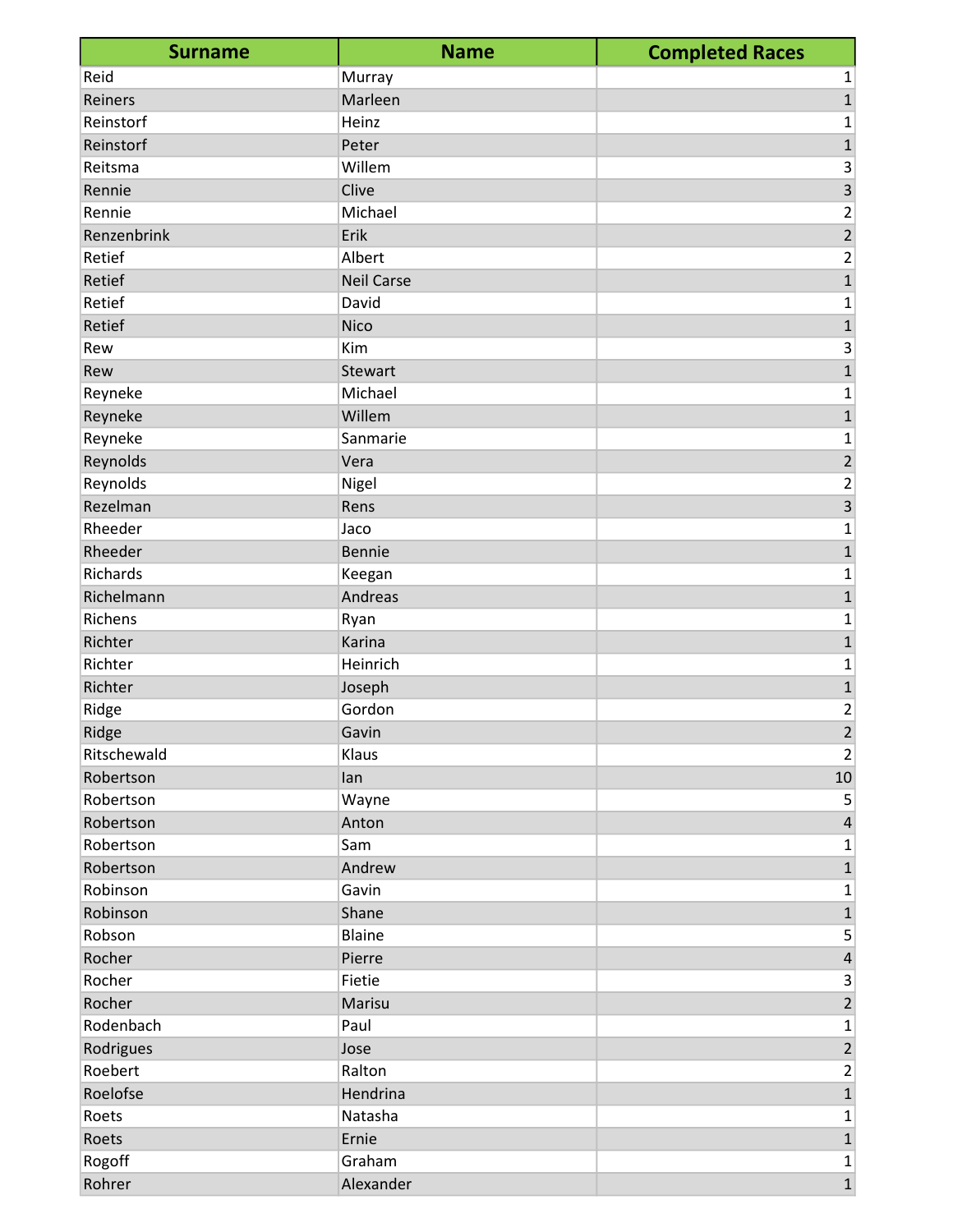| Surname | Name | Completed Races |
|---|---|---|
| Reid | Murray | 1 |
| Reiners | Marleen | 1 |
| Reinstorf | Heinz | 1 |
| Reinstorf | Peter | 1 |
| Reitsma | Willem | 3 |
| Rennie | Clive | 3 |
| Rennie | Michael | 2 |
| Renzenbrink | Erik | 2 |
| Retief | Albert | 2 |
| Retief | Neil Carse | 1 |
| Retief | David | 1 |
| Retief | Nico | 1 |
| Rew | Kim | 3 |
| Rew | Stewart | 1 |
| Reyneke | Michael | 1 |
| Reyneke | Willem | 1 |
| Reyneke | Sanmarie | 1 |
| Reynolds | Vera | 2 |
| Reynolds | Nigel | 2 |
| Rezelman | Rens | 3 |
| Rheeder | Jaco | 1 |
| Rheeder | Bennie | 1 |
| Richards | Keegan | 1 |
| Richelmann | Andreas | 1 |
| Richens | Ryan | 1 |
| Richter | Karina | 1 |
| Richter | Heinrich | 1 |
| Richter | Joseph | 1 |
| Ridge | Gordon | 2 |
| Ridge | Gavin | 2 |
| Ritschewald | Klaus | 2 |
| Robertson | Ian | 10 |
| Robertson | Wayne | 5 |
| Robertson | Anton | 4 |
| Robertson | Sam | 1 |
| Robertson | Andrew | 1 |
| Robinson | Gavin | 1 |
| Robinson | Shane | 1 |
| Robson | Blaine | 5 |
| Rocher | Pierre | 4 |
| Rocher | Fietie | 3 |
| Rocher | Marisu | 2 |
| Rodenbach | Paul | 1 |
| Rodrigues | Jose | 2 |
| Roebert | Ralton | 2 |
| Roelofse | Hendrina | 1 |
| Roets | Natasha | 1 |
| Roets | Ernie | 1 |
| Rogoff | Graham | 1 |
| Rohrer | Alexander | 1 |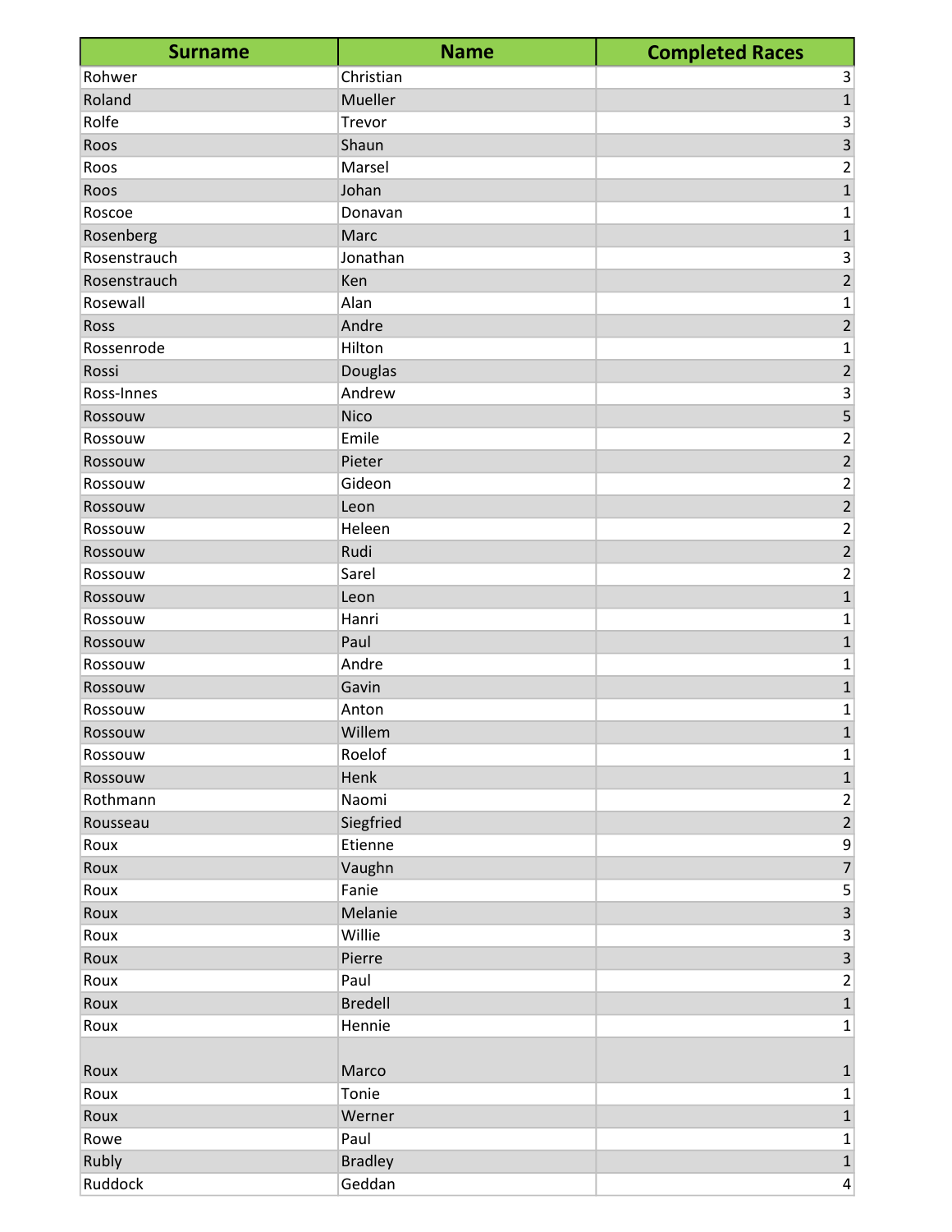| Surname | Name | Completed Races |
|---|---|---|
| Rohwer | Christian | 3 |
| Roland | Mueller | 1 |
| Rolfe | Trevor | 3 |
| Roos | Shaun | 3 |
| Roos | Marsel | 2 |
| Roos | Johan | 1 |
| Roscoe | Donavan | 1 |
| Rosenberg | Marc | 1 |
| Rosenstrauch | Jonathan | 3 |
| Rosenstrauch | Ken | 2 |
| Rosewall | Alan | 1 |
| Ross | Andre | 2 |
| Rossenrode | Hilton | 1 |
| Rossi | Douglas | 2 |
| Ross-Innes | Andrew | 3 |
| Rossouw | Nico | 5 |
| Rossouw | Emile | 2 |
| Rossouw | Pieter | 2 |
| Rossouw | Gideon | 2 |
| Rossouw | Leon | 2 |
| Rossouw | Heleen | 2 |
| Rossouw | Rudi | 2 |
| Rossouw | Sarel | 2 |
| Rossouw | Leon | 1 |
| Rossouw | Hanri | 1 |
| Rossouw | Paul | 1 |
| Rossouw | Andre | 1 |
| Rossouw | Gavin | 1 |
| Rossouw | Anton | 1 |
| Rossouw | Willem | 1 |
| Rossouw | Roelof | 1 |
| Rossouw | Henk | 1 |
| Rothmann | Naomi | 2 |
| Rousseau | Siegfried | 2 |
| Roux | Etienne | 9 |
| Roux | Vaughn | 7 |
| Roux | Fanie | 5 |
| Roux | Melanie | 3 |
| Roux | Willie | 3 |
| Roux | Pierre | 3 |
| Roux | Paul | 2 |
| Roux | Bredell | 1 |
| Roux | Hennie | 1 |
| Roux | Marco | 1 |
| Roux | Tonie | 1 |
| Roux | Werner | 1 |
| Rowe | Paul | 1 |
| Rubly | Bradley | 1 |
| Ruddock | Geddan | 4 |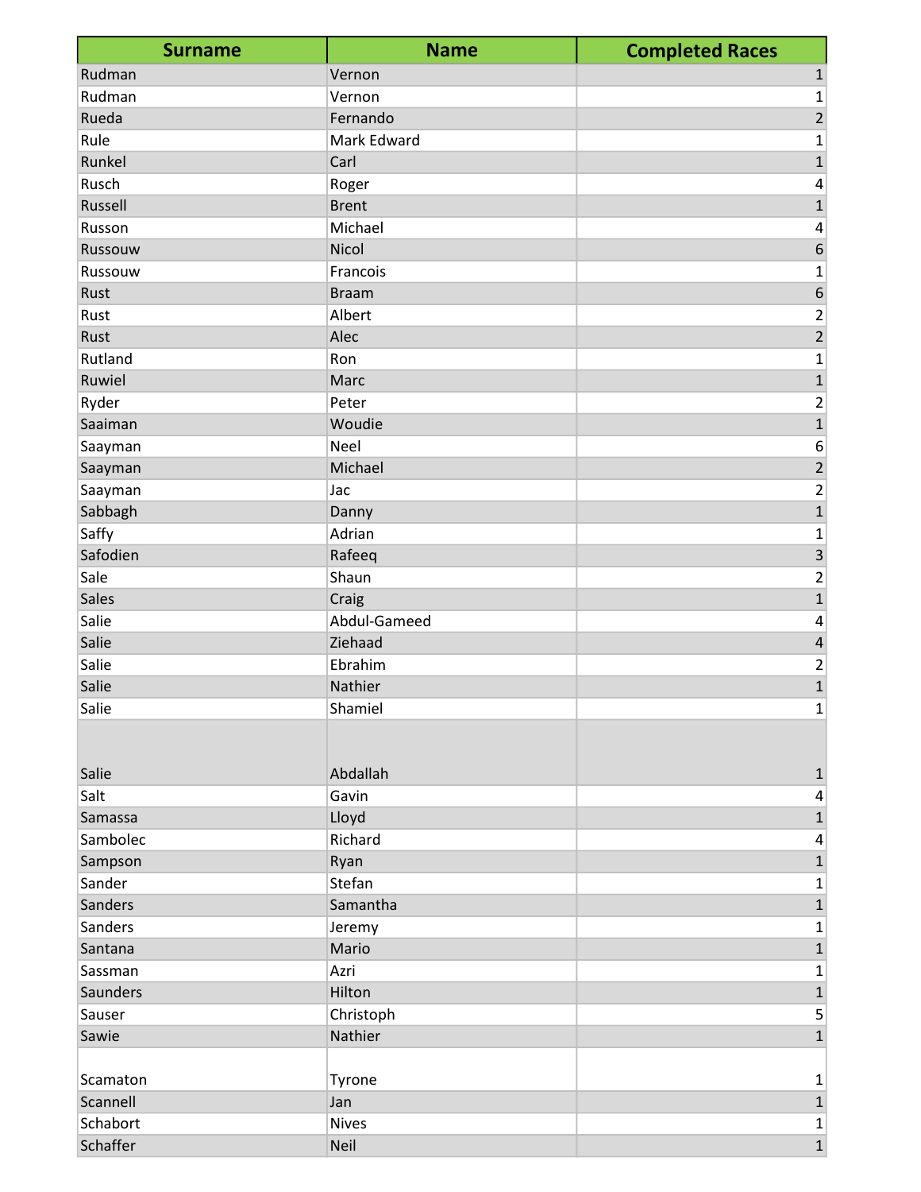| Surname | Name | Completed Races |
|---|---|---|
| Rudman | Vernon | 1 |
| Rudman | Vernon | 1 |
| Rueda | Fernando | 2 |
| Rule | Mark Edward | 1 |
| Runkel | Carl | 1 |
| Rusch | Roger | 4 |
| Russell | Brent | 1 |
| Russon | Michael | 4 |
| Russouw | Nicol | 6 |
| Russouw | Francois | 1 |
| Rust | Braam | 6 |
| Rust | Albert | 2 |
| Rust | Alec | 2 |
| Rutland | Ron | 1 |
| Ruwiel | Marc | 1 |
| Ryder | Peter | 2 |
| Saaiman | Woudie | 1 |
| Saayman | Neel | 6 |
| Saayman | Michael | 2 |
| Saayman | Jac | 2 |
| Sabbagh | Danny | 1 |
| Saffy | Adrian | 1 |
| Safodien | Rafeeq | 3 |
| Sale | Shaun | 2 |
| Sales | Craig | 1 |
| Salie | Abdul-Gameed | 4 |
| Salie | Ziehaad | 4 |
| Salie | Ebrahim | 2 |
| Salie | Nathier | 1 |
| Salie | Shamiel | 1 |
| Salie | Abdallah | 1 |
| Salt | Gavin | 4 |
| Samassa | Lloyd | 1 |
| Sambolec | Richard | 4 |
| Sampson | Ryan | 1 |
| Sander | Stefan | 1 |
| Sanders | Samantha | 1 |
| Sanders | Jeremy | 1 |
| Santana | Mario | 1 |
| Sassman | Azri | 1 |
| Saunders | Hilton | 1 |
| Sauser | Christoph | 5 |
| Sawie | Nathier | 1 |
| Scamaton | Tyrone | 1 |
| Scannell | Jan | 1 |
| Schabort | Nives | 1 |
| Schaffer | Neil | 1 |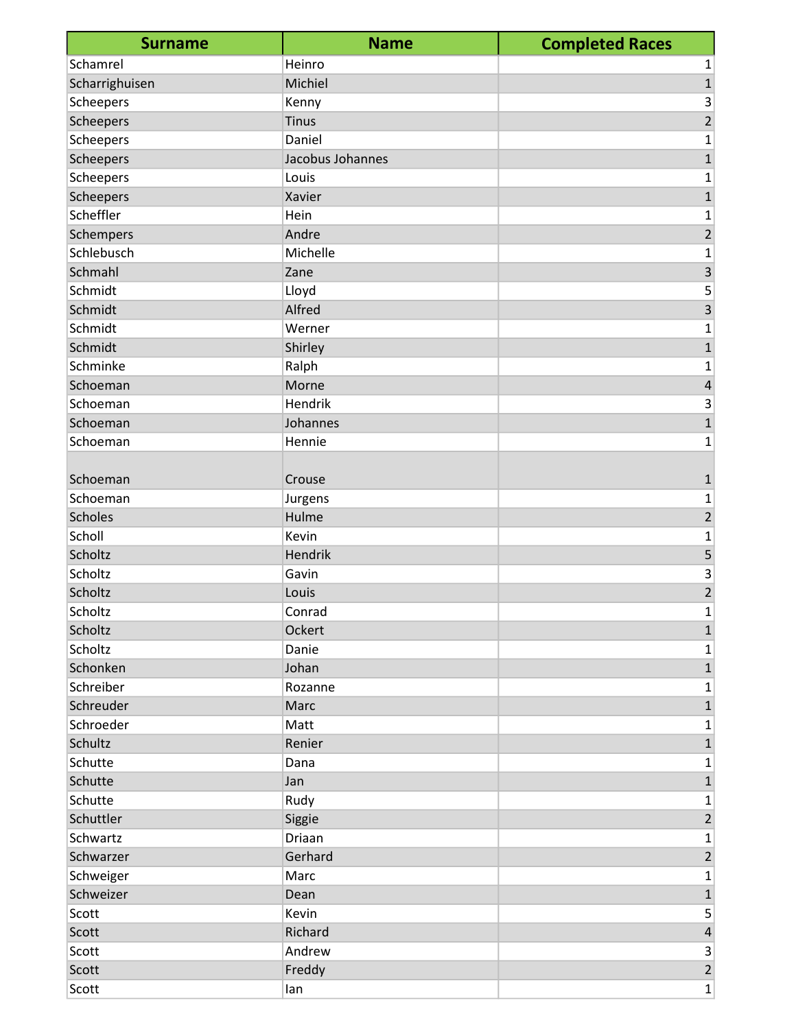| Surname | Name | Completed Races |
| --- | --- | --- |
| Schamrel | Heinro | 1 |
| Scharrighuisen | Michiel | 1 |
| Scheepers | Kenny | 3 |
| Scheepers | Tinus | 2 |
| Scheepers | Daniel | 1 |
| Scheepers | Jacobus Johannes | 1 |
| Scheepers | Louis | 1 |
| Scheepers | Xavier | 1 |
| Scheffler | Hein | 1 |
| Schempers | Andre | 2 |
| Schlebusch | Michelle | 1 |
| Schmahl | Zane | 3 |
| Schmidt | Lloyd | 5 |
| Schmidt | Alfred | 3 |
| Schmidt | Werner | 1 |
| Schmidt | Shirley | 1 |
| Schminke | Ralph | 1 |
| Schoeman | Morne | 4 |
| Schoeman | Hendrik | 3 |
| Schoeman | Johannes | 1 |
| Schoeman | Hennie | 1 |
| Schoeman | Crouse | 1 |
| Schoeman | Jurgens | 1 |
| Scholes | Hulme | 2 |
| Scholl | Kevin | 1 |
| Scholtz | Hendrik | 5 |
| Scholtz | Gavin | 3 |
| Scholtz | Louis | 2 |
| Scholtz | Conrad | 1 |
| Scholtz | Ockert | 1 |
| Scholtz | Danie | 1 |
| Schonken | Johan | 1 |
| Schreiber | Rozanne | 1 |
| Schreuder | Marc | 1 |
| Schroeder | Matt | 1 |
| Schultz | Renier | 1 |
| Schutte | Dana | 1 |
| Schutte | Jan | 1 |
| Schutte | Rudy | 1 |
| Schuttler | Siggie | 2 |
| Schwartz | Driaan | 1 |
| Schwarzer | Gerhard | 2 |
| Schweiger | Marc | 1 |
| Schweizer | Dean | 1 |
| Scott | Kevin | 5 |
| Scott | Richard | 4 |
| Scott | Andrew | 3 |
| Scott | Freddy | 2 |
| Scott | Ian | 1 |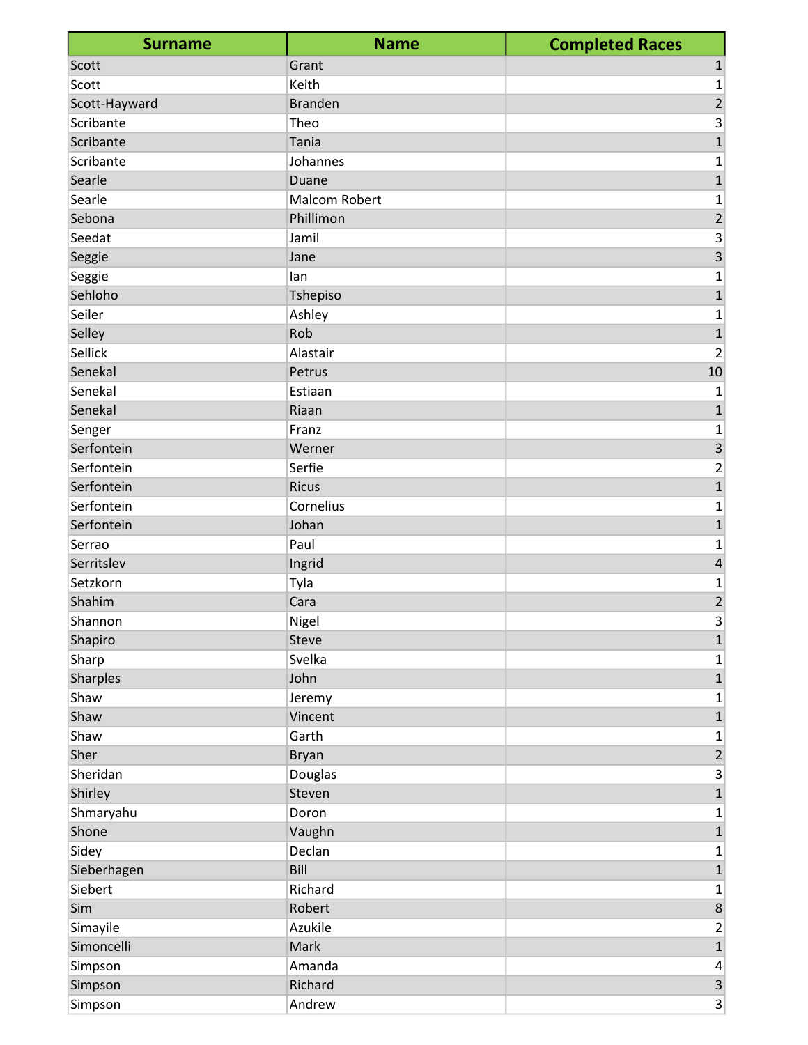| Surname | Name | Completed Races |
|---|---|---|
| Scott | Grant | 1 |
| Scott | Keith | 1 |
| Scott-Hayward | Branden | 2 |
| Scribante | Theo | 3 |
| Scribante | Tania | 1 |
| Scribante | Johannes | 1 |
| Searle | Duane | 1 |
| Searle | Malcom Robert | 1 |
| Sebona | Phillimon | 2 |
| Seedat | Jamil | 3 |
| Seggie | Jane | 3 |
| Seggie | Ian | 1 |
| Sehloho | Tshepiso | 1 |
| Seiler | Ashley | 1 |
| Selley | Rob | 1 |
| Sellick | Alastair | 2 |
| Senekal | Petrus | 10 |
| Senekal | Estiaan | 1 |
| Senekal | Riaan | 1 |
| Senger | Franz | 1 |
| Serfontein | Werner | 3 |
| Serfontein | Serfie | 2 |
| Serfontein | Ricus | 1 |
| Serfontein | Cornelius | 1 |
| Serfontein | Johan | 1 |
| Serrao | Paul | 1 |
| Serritslev | Ingrid | 4 |
| Setzkorn | Tyla | 1 |
| Shahim | Cara | 2 |
| Shannon | Nigel | 3 |
| Shapiro | Steve | 1 |
| Sharp | Svelka | 1 |
| Sharples | John | 1 |
| Shaw | Jeremy | 1 |
| Shaw | Vincent | 1 |
| Shaw | Garth | 1 |
| Sher | Bryan | 2 |
| Sheridan | Douglas | 3 |
| Shirley | Steven | 1 |
| Shmaryahu | Doron | 1 |
| Shone | Vaughn | 1 |
| Sidey | Declan | 1 |
| Sieberhagen | Bill | 1 |
| Siebert | Richard | 1 |
| Sim | Robert | 8 |
| Simayile | Azukile | 2 |
| Simoncelli | Mark | 1 |
| Simpson | Amanda | 4 |
| Simpson | Richard | 3 |
| Simpson | Andrew | 3 |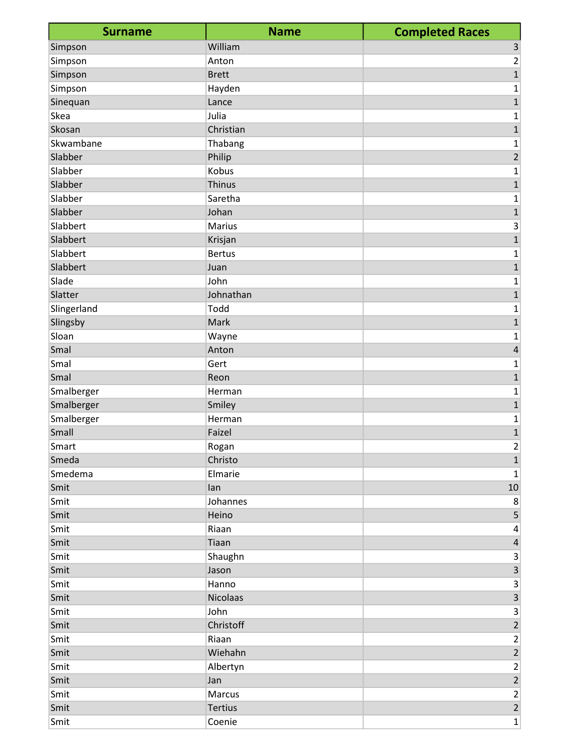| Surname | Name | Completed Races |
|---|---|---|
| Simpson | William | 3 |
| Simpson | Anton | 2 |
| Simpson | Brett | 1 |
| Simpson | Hayden | 1 |
| Sinequan | Lance | 1 |
| Skea | Julia | 1 |
| Skosan | Christian | 1 |
| Skwambane | Thabang | 1 |
| Slabber | Philip | 2 |
| Slabber | Kobus | 1 |
| Slabber | Thinus | 1 |
| Slabber | Saretha | 1 |
| Slabber | Johan | 1 |
| Slabbert | Marius | 3 |
| Slabbert | Krisjan | 1 |
| Slabbert | Bertus | 1 |
| Slabbert | Juan | 1 |
| Slade | John | 1 |
| Slatter | Johnathan | 1 |
| Slingerland | Todd | 1 |
| Slingsby | Mark | 1 |
| Sloan | Wayne | 1 |
| Smal | Anton | 4 |
| Smal | Gert | 1 |
| Smal | Reon | 1 |
| Smalberger | Herman | 1 |
| Smalberger | Smiley | 1 |
| Smalberger | Herman | 1 |
| Small | Faizel | 1 |
| Smart | Rogan | 2 |
| Smeda | Christo | 1 |
| Smedema | Elmarie | 1 |
| Smit | Ian | 10 |
| Smit | Johannes | 8 |
| Smit | Heino | 5 |
| Smit | Riaan | 4 |
| Smit | Tiaan | 4 |
| Smit | Shaughn | 3 |
| Smit | Jason | 3 |
| Smit | Hanno | 3 |
| Smit | Nicolaas | 3 |
| Smit | John | 3 |
| Smit | Christoff | 2 |
| Smit | Riaan | 2 |
| Smit | Wiehahn | 2 |
| Smit | Albertyn | 2 |
| Smit | Jan | 2 |
| Smit | Marcus | 2 |
| Smit | Tertius | 2 |
| Smit | Coenie | 1 |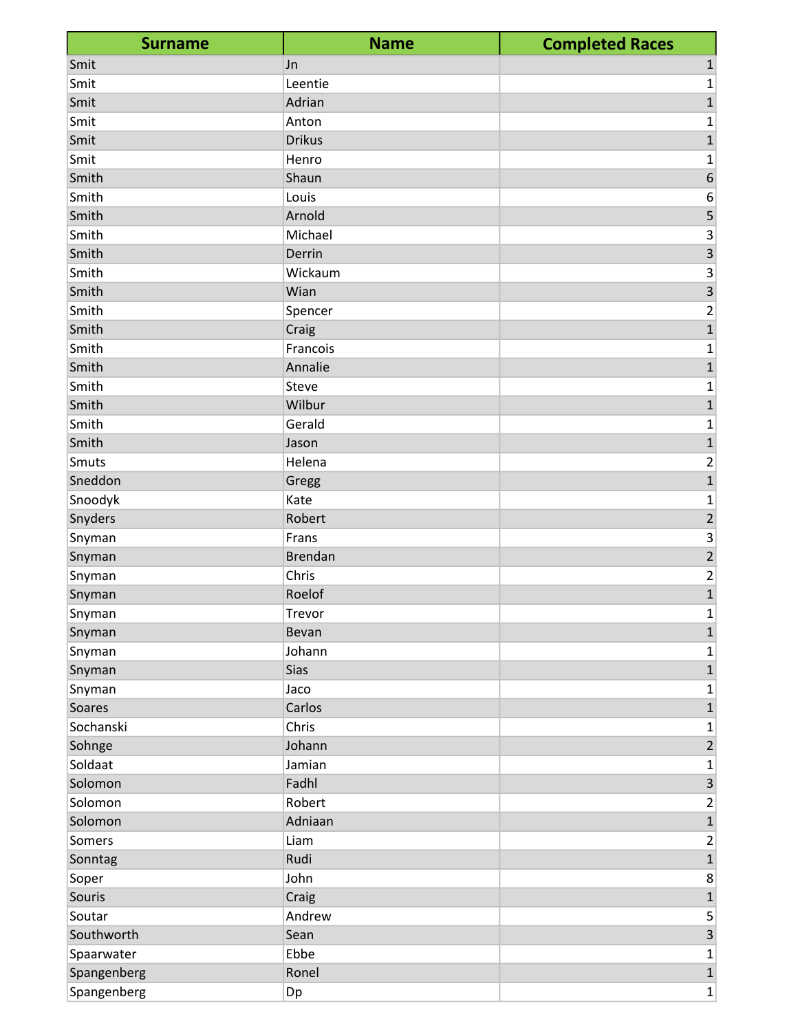| Surname | Name | Completed Races |
|---|---|---|
| Smit | Jn | 1 |
| Smit | Leentie | 1 |
| Smit | Adrian | 1 |
| Smit | Anton | 1 |
| Smit | Drikus | 1 |
| Smit | Henro | 1 |
| Smith | Shaun | 6 |
| Smith | Louis | 6 |
| Smith | Arnold | 5 |
| Smith | Michael | 3 |
| Smith | Derrin | 3 |
| Smith | Wickaum | 3 |
| Smith | Wian | 3 |
| Smith | Spencer | 2 |
| Smith | Craig | 1 |
| Smith | Francois | 1 |
| Smith | Annalie | 1 |
| Smith | Steve | 1 |
| Smith | Wilbur | 1 |
| Smith | Gerald | 1 |
| Smith | Jason | 1 |
| Smuts | Helena | 2 |
| Sneddon | Gregg | 1 |
| Snoodyk | Kate | 1 |
| Snyders | Robert | 2 |
| Snyman | Frans | 3 |
| Snyman | Brendan | 2 |
| Snyman | Chris | 2 |
| Snyman | Roelof | 1 |
| Snyman | Trevor | 1 |
| Snyman | Bevan | 1 |
| Snyman | Johann | 1 |
| Snyman | Sias | 1 |
| Snyman | Jaco | 1 |
| Soares | Carlos | 1 |
| Sochanski | Chris | 1 |
| Sohnge | Johann | 2 |
| Soldaat | Jamian | 1 |
| Solomon | Fadhl | 3 |
| Solomon | Robert | 2 |
| Solomon | Adniaan | 1 |
| Somers | Liam | 2 |
| Sonntag | Rudi | 1 |
| Soper | John | 8 |
| Souris | Craig | 1 |
| Soutar | Andrew | 5 |
| Southworth | Sean | 3 |
| Spaarwater | Ebbe | 1 |
| Spangenberg | Ronel | 1 |
| Spangenberg | Dp | 1 |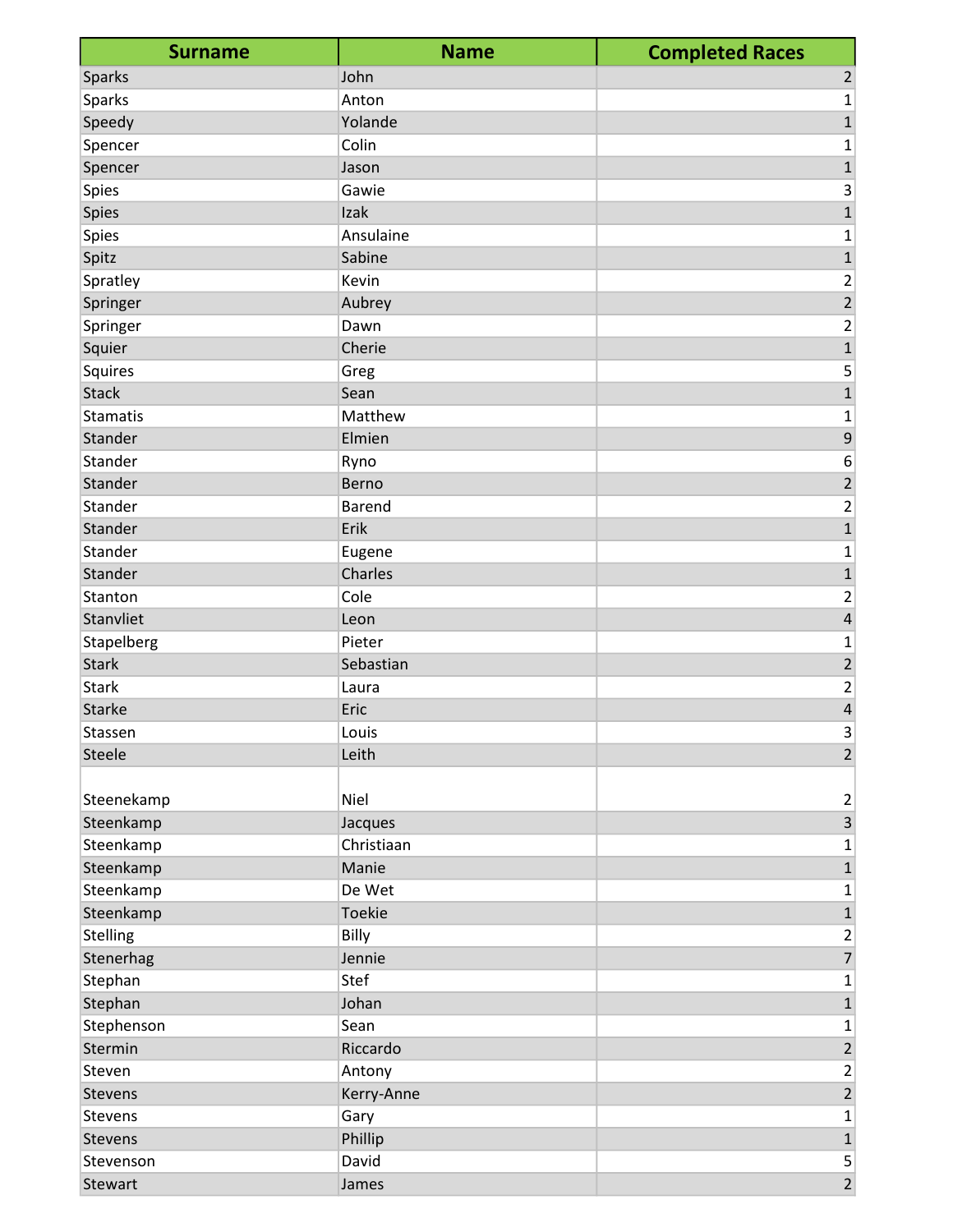| Surname | Name | Completed Races |
|---|---|---|
| Sparks | John | 2 |
| Sparks | Anton | 1 |
| Speedy | Yolande | 1 |
| Spencer | Colin | 1 |
| Spencer | Jason | 1 |
| Spies | Gawie | 3 |
| Spies | Izak | 1 |
| Spies | Ansulaine | 1 |
| Spitz | Sabine | 1 |
| Spratley | Kevin | 2 |
| Springer | Aubrey | 2 |
| Springer | Dawn | 2 |
| Squier | Cherie | 1 |
| Squires | Greg | 5 |
| Stack | Sean | 1 |
| Stamatis | Matthew | 1 |
| Stander | Elmien | 9 |
| Stander | Ryno | 6 |
| Stander | Berno | 2 |
| Stander | Barend | 2 |
| Stander | Erik | 1 |
| Stander | Eugene | 1 |
| Stander | Charles | 1 |
| Stanton | Cole | 2 |
| Stanvliet | Leon | 4 |
| Stapelberg | Pieter | 1 |
| Stark | Sebastian | 2 |
| Stark | Laura | 2 |
| Starke | Eric | 4 |
| Stassen | Louis | 3 |
| Steele | Leith | 2 |
| Steenekamp | Niel | 2 |
| Steenkamp | Jacques | 3 |
| Steenkamp | Christiaan | 1 |
| Steenkamp | Manie | 1 |
| Steenkamp | De Wet | 1 |
| Steenkamp | Toekie | 1 |
| Stelling | Billy | 2 |
| Stenerhag | Jennie | 7 |
| Stephan | Stef | 1 |
| Stephan | Johan | 1 |
| Stephenson | Sean | 1 |
| Stermin | Riccardo | 2 |
| Steven | Antony | 2 |
| Stevens | Kerry-Anne | 2 |
| Stevens | Gary | 1 |
| Stevens | Phillip | 1 |
| Stevenson | David | 5 |
| Stewart | James | 2 |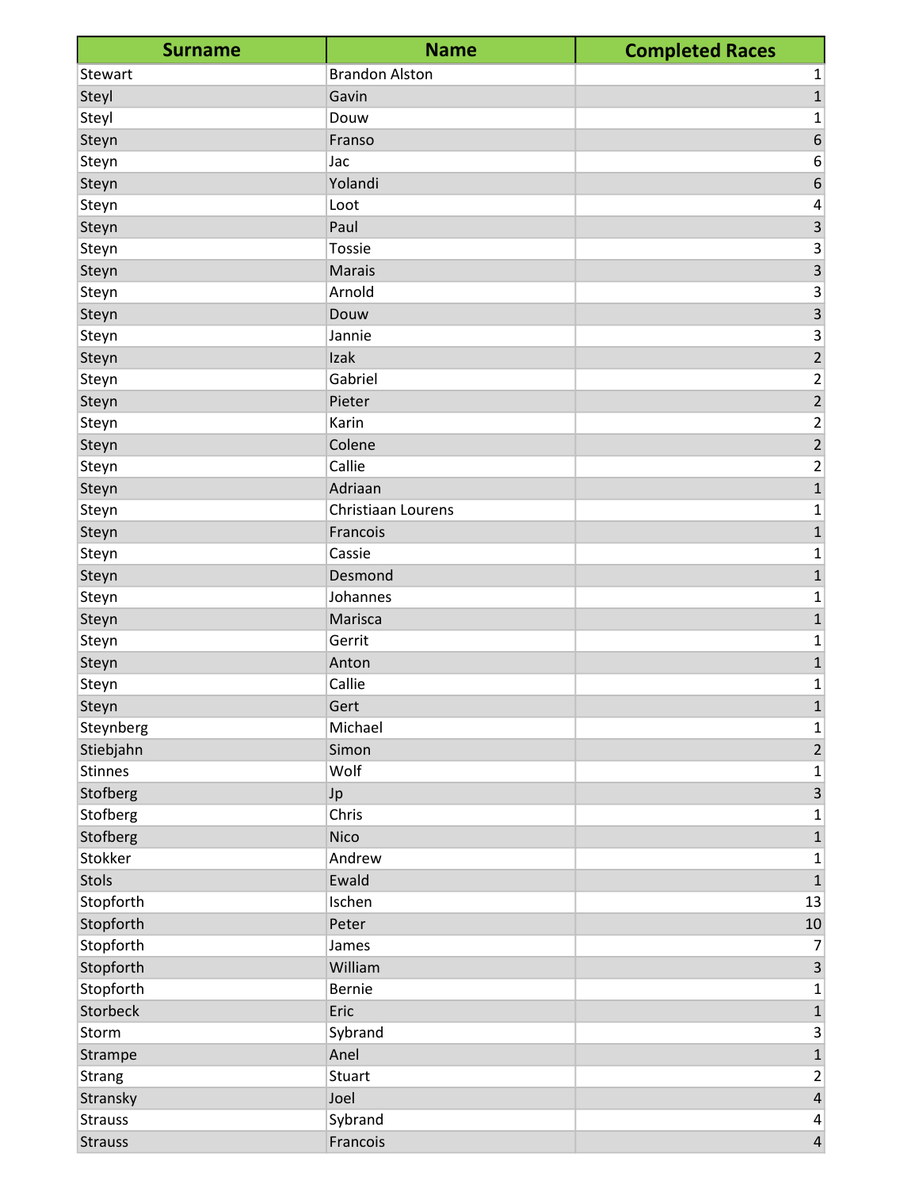| Surname | Name | Completed Races |
|---|---|---|
| Stewart | Brandon Alston | 1 |
| Steyl | Gavin | 1 |
| Steyl | Douw | 1 |
| Steyn | Franso | 6 |
| Steyn | Jac | 6 |
| Steyn | Yolandi | 6 |
| Steyn | Loot | 4 |
| Steyn | Paul | 3 |
| Steyn | Tossie | 3 |
| Steyn | Marais | 3 |
| Steyn | Arnold | 3 |
| Steyn | Douw | 3 |
| Steyn | Jannie | 3 |
| Steyn | Izak | 2 |
| Steyn | Gabriel | 2 |
| Steyn | Pieter | 2 |
| Steyn | Karin | 2 |
| Steyn | Colene | 2 |
| Steyn | Callie | 2 |
| Steyn | Adriaan | 1 |
| Steyn | Christiaan Lourens | 1 |
| Steyn | Francois | 1 |
| Steyn | Cassie | 1 |
| Steyn | Desmond | 1 |
| Steyn | Johannes | 1 |
| Steyn | Marisca | 1 |
| Steyn | Gerrit | 1 |
| Steyn | Anton | 1 |
| Steyn | Callie | 1 |
| Steyn | Gert | 1 |
| Steynberg | Michael | 1 |
| Stiebjahn | Simon | 2 |
| Stinnes | Wolf | 1 |
| Stofberg | Jp | 3 |
| Stofberg | Chris | 1 |
| Stofberg | Nico | 1 |
| Stokker | Andrew | 1 |
| Stols | Ewald | 1 |
| Stopforth | Ischen | 13 |
| Stopforth | Peter | 10 |
| Stopforth | James | 7 |
| Stopforth | William | 3 |
| Stopforth | Bernie | 1 |
| Storbeck | Eric | 1 |
| Storm | Sybrand | 3 |
| Strampe | Anel | 1 |
| Strang | Stuart | 2 |
| Stransky | Joel | 4 |
| Strauss | Sybrand | 4 |
| Strauss | Francois | 4 |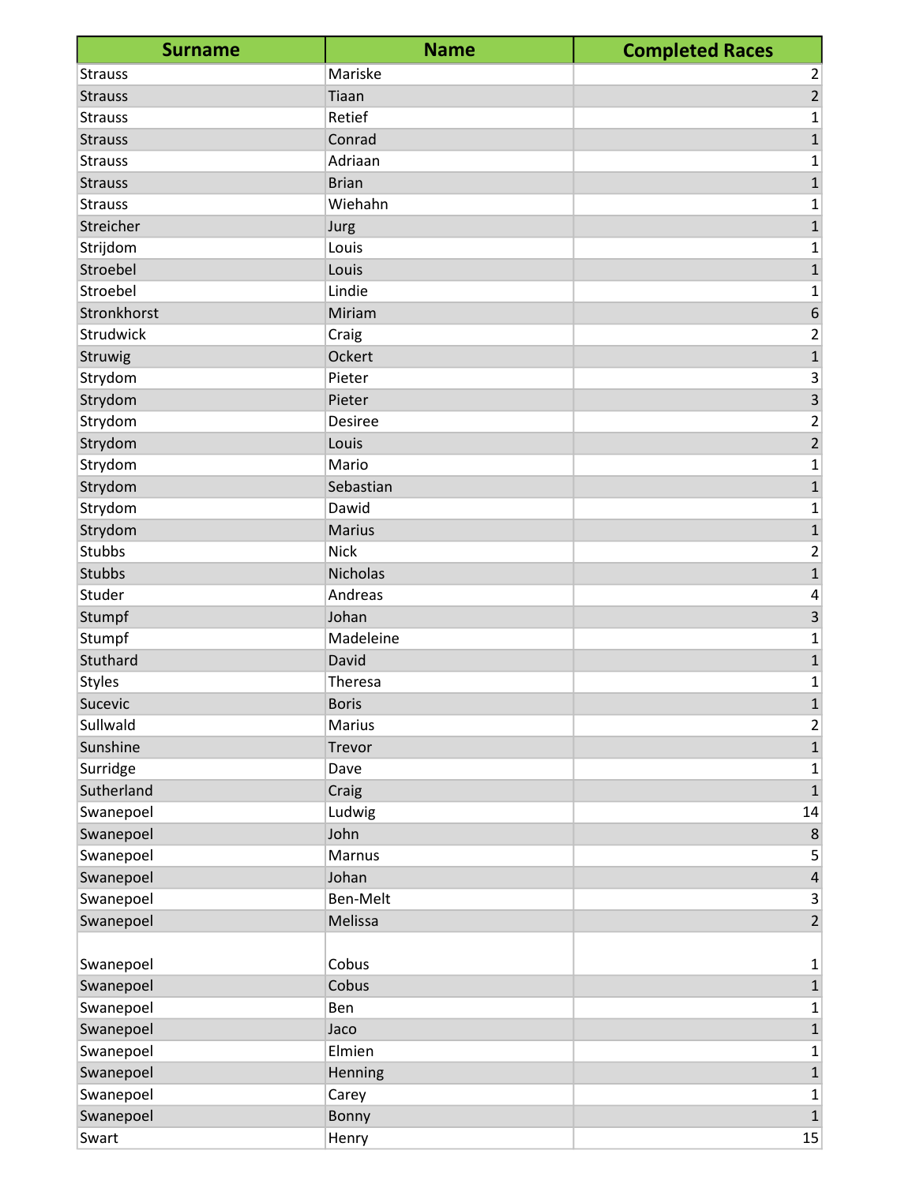| Surname | Name | Completed Races |
|---|---|---|
| Strauss | Mariske | 2 |
| Strauss | Tiaan | 2 |
| Strauss | Retief | 1 |
| Strauss | Conrad | 1 |
| Strauss | Adriaan | 1 |
| Strauss | Brian | 1 |
| Strauss | Wiehahn | 1 |
| Streicher | Jurg | 1 |
| Strijdom | Louis | 1 |
| Stroebel | Louis | 1 |
| Stroebel | Lindie | 1 |
| Stronkhorst | Miriam | 6 |
| Strudwick | Craig | 2 |
| Struwig | Ockert | 1 |
| Strydom | Pieter | 3 |
| Strydom | Pieter | 3 |
| Strydom | Desiree | 2 |
| Strydom | Louis | 2 |
| Strydom | Mario | 1 |
| Strydom | Sebastian | 1 |
| Strydom | Dawid | 1 |
| Strydom | Marius | 1 |
| Stubbs | Nick | 2 |
| Stubbs | Nicholas | 1 |
| Studer | Andreas | 4 |
| Stumpf | Johan | 3 |
| Stumpf | Madeleine | 1 |
| Stuthard | David | 1 |
| Styles | Theresa | 1 |
| Sucevic | Boris | 1 |
| Sullwald | Marius | 2 |
| Sunshine | Trevor | 1 |
| Surridge | Dave | 1 |
| Sutherland | Craig | 1 |
| Swanepoel | Ludwig | 14 |
| Swanepoel | John | 8 |
| Swanepoel | Marnus | 5 |
| Swanepoel | Johan | 4 |
| Swanepoel | Ben-Melt | 3 |
| Swanepoel | Melissa | 2 |
| Swanepoel | Cobus | 1 |
| Swanepoel | Cobus | 1 |
| Swanepoel | Ben | 1 |
| Swanepoel | Jaco | 1 |
| Swanepoel | Elmien | 1 |
| Swanepoel | Henning | 1 |
| Swanepoel | Carey | 1 |
| Swanepoel | Bonny | 1 |
| Swart | Henry | 15 |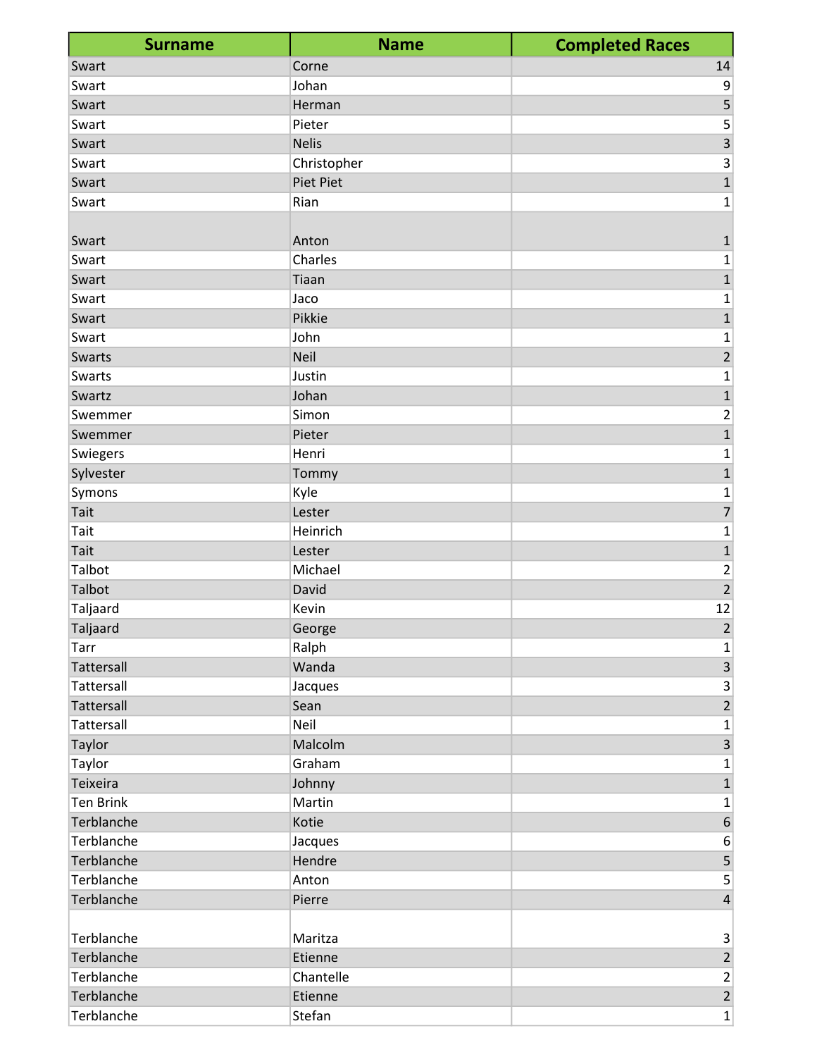| Surname | Name | Completed Races |
| --- | --- | --- |
| Swart | Corne | 14 |
| Swart | Johan | 9 |
| Swart | Herman | 5 |
| Swart | Pieter | 5 |
| Swart | Nelis | 3 |
| Swart | Christopher | 3 |
| Swart | Piet Piet | 1 |
| Swart | Rian | 1 |
| Swart | Anton | 1 |
| Swart | Charles | 1 |
| Swart | Tiaan | 1 |
| Swart | Jaco | 1 |
| Swart | Pikkie | 1 |
| Swart | John | 1 |
| Swarts | Neil | 2 |
| Swarts | Justin | 1 |
| Swartz | Johan | 1 |
| Swemmer | Simon | 2 |
| Swemmer | Pieter | 1 |
| Swiegers | Henri | 1 |
| Sylvester | Tommy | 1 |
| Symons | Kyle | 1 |
| Tait | Lester | 7 |
| Tait | Heinrich | 1 |
| Tait | Lester | 1 |
| Talbot | Michael | 2 |
| Talbot | David | 2 |
| Taljaard | Kevin | 12 |
| Taljaard | George | 2 |
| Tarr | Ralph | 1 |
| Tattersall | Wanda | 3 |
| Tattersall | Jacques | 3 |
| Tattersall | Sean | 2 |
| Tattersall | Neil | 1 |
| Taylor | Malcolm | 3 |
| Taylor | Graham | 1 |
| Teixeira | Johnny | 1 |
| Ten Brink | Martin | 1 |
| Terblanche | Kotie | 6 |
| Terblanche | Jacques | 6 |
| Terblanche | Hendre | 5 |
| Terblanche | Anton | 5 |
| Terblanche | Pierre | 4 |
| Terblanche | Maritza | 3 |
| Terblanche | Etienne | 2 |
| Terblanche | Chantelle | 2 |
| Terblanche | Etienne | 2 |
| Terblanche | Stefan | 1 |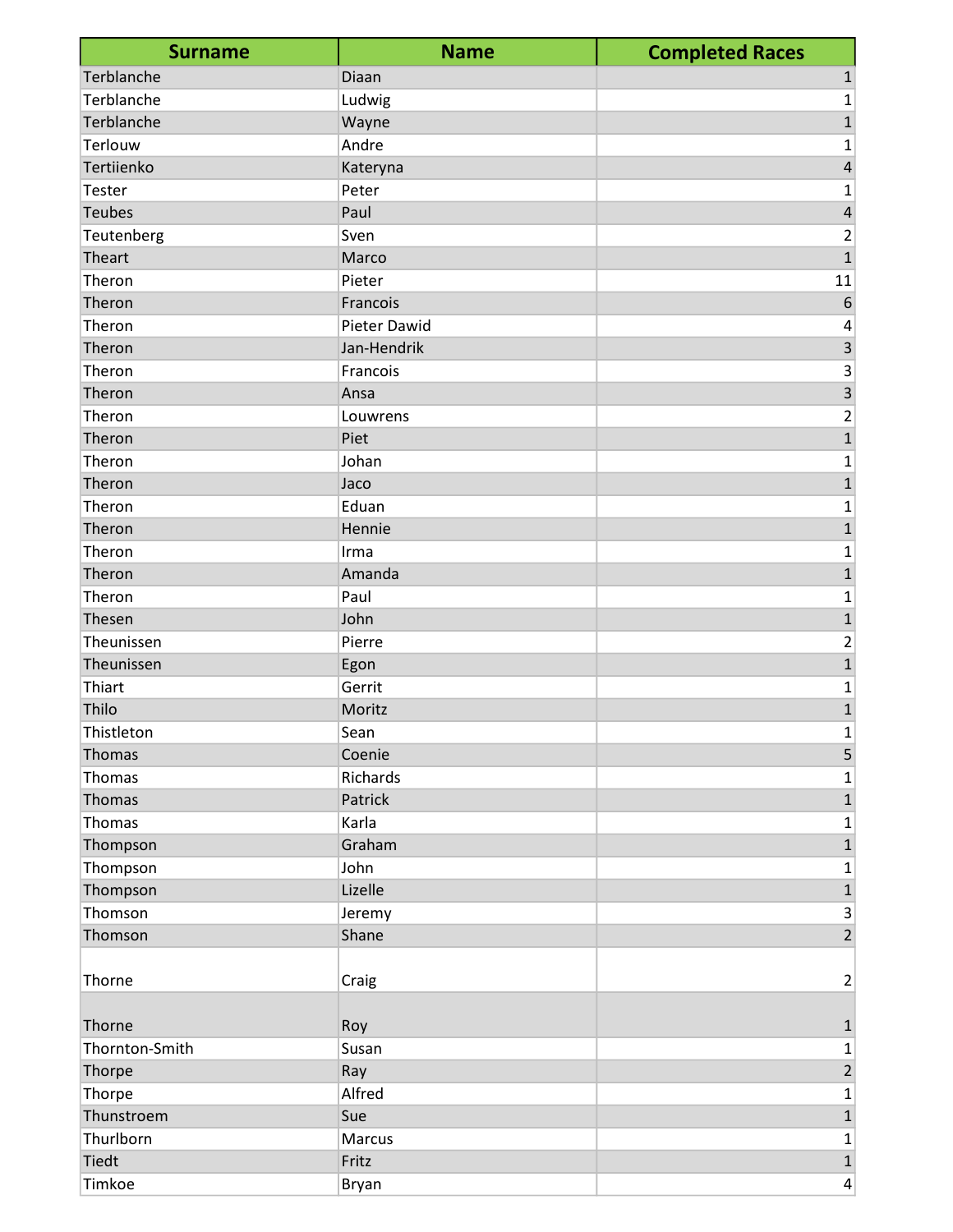| Surname | Name | Completed Races |
|---|---|---|
| Terblanche | Diaan | 1 |
| Terblanche | Ludwig | 1 |
| Terblanche | Wayne | 1 |
| Terlouw | Andre | 1 |
| Tertiienko | Kateryna | 4 |
| Tester | Peter | 1 |
| Teubes | Paul | 4 |
| Teutenberg | Sven | 2 |
| Theart | Marco | 1 |
| Theron | Pieter | 11 |
| Theron | Francois | 6 |
| Theron | Pieter Dawid | 4 |
| Theron | Jan-Hendrik | 3 |
| Theron | Francois | 3 |
| Theron | Ansa | 3 |
| Theron | Louwrens | 2 |
| Theron | Piet | 1 |
| Theron | Johan | 1 |
| Theron | Jaco | 1 |
| Theron | Eduan | 1 |
| Theron | Hennie | 1 |
| Theron | Irma | 1 |
| Theron | Amanda | 1 |
| Theron | Paul | 1 |
| Thesen | John | 1 |
| Theunissen | Pierre | 2 |
| Theunissen | Egon | 1 |
| Thiart | Gerrit | 1 |
| Thilo | Moritz | 1 |
| Thistleton | Sean | 1 |
| Thomas | Coenie | 5 |
| Thomas | Richards | 1 |
| Thomas | Patrick | 1 |
| Thomas | Karla | 1 |
| Thompson | Graham | 1 |
| Thompson | John | 1 |
| Thompson | Lizelle | 1 |
| Thomson | Jeremy | 3 |
| Thomson | Shane | 2 |
| Thorne | Craig | 2 |
| Thorne | Roy | 1 |
| Thornton-Smith | Susan | 1 |
| Thorpe | Ray | 2 |
| Thorpe | Alfred | 1 |
| Thunstroem | Sue | 1 |
| Thurlborn | Marcus | 1 |
| Tiedt | Fritz | 1 |
| Timkoe | Bryan | 4 |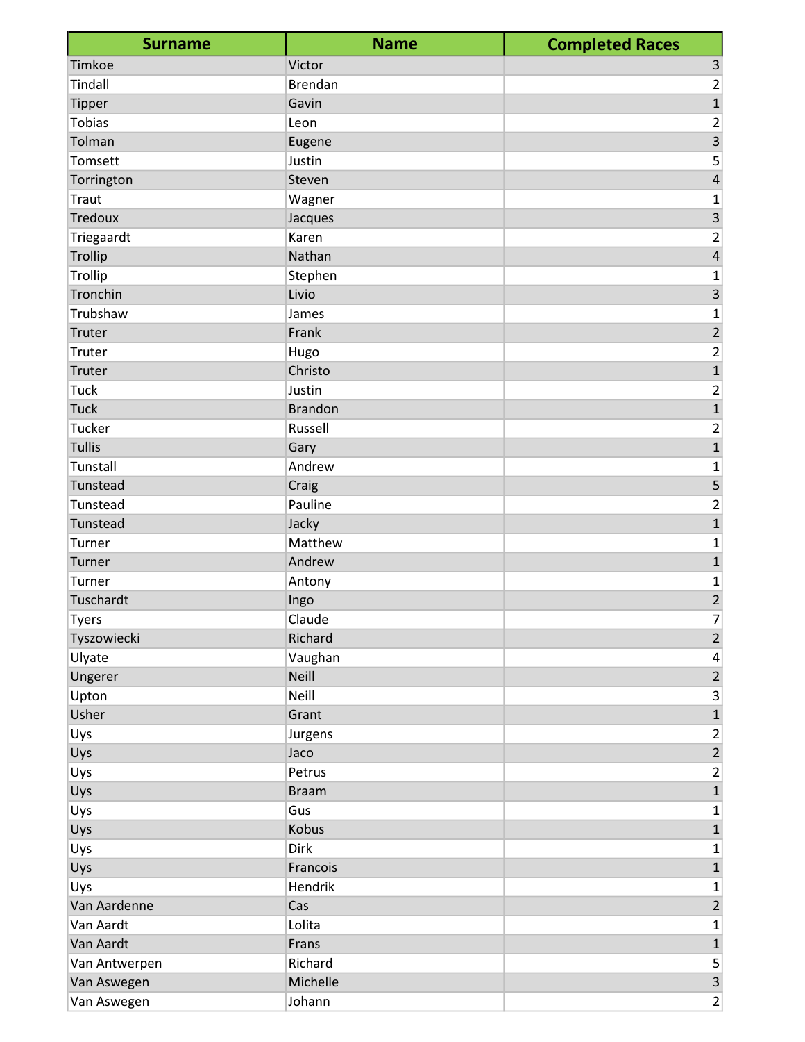| Surname | Name | Completed Races |
|---|---|---|
| Timkoe | Victor | 3 |
| Tindall | Brendan | 2 |
| Tipper | Gavin | 1 |
| Tobias | Leon | 2 |
| Tolman | Eugene | 3 |
| Tomsett | Justin | 5 |
| Torrington | Steven | 4 |
| Traut | Wagner | 1 |
| Tredoux | Jacques | 3 |
| Triegaardt | Karen | 2 |
| Trollip | Nathan | 4 |
| Trollip | Stephen | 1 |
| Tronchin | Livio | 3 |
| Trubshaw | James | 1 |
| Truter | Frank | 2 |
| Truter | Hugo | 2 |
| Truter | Christo | 1 |
| Tuck | Justin | 2 |
| Tuck | Brandon | 1 |
| Tucker | Russell | 2 |
| Tullis | Gary | 1 |
| Tunstall | Andrew | 1 |
| Tunstead | Craig | 5 |
| Tunstead | Pauline | 2 |
| Tunstead | Jacky | 1 |
| Turner | Matthew | 1 |
| Turner | Andrew | 1 |
| Turner | Antony | 1 |
| Tuschardt | Ingo | 2 |
| Tyers | Claude | 7 |
| Tyszowiecki | Richard | 2 |
| Ulyate | Vaughan | 4 |
| Ungerer | Neill | 2 |
| Upton | Neill | 3 |
| Usher | Grant | 1 |
| Uys | Jurgens | 2 |
| Uys | Jaco | 2 |
| Uys | Petrus | 2 |
| Uys | Braam | 1 |
| Uys | Gus | 1 |
| Uys | Kobus | 1 |
| Uys | Dirk | 1 |
| Uys | Francois | 1 |
| Uys | Hendrik | 1 |
| Van Aardenne | Cas | 2 |
| Van Aardt | Lolita | 1 |
| Van Aardt | Frans | 1 |
| Van Antwerpen | Richard | 5 |
| Van Aswegen | Michelle | 3 |
| Van Aswegen | Johann | 2 |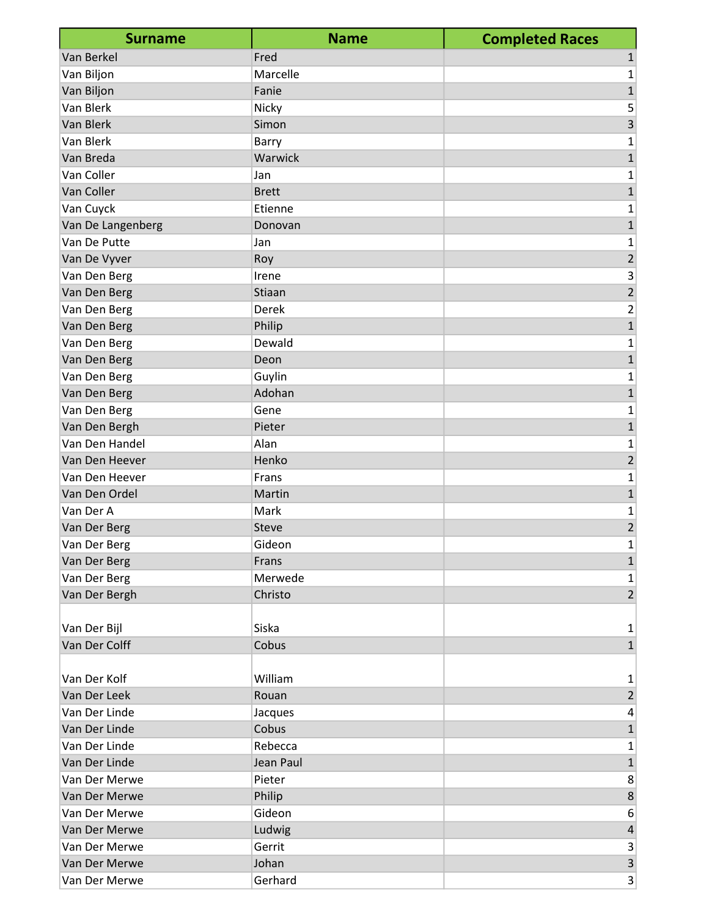| Surname | Name | Completed Races |
|---|---|---|
| Van Berkel | Fred | 1 |
| Van Biljon | Marcelle | 1 |
| Van Biljon | Fanie | 1 |
| Van Blerk | Nicky | 5 |
| Van Blerk | Simon | 3 |
| Van Blerk | Barry | 1 |
| Van Breda | Warwick | 1 |
| Van Coller | Jan | 1 |
| Van Coller | Brett | 1 |
| Van Cuyck | Etienne | 1 |
| Van De Langenberg | Donovan | 1 |
| Van De Putte | Jan | 1 |
| Van De Vyver | Roy | 2 |
| Van Den Berg | Irene | 3 |
| Van Den Berg | Stiaan | 2 |
| Van Den Berg | Derek | 2 |
| Van Den Berg | Philip | 1 |
| Van Den Berg | Dewald | 1 |
| Van Den Berg | Deon | 1 |
| Van Den Berg | Guylin | 1 |
| Van Den Berg | Adohan | 1 |
| Van Den Berg | Gene | 1 |
| Van Den Bergh | Pieter | 1 |
| Van Den Handel | Alan | 1 |
| Van Den Heever | Henko | 2 |
| Van Den Heever | Frans | 1 |
| Van Den Ordel | Martin | 1 |
| Van Der A | Mark | 1 |
| Van Der Berg | Steve | 2 |
| Van Der Berg | Gideon | 1 |
| Van Der Berg | Frans | 1 |
| Van Der Berg | Merwede | 1 |
| Van Der Bergh | Christo | 2 |
| Van Der Bijl | Siska | 1 |
| Van Der Colff | Cobus | 1 |
| Van Der Kolf | William | 1 |
| Van Der Leek | Rouan | 2 |
| Van Der Linde | Jacques | 4 |
| Van Der Linde | Cobus | 1 |
| Van Der Linde | Rebecca | 1 |
| Van Der Linde | Jean Paul | 1 |
| Van Der Merwe | Pieter | 8 |
| Van Der Merwe | Philip | 8 |
| Van Der Merwe | Gideon | 6 |
| Van Der Merwe | Ludwig | 4 |
| Van Der Merwe | Gerrit | 3 |
| Van Der Merwe | Johan | 3 |
| Van Der Merwe | Gerhard | 3 |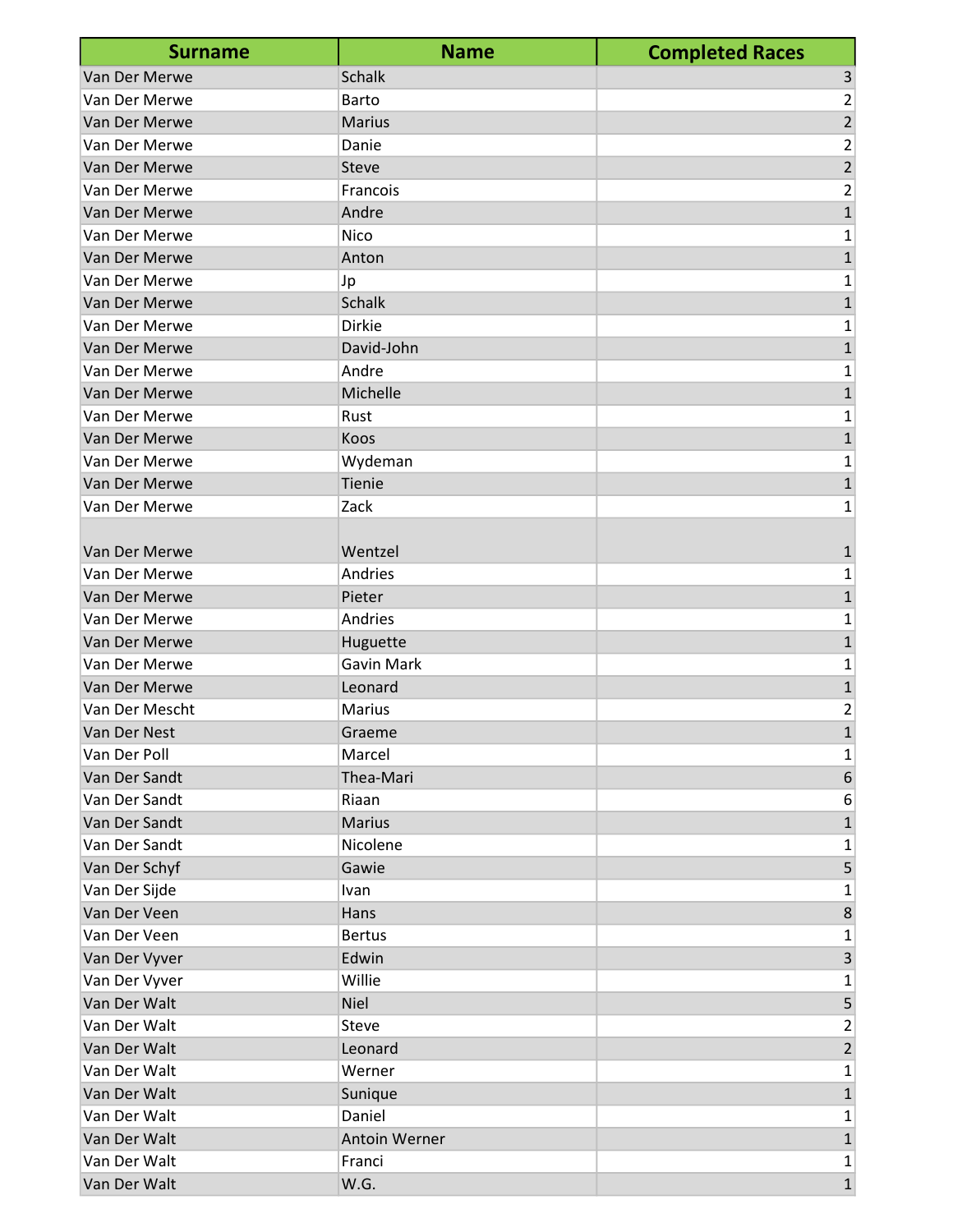| Surname | Name | Completed Races |
|---|---|---|
| Van Der Merwe | Schalk | 3 |
| Van Der Merwe | Barto | 2 |
| Van Der Merwe | Marius | 2 |
| Van Der Merwe | Danie | 2 |
| Van Der Merwe | Steve | 2 |
| Van Der Merwe | Francois | 2 |
| Van Der Merwe | Andre | 1 |
| Van Der Merwe | Nico | 1 |
| Van Der Merwe | Anton | 1 |
| Van Der Merwe | Jp | 1 |
| Van Der Merwe | Schalk | 1 |
| Van Der Merwe | Dirkie | 1 |
| Van Der Merwe | David-John | 1 |
| Van Der Merwe | Andre | 1 |
| Van Der Merwe | Michelle | 1 |
| Van Der Merwe | Rust | 1 |
| Van Der Merwe | Koos | 1 |
| Van Der Merwe | Wydeman | 1 |
| Van Der Merwe | Tienie | 1 |
| Van Der Merwe | Zack | 1 |
| Van Der Merwe | Wentzel | 1 |
| Van Der Merwe | Andries | 1 |
| Van Der Merwe | Pieter | 1 |
| Van Der Merwe | Andries | 1 |
| Van Der Merwe | Huguette | 1 |
| Van Der Merwe | Gavin Mark | 1 |
| Van Der Merwe | Leonard | 1 |
| Van Der Mescht | Marius | 2 |
| Van Der Nest | Graeme | 1 |
| Van Der Poll | Marcel | 1 |
| Van Der Sandt | Thea-Mari | 6 |
| Van Der Sandt | Riaan | 6 |
| Van Der Sandt | Marius | 1 |
| Van Der Sandt | Nicolene | 1 |
| Van Der Schyf | Gawie | 5 |
| Van Der Sijde | Ivan | 1 |
| Van Der Veen | Hans | 8 |
| Van Der Veen | Bertus | 1 |
| Van Der Vyver | Edwin | 3 |
| Van Der Vyver | Willie | 1 |
| Van Der Walt | Niel | 5 |
| Van Der Walt | Steve | 2 |
| Van Der Walt | Leonard | 2 |
| Van Der Walt | Werner | 1 |
| Van Der Walt | Sunique | 1 |
| Van Der Walt | Daniel | 1 |
| Van Der Walt | Antoin Werner | 1 |
| Van Der Walt | Franci | 1 |
| Van Der Walt | W.G. | 1 |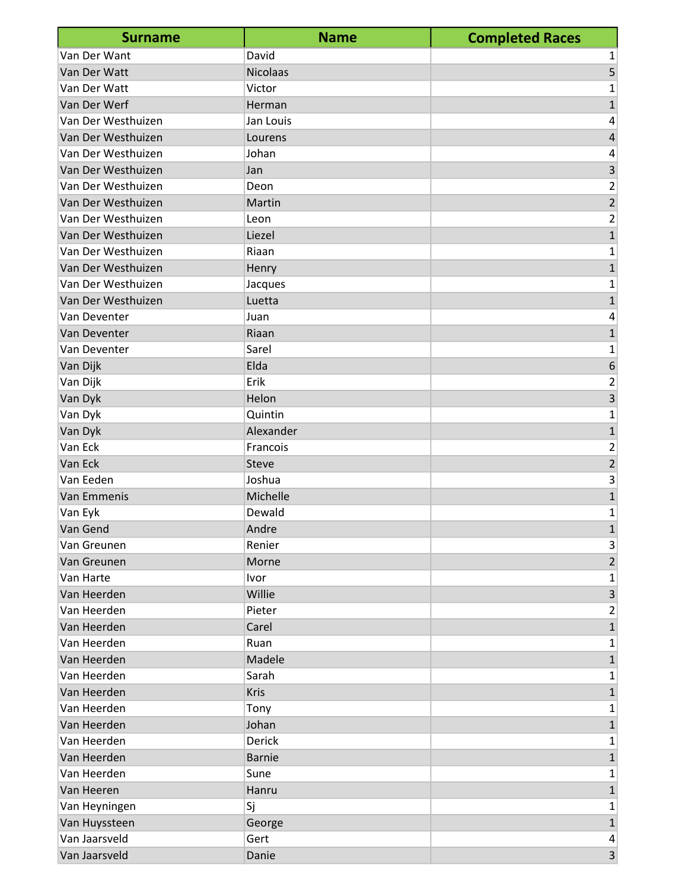| Surname | Name | Completed Races |
|---|---|---|
| Van Der Want | David | 1 |
| Van Der Watt | Nicolaas | 5 |
| Van Der Watt | Victor | 1 |
| Van Der Werf | Herman | 1 |
| Van Der Westhuizen | Jan Louis | 4 |
| Van Der Westhuizen | Lourens | 4 |
| Van Der Westhuizen | Johan | 4 |
| Van Der Westhuizen | Jan | 3 |
| Van Der Westhuizen | Deon | 2 |
| Van Der Westhuizen | Martin | 2 |
| Van Der Westhuizen | Leon | 2 |
| Van Der Westhuizen | Liezel | 1 |
| Van Der Westhuizen | Riaan | 1 |
| Van Der Westhuizen | Henry | 1 |
| Van Der Westhuizen | Jacques | 1 |
| Van Der Westhuizen | Luetta | 1 |
| Van Deventer | Juan | 4 |
| Van Deventer | Riaan | 1 |
| Van Deventer | Sarel | 1 |
| Van Dijk | Elda | 6 |
| Van Dijk | Erik | 2 |
| Van Dyk | Helon | 3 |
| Van Dyk | Quintin | 1 |
| Van Dyk | Alexander | 1 |
| Van Eck | Francois | 2 |
| Van Eck | Steve | 2 |
| Van Eeden | Joshua | 3 |
| Van Emmenis | Michelle | 1 |
| Van Eyk | Dewald | 1 |
| Van Gend | Andre | 1 |
| Van Greunen | Renier | 3 |
| Van Greunen | Morne | 2 |
| Van Harte | Ivor | 1 |
| Van Heerden | Willie | 3 |
| Van Heerden | Pieter | 2 |
| Van Heerden | Carel | 1 |
| Van Heerden | Ruan | 1 |
| Van Heerden | Madele | 1 |
| Van Heerden | Sarah | 1 |
| Van Heerden | Kris | 1 |
| Van Heerden | Tony | 1 |
| Van Heerden | Johan | 1 |
| Van Heerden | Derick | 1 |
| Van Heerden | Barnie | 1 |
| Van Heerden | Sune | 1 |
| Van Heeren | Hanru | 1 |
| Van Heyningen | Sj | 1 |
| Van Huyssteen | George | 1 |
| Van Jaarsveld | Gert | 4 |
| Van Jaarsveld | Danie | 3 |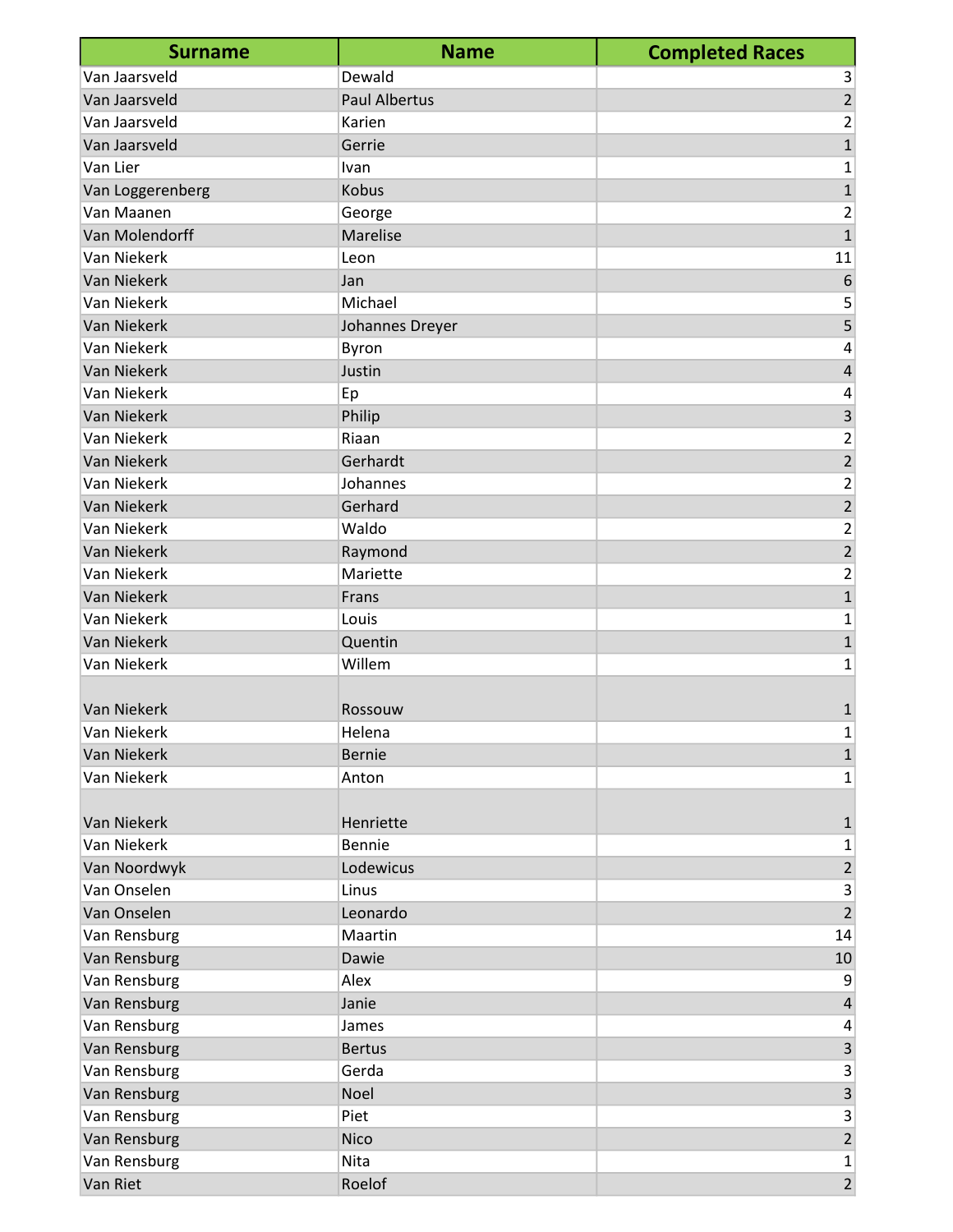| Surname | Name | Completed Races |
|---|---|---|
| Van Jaarsveld | Dewald | 3 |
| Van Jaarsveld | Paul Albertus | 2 |
| Van Jaarsveld | Karien | 2 |
| Van Jaarsveld | Gerrie | 1 |
| Van Lier | Ivan | 1 |
| Van Loggerenberg | Kobus | 1 |
| Van Maanen | George | 2 |
| Van Molendorff | Marelise | 1 |
| Van Niekerk | Leon | 11 |
| Van Niekerk | Jan | 6 |
| Van Niekerk | Michael | 5 |
| Van Niekerk | Johannes Dreyer | 5 |
| Van Niekerk | Byron | 4 |
| Van Niekerk | Justin | 4 |
| Van Niekerk | Ep | 4 |
| Van Niekerk | Philip | 3 |
| Van Niekerk | Riaan | 2 |
| Van Niekerk | Gerhardt | 2 |
| Van Niekerk | Johannes | 2 |
| Van Niekerk | Gerhard | 2 |
| Van Niekerk | Waldo | 2 |
| Van Niekerk | Raymond | 2 |
| Van Niekerk | Mariette | 2 |
| Van Niekerk | Frans | 1 |
| Van Niekerk | Louis | 1 |
| Van Niekerk | Quentin | 1 |
| Van Niekerk | Willem | 1 |
| Van Niekerk | Rossouw | 1 |
| Van Niekerk | Helena | 1 |
| Van Niekerk | Bernie | 1 |
| Van Niekerk | Anton | 1 |
| Van Niekerk | Henriette | 1 |
| Van Niekerk | Bennie | 1 |
| Van Noordwyk | Lodewicus | 2 |
| Van Onselen | Linus | 3 |
| Van Onselen | Leonardo | 2 |
| Van Rensburg | Maartin | 14 |
| Van Rensburg | Dawie | 10 |
| Van Rensburg | Alex | 9 |
| Van Rensburg | Janie | 4 |
| Van Rensburg | James | 4 |
| Van Rensburg | Bertus | 3 |
| Van Rensburg | Gerda | 3 |
| Van Rensburg | Noel | 3 |
| Van Rensburg | Piet | 3 |
| Van Rensburg | Nico | 2 |
| Van Rensburg | Nita | 1 |
| Van Riet | Roelof | 2 |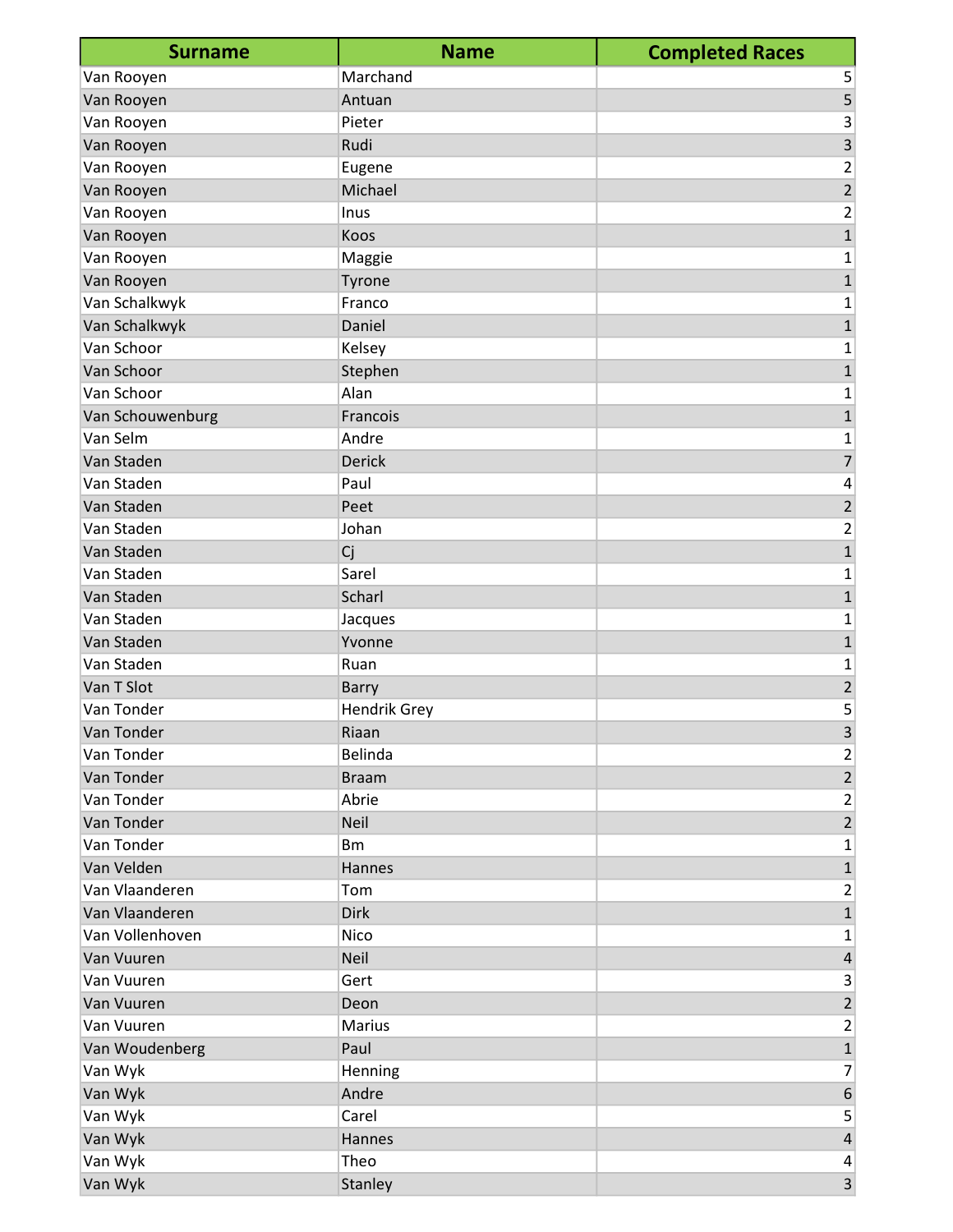| Surname | Name | Completed Races |
| --- | --- | --- |
| Van Rooyen | Marchand | 5 |
| Van Rooyen | Antuan | 5 |
| Van Rooyen | Pieter | 3 |
| Van Rooyen | Rudi | 3 |
| Van Rooyen | Eugene | 2 |
| Van Rooyen | Michael | 2 |
| Van Rooyen | Inus | 2 |
| Van Rooyen | Koos | 1 |
| Van Rooyen | Maggie | 1 |
| Van Rooyen | Tyrone | 1 |
| Van Schalkwyk | Franco | 1 |
| Van Schalkwyk | Daniel | 1 |
| Van Schoor | Kelsey | 1 |
| Van Schoor | Stephen | 1 |
| Van Schoor | Alan | 1 |
| Van Schouwenburg | Francois | 1 |
| Van Selm | Andre | 1 |
| Van Staden | Derick | 7 |
| Van Staden | Paul | 4 |
| Van Staden | Peet | 2 |
| Van Staden | Johan | 2 |
| Van Staden | Cj | 1 |
| Van Staden | Sarel | 1 |
| Van Staden | Scharl | 1 |
| Van Staden | Jacques | 1 |
| Van Staden | Yvonne | 1 |
| Van Staden | Ruan | 1 |
| Van T Slot | Barry | 2 |
| Van Tonder | Hendrik Grey | 5 |
| Van Tonder | Riaan | 3 |
| Van Tonder | Belinda | 2 |
| Van Tonder | Braam | 2 |
| Van Tonder | Abrie | 2 |
| Van Tonder | Neil | 2 |
| Van Tonder | Bm | 1 |
| Van Velden | Hannes | 1 |
| Van Vlaanderen | Tom | 2 |
| Van Vlaanderen | Dirk | 1 |
| Van Vollenhoven | Nico | 1 |
| Van Vuuren | Neil | 4 |
| Van Vuuren | Gert | 3 |
| Van Vuuren | Deon | 2 |
| Van Vuuren | Marius | 2 |
| Van Woudenberg | Paul | 1 |
| Van Wyk | Henning | 7 |
| Van Wyk | Andre | 6 |
| Van Wyk | Carel | 5 |
| Van Wyk | Hannes | 4 |
| Van Wyk | Theo | 4 |
| Van Wyk | Stanley | 3 |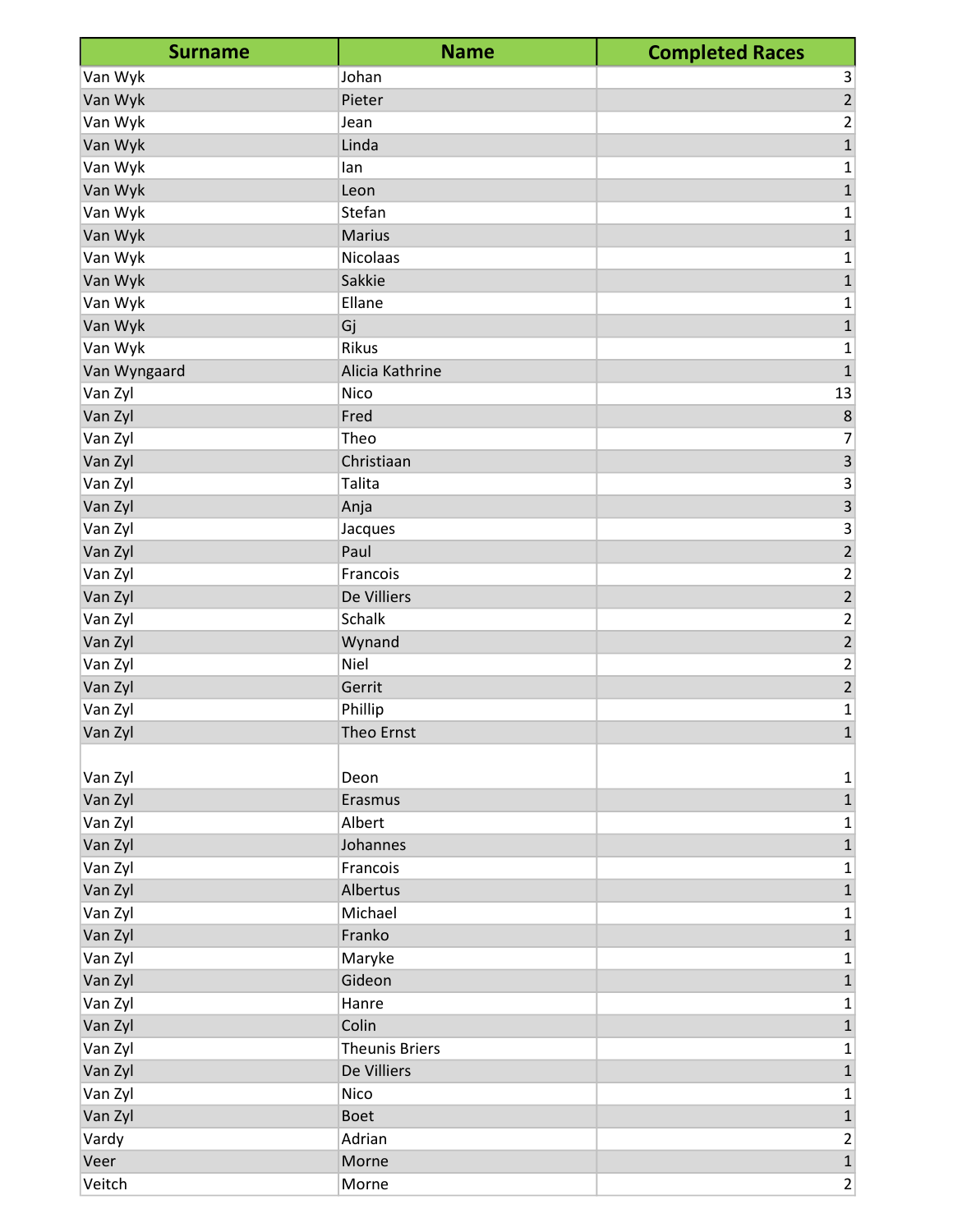| Surname | Name | Completed Races |
|---|---|---|
| Van Wyk | Johan | 3 |
| Van Wyk | Pieter | 2 |
| Van Wyk | Jean | 2 |
| Van Wyk | Linda | 1 |
| Van Wyk | Ian | 1 |
| Van Wyk | Leon | 1 |
| Van Wyk | Stefan | 1 |
| Van Wyk | Marius | 1 |
| Van Wyk | Nicolaas | 1 |
| Van Wyk | Sakkie | 1 |
| Van Wyk | Ellane | 1 |
| Van Wyk | Gj | 1 |
| Van Wyk | Rikus | 1 |
| Van Wyngaard | Alicia Kathrine | 1 |
| Van Zyl | Nico | 13 |
| Van Zyl | Fred | 8 |
| Van Zyl | Theo | 7 |
| Van Zyl | Christiaan | 3 |
| Van Zyl | Talita | 3 |
| Van Zyl | Anja | 3 |
| Van Zyl | Jacques | 3 |
| Van Zyl | Paul | 2 |
| Van Zyl | Francois | 2 |
| Van Zyl | De Villiers | 2 |
| Van Zyl | Schalk | 2 |
| Van Zyl | Wynand | 2 |
| Van Zyl | Niel | 2 |
| Van Zyl | Gerrit | 2 |
| Van Zyl | Phillip | 1 |
| Van Zyl | Theo Ernst | 1 |
| Van Zyl | Deon | 1 |
| Van Zyl | Erasmus | 1 |
| Van Zyl | Albert | 1 |
| Van Zyl | Johannes | 1 |
| Van Zyl | Francois | 1 |
| Van Zyl | Albertus | 1 |
| Van Zyl | Michael | 1 |
| Van Zyl | Franko | 1 |
| Van Zyl | Maryke | 1 |
| Van Zyl | Gideon | 1 |
| Van Zyl | Hanre | 1 |
| Van Zyl | Colin | 1 |
| Van Zyl | Theunis Briers | 1 |
| Van Zyl | De Villiers | 1 |
| Van Zyl | Nico | 1 |
| Van Zyl | Boet | 1 |
| Vardy | Adrian | 2 |
| Veer | Morne | 1 |
| Veitch | Morne | 2 |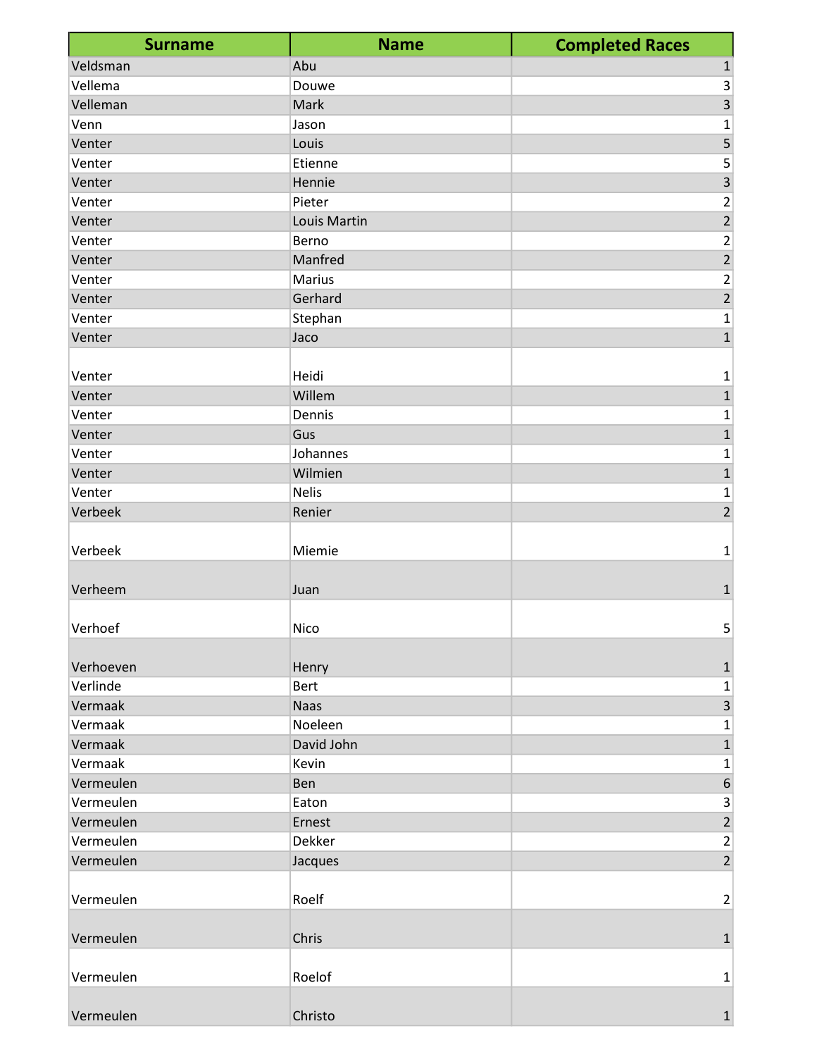| Surname | Name | Completed Races |
|---|---|---|
| Veldsman | Abu | 1 |
| Vellema | Douwe | 3 |
| Velleman | Mark | 3 |
| Venn | Jason | 1 |
| Venter | Louis | 5 |
| Venter | Etienne | 5 |
| Venter | Hennie | 3 |
| Venter | Pieter | 2 |
| Venter | Louis Martin | 2 |
| Venter | Berno | 2 |
| Venter | Manfred | 2 |
| Venter | Marius | 2 |
| Venter | Gerhard | 2 |
| Venter | Stephan | 1 |
| Venter | Jaco | 1 |
| Venter | Heidi | 1 |
| Venter | Willem | 1 |
| Venter | Dennis | 1 |
| Venter | Gus | 1 |
| Venter | Johannes | 1 |
| Venter | Wilmien | 1 |
| Venter | Nelis | 1 |
| Verbeek | Renier | 2 |
| Verbeek | Miemie | 1 |
| Verheem | Juan | 1 |
| Verhoef | Nico | 5 |
| Verhoeven | Henry | 1 |
| Verlinde | Bert | 1 |
| Vermaak | Naas | 3 |
| Vermaak | Noeleen | 1 |
| Vermaak | David John | 1 |
| Vermaak | Kevin | 1 |
| Vermeulen | Ben | 6 |
| Vermeulen | Eaton | 3 |
| Vermeulen | Ernest | 2 |
| Vermeulen | Dekker | 2 |
| Vermeulen | Jacques | 2 |
| Vermeulen | Roelf | 2 |
| Vermeulen | Chris | 1 |
| Vermeulen | Roelof | 1 |
| Vermeulen | Christo | 1 |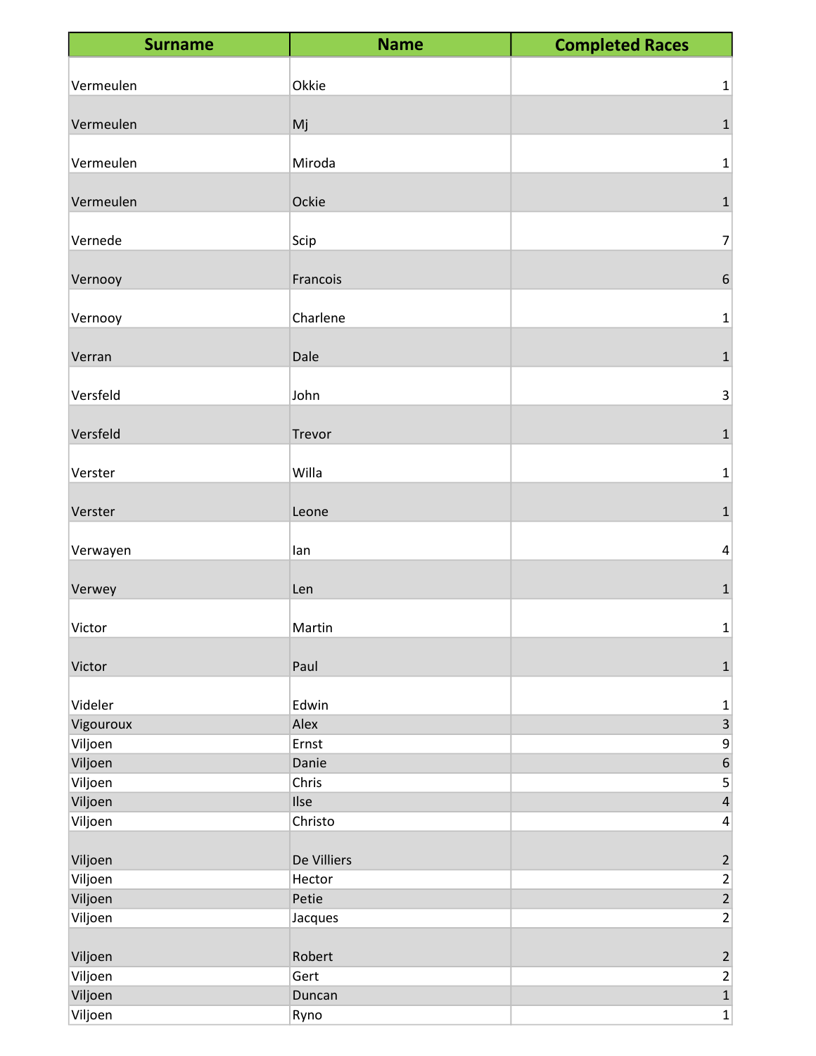| Surname | Name | Completed Races |
|---|---|---|
| Vermeulen | Okkie | 1 |
| Vermeulen | Mj | 1 |
| Vermeulen | Miroda | 1 |
| Vermeulen | Ockie | 1 |
| Vernede | Scip | 7 |
| Vernooy | Francois | 6 |
| Vernooy | Charlene | 1 |
| Verran | Dale | 1 |
| Versfeld | John | 3 |
| Versfeld | Trevor | 1 |
| Verster | Willa | 1 |
| Verster | Leone | 1 |
| Verwayen | Ian | 4 |
| Verwey | Len | 1 |
| Victor | Martin | 1 |
| Victor | Paul | 1 |
| Videler | Edwin | 1 |
| Vigouroux | Alex | 3 |
| Viljoen | Ernst | 9 |
| Viljoen | Danie | 6 |
| Viljoen | Chris | 5 |
| Viljoen | Ilse | 4 |
| Viljoen | Christo | 4 |
| Viljoen | De Villiers | 2 |
| Viljoen | Hector | 2 |
| Viljoen | Petie | 2 |
| Viljoen | Jacques | 2 |
| Viljoen | Robert | 2 |
| Viljoen | Gert | 2 |
| Viljoen | Duncan | 1 |
| Viljoen | Ryno | 1 |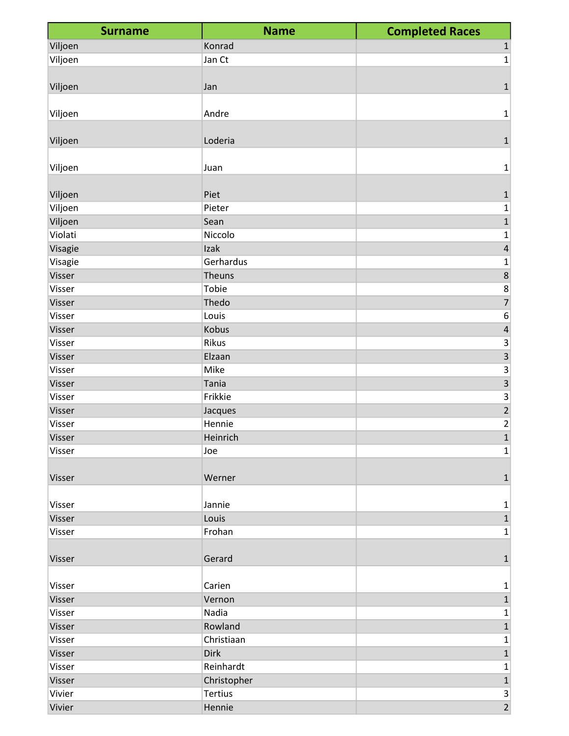| Surname | Name | Completed Races |
|---|---|---|
| Viljoen | Konrad | 1 |
| Viljoen | Jan Ct | 1 |
| Viljoen | Jan | 1 |
| Viljoen | Andre | 1 |
| Viljoen | Loderia | 1 |
| Viljoen | Juan | 1 |
| Viljoen | Piet | 1 |
| Viljoen | Pieter | 1 |
| Viljoen | Sean | 1 |
| Violati | Niccolo | 1 |
| Visagie | Izak | 4 |
| Visagie | Gerhardus | 1 |
| Visser | Theuns | 8 |
| Visser | Tobie | 8 |
| Visser | Thedo | 7 |
| Visser | Louis | 6 |
| Visser | Kobus | 4 |
| Visser | Rikus | 3 |
| Visser | Elzaan | 3 |
| Visser | Mike | 3 |
| Visser | Tania | 3 |
| Visser | Frikkie | 3 |
| Visser | Jacques | 2 |
| Visser | Hennie | 2 |
| Visser | Heinrich | 1 |
| Visser | Joe | 1 |
| Visser | Werner | 1 |
| Visser | Jannie | 1 |
| Visser | Louis | 1 |
| Visser | Frohan | 1 |
| Visser | Gerard | 1 |
| Visser | Carien | 1 |
| Visser | Vernon | 1 |
| Visser | Nadia | 1 |
| Visser | Rowland | 1 |
| Visser | Christiaan | 1 |
| Visser | Dirk | 1 |
| Visser | Reinhardt | 1 |
| Visser | Christopher | 1 |
| Vivier | Tertius | 3 |
| Vivier | Hennie | 2 |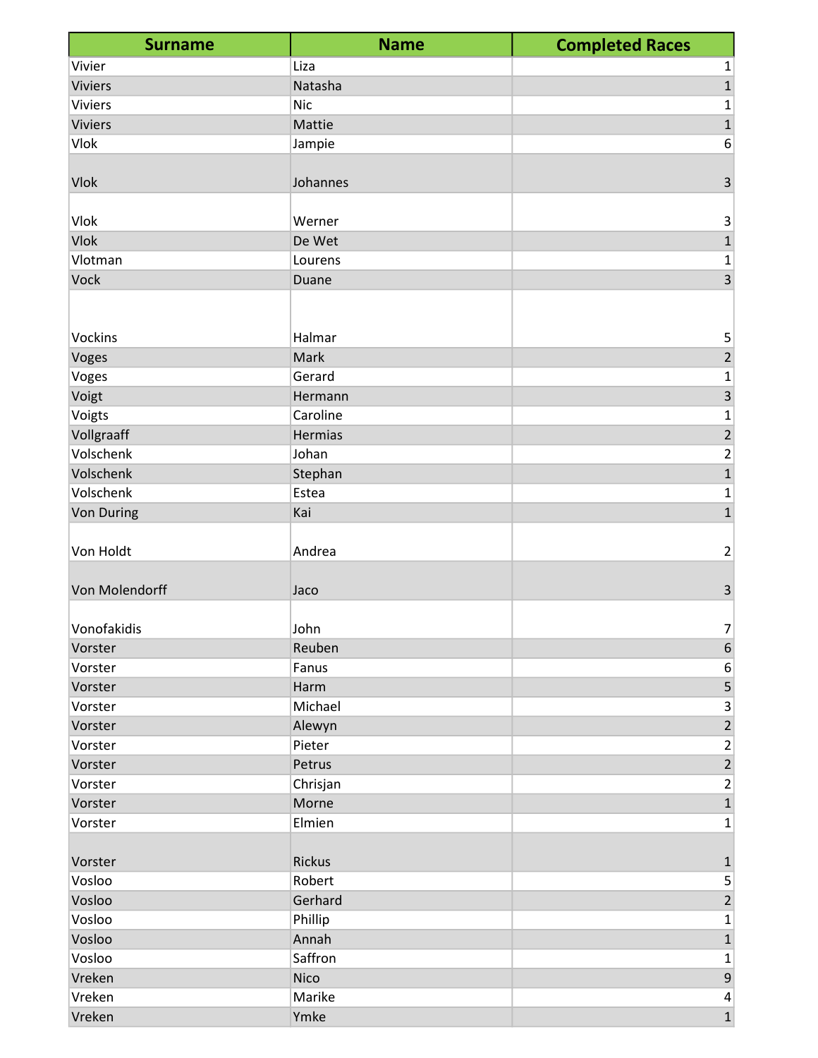| Surname | Name | Completed Races |
|---|---|---|
| Vivier | Liza | 1 |
| Viviers | Natasha | 1 |
| Viviers | Nic | 1 |
| Viviers | Mattie | 1 |
| Vlok | Jampie | 6 |
| Vlok | Johannes | 3 |
| Vlok | Werner | 3 |
| Vlok | De Wet | 1 |
| Vlotman | Lourens | 1 |
| Vock | Duane | 3 |
| Vockins | Halmar | 5 |
| Voges | Mark | 2 |
| Voges | Gerard | 1 |
| Voigt | Hermann | 3 |
| Voigts | Caroline | 1 |
| Vollgraaff | Hermias | 2 |
| Volschenk | Johan | 2 |
| Volschenk | Stephan | 1 |
| Volschenk | Estea | 1 |
| Von During | Kai | 1 |
| Von Holdt | Andrea | 2 |
| Von Molendorff | Jaco | 3 |
| Vonofakidis | John | 7 |
| Vorster | Reuben | 6 |
| Vorster | Fanus | 6 |
| Vorster | Harm | 5 |
| Vorster | Michael | 3 |
| Vorster | Alewyn | 2 |
| Vorster | Pieter | 2 |
| Vorster | Petrus | 2 |
| Vorster | Chrisjan | 2 |
| Vorster | Morne | 1 |
| Vorster | Elmien | 1 |
| Vorster | Rickus | 1 |
| Vosloo | Robert | 5 |
| Vosloo | Gerhard | 2 |
| Vosloo | Phillip | 1 |
| Vosloo | Annah | 1 |
| Vosloo | Saffron | 1 |
| Vreken | Nico | 9 |
| Vreken | Marike | 4 |
| Vreken | Ymke | 1 |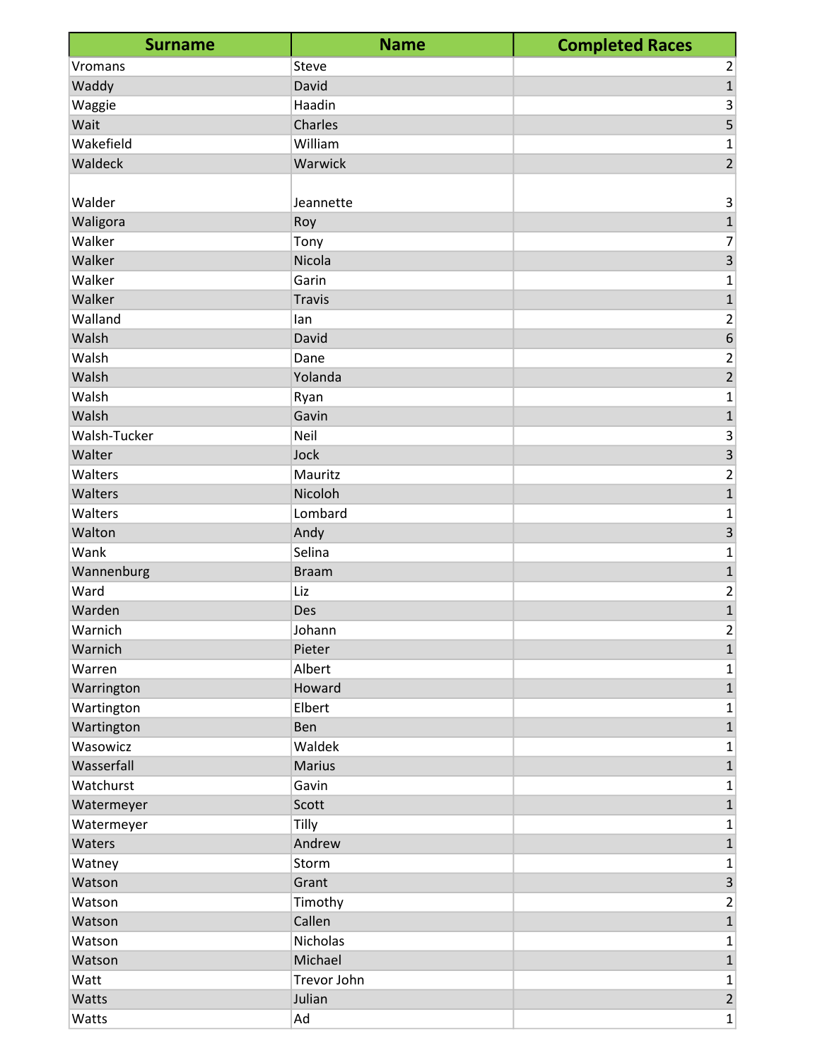| Surname | Name | Completed Races |
|---|---|---|
| Vromans | Steve | 2 |
| Waddy | David | 1 |
| Waggie | Haadin | 3 |
| Wait | Charles | 5 |
| Wakefield | William | 1 |
| Waldeck | Warwick | 2 |
| Walder | Jeannette | 3 |
| Waligora | Roy | 1 |
| Walker | Tony | 7 |
| Walker | Nicola | 3 |
| Walker | Garin | 1 |
| Walker | Travis | 1 |
| Walland | Ian | 2 |
| Walsh | David | 6 |
| Walsh | Dane | 2 |
| Walsh | Yolanda | 2 |
| Walsh | Ryan | 1 |
| Walsh | Gavin | 1 |
| Walsh-Tucker | Neil | 3 |
| Walter | Jock | 3 |
| Walters | Mauritz | 2 |
| Walters | Nicoloh | 1 |
| Walters | Lombard | 1 |
| Walton | Andy | 3 |
| Wank | Selina | 1 |
| Wannenburg | Braam | 1 |
| Ward | Liz | 2 |
| Warden | Des | 1 |
| Warnich | Johann | 2 |
| Warnich | Pieter | 1 |
| Warren | Albert | 1 |
| Warrington | Howard | 1 |
| Wartington | Elbert | 1 |
| Wartington | Ben | 1 |
| Wasowicz | Waldek | 1 |
| Wasserfall | Marius | 1 |
| Watchurst | Gavin | 1 |
| Watermeyer | Scott | 1 |
| Watermeyer | Tilly | 1 |
| Waters | Andrew | 1 |
| Watney | Storm | 1 |
| Watson | Grant | 3 |
| Watson | Timothy | 2 |
| Watson | Callen | 1 |
| Watson | Nicholas | 1 |
| Watson | Michael | 1 |
| Watt | Trevor John | 1 |
| Watts | Julian | 2 |
| Watts | Ad | 1 |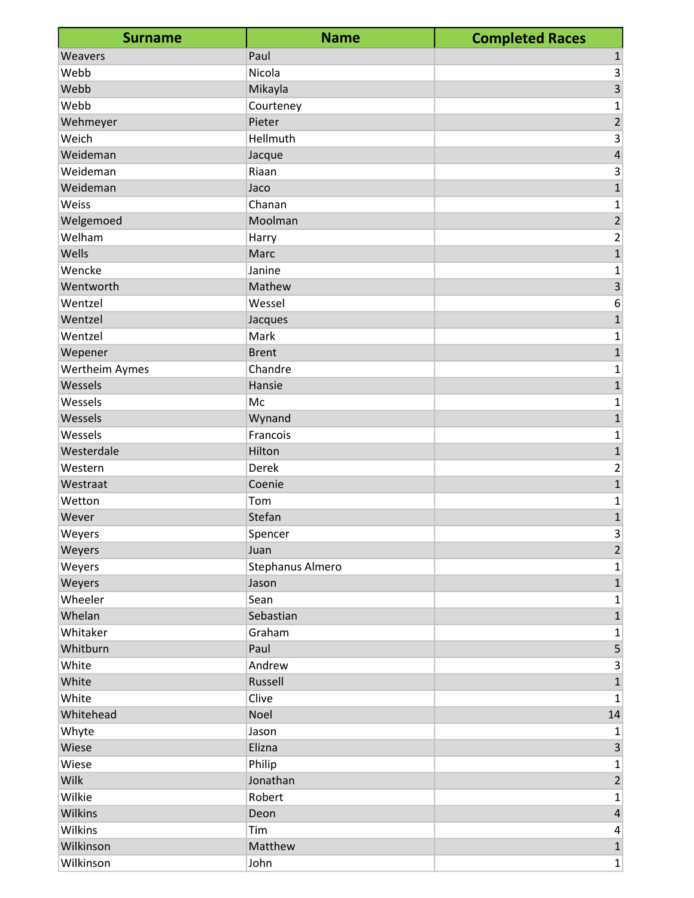| Surname | Name | Completed Races |
|---|---|---|
| Weavers | Paul | 1 |
| Webb | Nicola | 3 |
| Webb | Mikayla | 3 |
| Webb | Courteney | 1 |
| Wehmeyer | Pieter | 2 |
| Weich | Hellmuth | 3 |
| Weideman | Jacque | 4 |
| Weideman | Riaan | 3 |
| Weideman | Jaco | 1 |
| Weiss | Chanan | 1 |
| Welgemoed | Moolman | 2 |
| Welham | Harry | 2 |
| Wells | Marc | 1 |
| Wencke | Janine | 1 |
| Wentworth | Mathew | 3 |
| Wentzel | Wessel | 6 |
| Wentzel | Jacques | 1 |
| Wentzel | Mark | 1 |
| Wepener | Brent | 1 |
| Wertheim Aymes | Chandre | 1 |
| Wessels | Hansie | 1 |
| Wessels | Mc | 1 |
| Wessels | Wynand | 1 |
| Wessels | Francois | 1 |
| Westerdale | Hilton | 1 |
| Western | Derek | 2 |
| Westraat | Coenie | 1 |
| Wetton | Tom | 1 |
| Wever | Stefan | 1 |
| Weyers | Spencer | 3 |
| Weyers | Juan | 2 |
| Weyers | Stephanus Almero | 1 |
| Weyers | Jason | 1 |
| Wheeler | Sean | 1 |
| Whelan | Sebastian | 1 |
| Whitaker | Graham | 1 |
| Whitburn | Paul | 5 |
| White | Andrew | 3 |
| White | Russell | 1 |
| White | Clive | 1 |
| Whitehead | Noel | 14 |
| Whyte | Jason | 1 |
| Wiese | Elizna | 3 |
| Wiese | Philip | 1 |
| Wilk | Jonathan | 2 |
| Wilkie | Robert | 1 |
| Wilkins | Deon | 4 |
| Wilkins | Tim | 4 |
| Wilkinson | Matthew | 1 |
| Wilkinson | John | 1 |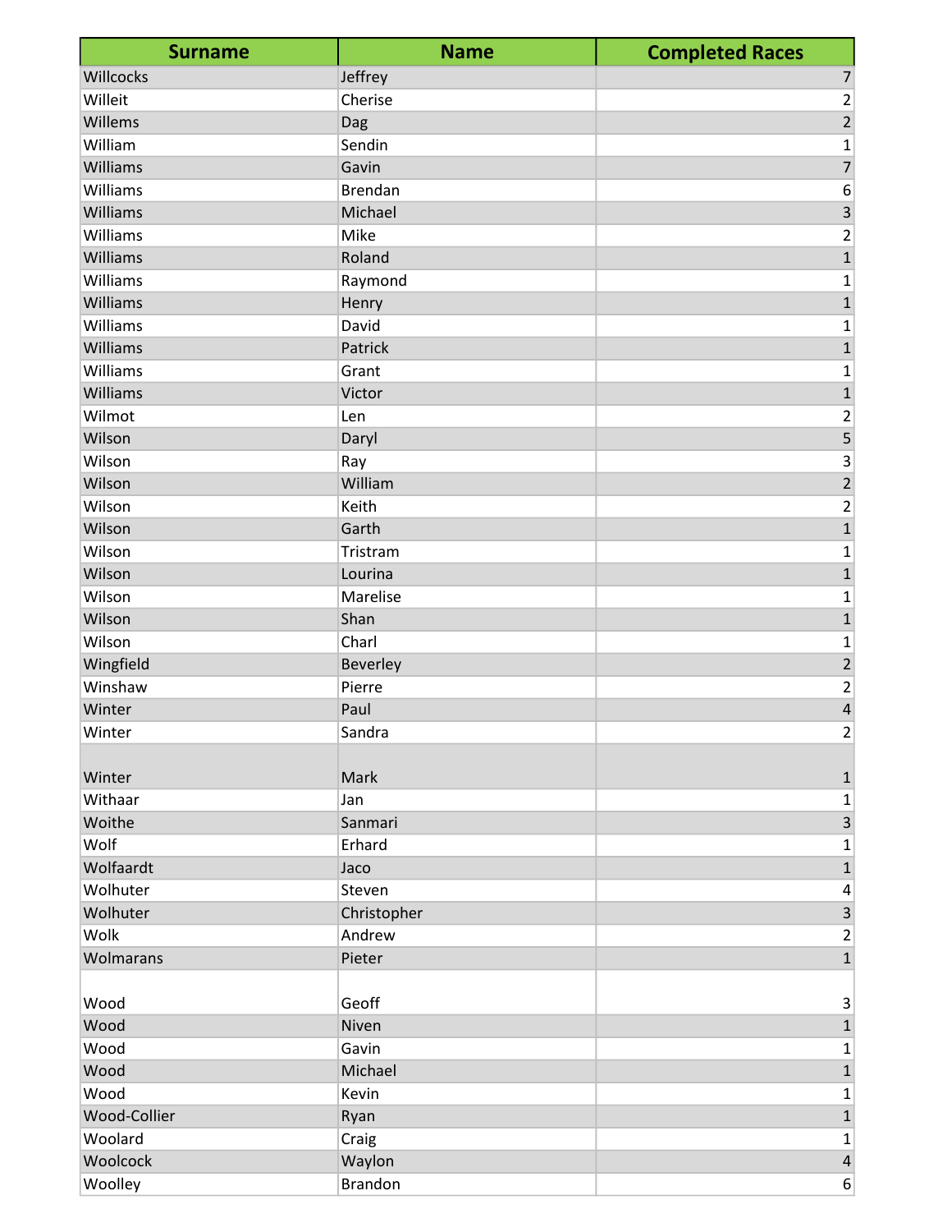| Surname | Name | Completed Races |
|---|---|---|
| Willcocks | Jeffrey | 7 |
| Willeit | Cherise | 2 |
| Willems | Dag | 2 |
| William | Sendin | 1 |
| Williams | Gavin | 7 |
| Williams | Brendan | 6 |
| Williams | Michael | 3 |
| Williams | Mike | 2 |
| Williams | Roland | 1 |
| Williams | Raymond | 1 |
| Williams | Henry | 1 |
| Williams | David | 1 |
| Williams | Patrick | 1 |
| Williams | Grant | 1 |
| Williams | Victor | 1 |
| Wilmot | Len | 2 |
| Wilson | Daryl | 5 |
| Wilson | Ray | 3 |
| Wilson | William | 2 |
| Wilson | Keith | 2 |
| Wilson | Garth | 1 |
| Wilson | Tristram | 1 |
| Wilson | Lourina | 1 |
| Wilson | Marelise | 1 |
| Wilson | Shan | 1 |
| Wilson | Charl | 1 |
| Wingfield | Beverley | 2 |
| Winshaw | Pierre | 2 |
| Winter | Paul | 4 |
| Winter | Sandra | 2 |
| Winter | Mark | 1 |
| Withaar | Jan | 1 |
| Woithe | Sanmari | 3 |
| Wolf | Erhard | 1 |
| Wolfaardt | Jaco | 1 |
| Wolhuter | Steven | 4 |
| Wolhuter | Christopher | 3 |
| Wolk | Andrew | 2 |
| Wolmarans | Pieter | 1 |
| Wood | Geoff | 3 |
| Wood | Niven | 1 |
| Wood | Gavin | 1 |
| Wood | Michael | 1 |
| Wood | Kevin | 1 |
| Wood-Collier | Ryan | 1 |
| Woolard | Craig | 1 |
| Woolcock | Waylon | 4 |
| Woolley | Brandon | 6 |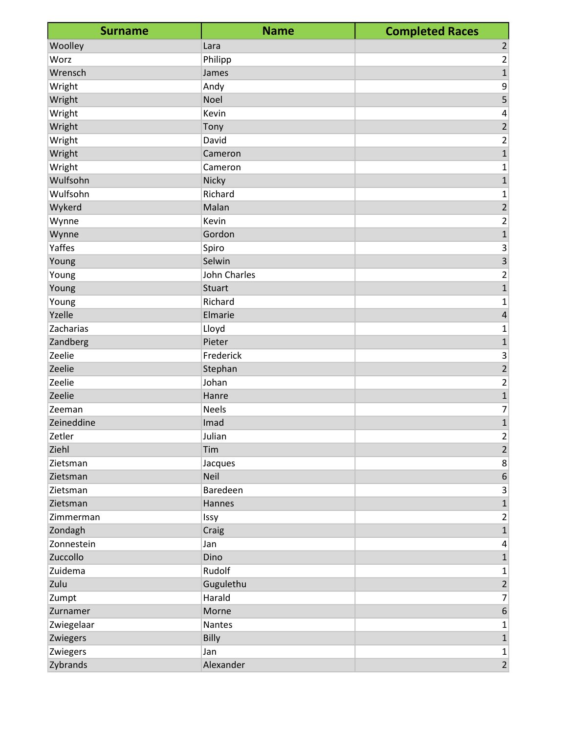| Surname | Name | Completed Races |
|---|---|---|
| Woolley | Lara | 2 |
| Worz | Philipp | 2 |
| Wrensch | James | 1 |
| Wright | Andy | 9 |
| Wright | Noel | 5 |
| Wright | Kevin | 4 |
| Wright | Tony | 2 |
| Wright | David | 2 |
| Wright | Cameron | 1 |
| Wright | Cameron | 1 |
| Wulfsohn | Nicky | 1 |
| Wulfsohn | Richard | 1 |
| Wykerd | Malan | 2 |
| Wynne | Kevin | 2 |
| Wynne | Gordon | 1 |
| Yaffes | Spiro | 3 |
| Young | Selwin | 3 |
| Young | John Charles | 2 |
| Young | Stuart | 1 |
| Young | Richard | 1 |
| Yzelle | Elmarie | 4 |
| Zacharias | Lloyd | 1 |
| Zandberg | Pieter | 1 |
| Zeelie | Frederick | 3 |
| Zeelie | Stephan | 2 |
| Zeelie | Johan | 2 |
| Zeelie | Hanre | 1 |
| Zeeman | Neels | 7 |
| Zeineddine | Imad | 1 |
| Zetler | Julian | 2 |
| Ziehl | Tim | 2 |
| Zietsman | Jacques | 8 |
| Zietsman | Neil | 6 |
| Zietsman | Baredeen | 3 |
| Zietsman | Hannes | 1 |
| Zimmerman | Issy | 2 |
| Zondagh | Craig | 1 |
| Zonnestein | Jan | 4 |
| Zuccollo | Dino | 1 |
| Zuidema | Rudolf | 1 |
| Zulu | Gugulethu | 2 |
| Zumpt | Harald | 7 |
| Zurnamer | Morne | 6 |
| Zwiegelaar | Nantes | 1 |
| Zwiegers | Billy | 1 |
| Zwiegers | Jan | 1 |
| Zybrands | Alexander | 2 |